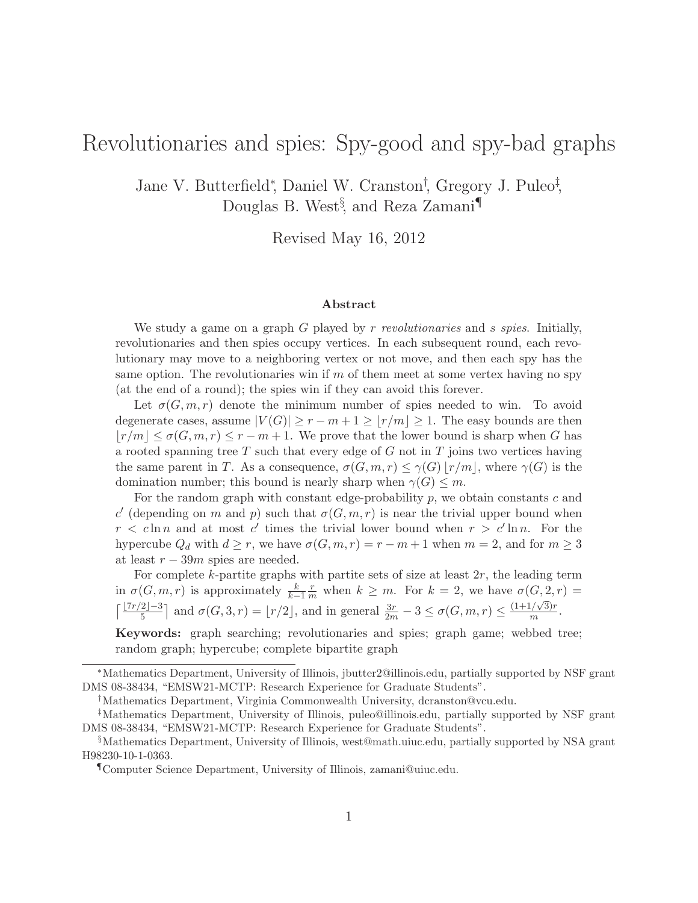# Revolutionaries and spies: Spy-good and spy-bad graphs

Jane V. Butterfield[*], Daniel W. Cranston[†], Gregory J. Puleo[‡], Douglas B. West[§], and Reza Zamani[¶]

Revised May 16, 2012

### Abstract

We study a game on a graph $G$ played by $r$ *revolutionaries* and $s$ *spies*. Initially, revolutionaries and then spies occupy vertices. In each subsequent round, each revolutionary may move to a neighboring vertex or not move, and then each spy has the same option. The revolutionaries win if $m$ of them meet at some vertex having no spy (at the end of a round); the spies win if they can avoid this forever.

Let $\sigma(G, m, r)$ denote the minimum number of spies needed to win. To avoid degenerate cases, assume $|V(G)| \geq r - m + 1 \geq \lfloor r/m \rfloor \geq 1$. The easy bounds are then $\lfloor r/m \rfloor \leq \sigma(G, m, r) \leq r - m + 1$. We prove that the lower bound is sharp when $G$ has a rooted spanning tree $T$ such that every edge of $G$ not in $T$ joins two vertices having the same parent in $T$. As a consequence, $\sigma(G, m, r) \leq \gamma(G) \lfloor r/m \rfloor$, where $\gamma(G)$ is the domination number; this bound is nearly sharp when $\gamma(G) \leq m$.

For the random graph with constant edge-probability $p$, we obtain constants $c$ and $c'$ (depending on $m$ and $p$) such that $\sigma(G, m, r)$ is near the trivial upper bound when $r < c \ln n$ and at most $c'$ times the trivial lower bound when $r > c' \ln n$. For the hypercube $Q_d$ with $d \geq r$, we have $\sigma(G, m, r) = r - m + 1$ when $m = 2$, and for $m \geq 3$ at least $r - 39m$ spies are needed.

For complete $k$-partite graphs with partite sets of size at least $2r$, the leading term in $\sigma(G, m, r)$ is approximately $\frac{k}{k-1} \frac{r}{m}$ when $k \geq m$. For $k = 2$, we have $\sigma(G, 2, r) = \left\lceil \frac{\lfloor 7r/2 \rfloor - 3}{5} \right\rceil$ and $\sigma(G, 3, r) = \lfloor r/2 \rfloor$, and in general $\frac{3r}{2m} - 3 \leq \sigma(G, m, r) \leq \frac{(1+1/\sqrt{3})r}{m}$.

**Keywords:** graph searching; revolutionaries and spies; graph game; webbed tree; random graph; hypercube; complete bipartite graph

---

[*]Mathematics Department, University of Illinois, jbutter2@illinois.edu, partially supported by NSF grant DMS 08-38434, "EMSW21-MCTP: Research Experience for Graduate Students".

[†]Mathematics Department, Virginia Commonwealth University, dcranston@vcu.edu.

[‡]Mathematics Department, University of Illinois, puleo@illinois.edu, partially supported by NSF grant DMS 08-38434, "EMSW21-MCTP: Research Experience for Graduate Students".

[§]Mathematics Department, University of Illinois, west@math.uiuc.edu, partially supported by NSA grant H98230-10-1-0363.

[¶]Computer Science Department, University of Illinois, zamani@uiuc.edu.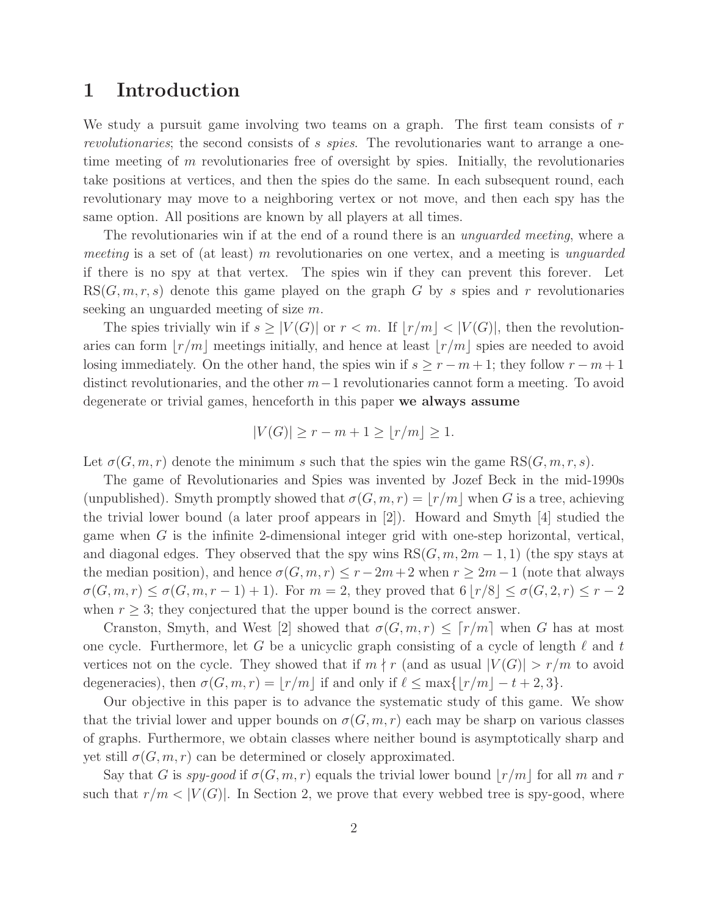# 1 Introduction

We study a pursuit game involving two teams on a graph. The first team consists of $r$ *revolutionaries*; the second consists of $s$ *spies*. The revolutionaries want to arrange a one-time meeting of $m$ revolutionaries free of oversight by spies. Initially, the revolutionaries take positions at vertices, and then the spies do the same. In each subsequent round, each revolutionary may move to a neighboring vertex or not move, and then each spy has the same option. All positions are known by all players at all times.

The revolutionaries win if at the end of a round there is an *unguarded meeting*, where a *meeting* is a set of (at least) $m$ revolutionaries on one vertex, and a meeting is *unguarded* if there is no spy at that vertex. The spies win if they can prevent this forever. Let $\mathrm{RS}(G, m, r, s)$ denote this game played on the graph $G$ by $s$ spies and $r$ revolutionaries seeking an unguarded meeting of size $m$.

The spies trivially win if $s \geq |V(G)|$ or $r < m$. If $\lfloor r/m \rfloor < |V(G)|$, then the revolutionaries can form $\lfloor r/m \rfloor$ meetings initially, and hence at least $\lfloor r/m \rfloor$ spies are needed to avoid losing immediately. On the other hand, the spies win if $s \geq r - m + 1$; they follow $r - m + 1$ distinct revolutionaries, and the other $m - 1$ revolutionaries cannot form a meeting. To avoid degenerate or trivial games, henceforth in this paper **we always assume**

$$|V(G)| \geq r - m + 1 \geq \lfloor r/m \rfloor \geq 1.$$

Let $\sigma(G, m, r)$ denote the minimum $s$ such that the spies win the game $\mathrm{RS}(G, m, r, s)$.

The game of Revolutionaries and Spies was invented by Jozef Beck in the mid-1990s (unpublished). Smyth promptly showed that $\sigma(G, m, r) = \lfloor r/m \rfloor$ when $G$ is a tree, achieving the trivial lower bound (a later proof appears in [2]). Howard and Smyth [4] studied the game when $G$ is the infinite 2-dimensional integer grid with one-step horizontal, vertical, and diagonal edges. They observed that the spy wins $\mathrm{RS}(G, m, 2m - 1, 1)$ (the spy stays at the median position), and hence $\sigma(G, m, r) \leq r - 2m + 2$ when $r \geq 2m - 1$ (note that always $\sigma(G, m, r) \leq \sigma(G, m, r - 1) + 1$). For $m = 2$, they proved that $6 \lfloor r/8 \rfloor \leq \sigma(G, 2, r) \leq r - 2$ when $r \geq 3$; they conjectured that the upper bound is the correct answer.

Cranston, Smyth, and West [2] showed that $\sigma(G, m, r) \leq \lceil r/m \rceil$ when $G$ has at most one cycle. Furthermore, let $G$ be a unicyclic graph consisting of a cycle of length $\ell$ and $t$ vertices not on the cycle. They showed that if $m \nmid r$ (and as usual $|V(G)| > r/m$ to avoid degeneracies), then $\sigma(G, m, r) = \lfloor r/m \rfloor$ if and only if $\ell \leq \max\{\lfloor r/m \rfloor - t + 2, 3\}$.

Our objective in this paper is to advance the systematic study of this game. We show that the trivial lower and upper bounds on $\sigma(G, m, r)$ each may be sharp on various classes of graphs. Furthermore, we obtain classes where neither bound is asymptotically sharp and yet still $\sigma(G, m, r)$ can be determined or closely approximated.

Say that $G$ is *spy-good* if $\sigma(G, m, r)$ equals the trivial lower bound $\lfloor r/m \rfloor$ for all $m$ and $r$ such that $r/m < |V(G)|$. In Section 2, we prove that every webbed tree is spy-good, where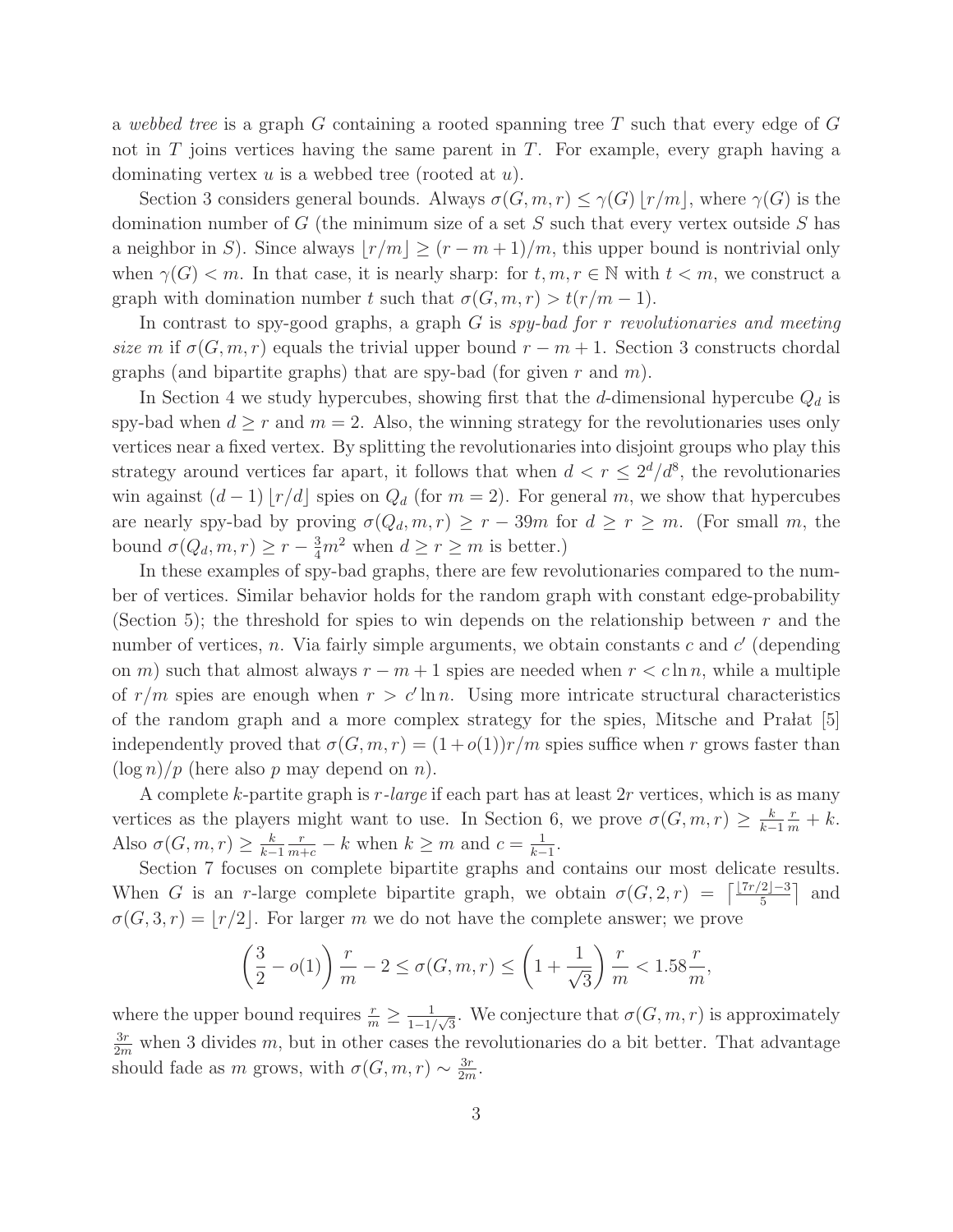a *webbed tree* is a graph $G$ containing a rooted spanning tree $T$ such that every edge of $G$ not in $T$ joins vertices having the same parent in $T$. For example, every graph having a dominating vertex $u$ is a webbed tree (rooted at $u$).

Section 3 considers general bounds. Always $\sigma(G, m, r) \le \gamma(G) \lfloor r/m \rfloor$, where $\gamma(G)$ is the domination number of $G$ (the minimum size of a set $S$ such that every vertex outside $S$ has a neighbor in $S$). Since always $\lfloor r/m \rfloor \ge (r - m + 1)/m$, this upper bound is nontrivial only when $\gamma(G) < m$. In that case, it is nearly sharp: for $t, m, r \in \mathbb{N}$ with $t < m$, we construct a graph with domination number $t$ such that $\sigma(G, m, r) > t(r/m - 1)$.

In contrast to spy-good graphs, a graph $G$ is *spy-bad for $r$ revolutionaries and meeting size $m$* if $\sigma(G, m, r)$ equals the trivial upper bound $r - m + 1$. Section 3 constructs chordal graphs (and bipartite graphs) that are spy-bad (for given $r$ and $m$).

In Section 4 we study hypercubes, showing first that the $d$-dimensional hypercube $Q_d$ is spy-bad when $d \ge r$ and $m = 2$. Also, the winning strategy for the revolutionaries uses only vertices near a fixed vertex. By splitting the revolutionaries into disjoint groups who play this strategy around vertices far apart, it follows that when $d < r \le 2^d/d^8$, the revolutionaries win against $(d-1)\lfloor r/d \rfloor$ spies on $Q_d$ (for $m = 2$). For general $m$, we show that hypercubes are nearly spy-bad by proving $\sigma(Q_d, m, r) \ge r - 39m$ for $d \ge r \ge m$. (For small $m$, the bound $\sigma(Q_d, m, r) \ge r - \frac{3}{4}m^2$ when $d \ge r \ge m$ is better.)

In these examples of spy-bad graphs, there are few revolutionaries compared to the number of vertices. Similar behavior holds for the random graph with constant edge-probability (Section 5); the threshold for spies to win depends on the relationship between $r$ and the number of vertices, $n$. Via fairly simple arguments, we obtain constants $c$ and $c'$ (depending on $m$) such that almost always $r - m + 1$ spies are needed when $r < c \ln n$, while a multiple of $r/m$ spies are enough when $r > c' \ln n$. Using more intricate structural characteristics of the random graph and a more complex strategy for the spies, Mitsche and Prałat [5] independently proved that $\sigma(G, m, r) = (1 + o(1))r/m$ spies suffice when $r$ grows faster than $(\log n)/p$ (here also $p$ may depend on $n$).

A complete $k$-partite graph is *$r$-large* if each part has at least $2r$ vertices, which is as many vertices as the players might want to use. In Section 6, we prove $\sigma(G, m, r) \ge \frac{k}{k-1}\frac{r}{m} + k$. Also $\sigma(G, m, r) \ge \frac{k}{k-1}\frac{r}{m+c} - k$ when $k \ge m$ and $c = \frac{1}{k-1}$.

Section 7 focuses on complete bipartite graphs and contains our most delicate results. When $G$ is an $r$-large complete bipartite graph, we obtain $\sigma(G, 2, r) = \left\lceil \frac{\lfloor 7r/2 \rfloor - 3}{5} \right\rceil$ and $\sigma(G, 3, r) = \lfloor r/2 \rfloor$. For larger $m$ we do not have the complete answer; we prove

$$\left(\frac{3}{2} - o(1)\right)\frac{r}{m} - 2 \le \sigma(G, m, r) \le \left(1 + \frac{1}{\sqrt{3}}\right)\frac{r}{m} < 1.58\frac{r}{m},$$

where the upper bound requires $\frac{r}{m} \ge \frac{1}{1 - 1/\sqrt{3}}$. We conjecture that $\sigma(G, m, r)$ is approximately $\frac{3r}{2m}$ when 3 divides $m$, but in other cases the revolutionaries do a bit better. That advantage should fade as $m$ grows, with $\sigma(G, m, r) \sim \frac{3r}{2m}$.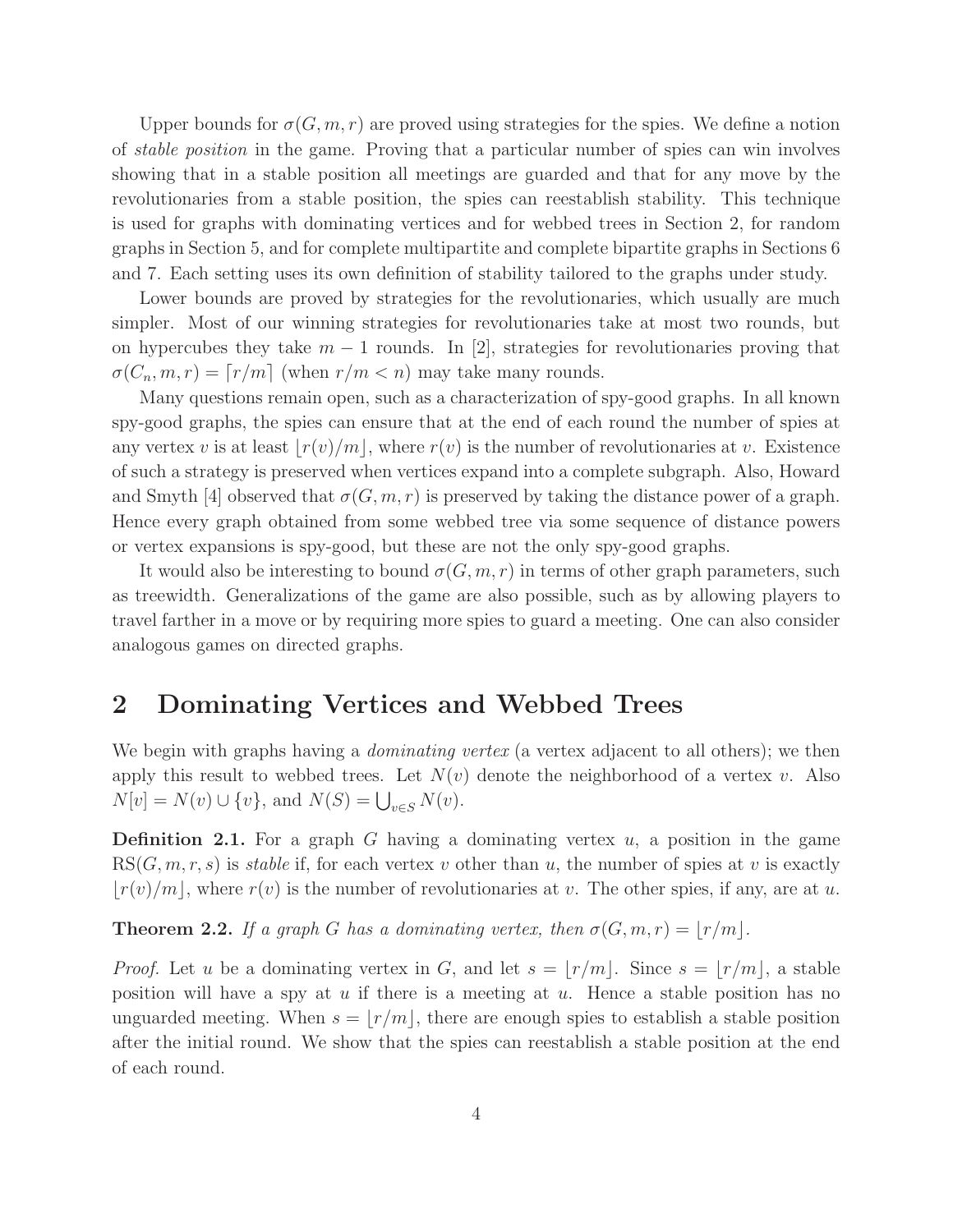Upper bounds for $\sigma(G, m, r)$ are proved using strategies for the spies. We define a notion of *stable position* in the game. Proving that a particular number of spies can win involves showing that in a stable position all meetings are guarded and that for any move by the revolutionaries from a stable position, the spies can reestablish stability. This technique is used for graphs with dominating vertices and for webbed trees in Section 2, for random graphs in Section 5, and for complete multipartite and complete bipartite graphs in Sections 6 and 7. Each setting uses its own definition of stability tailored to the graphs under study.

Lower bounds are proved by strategies for the revolutionaries, which usually are much simpler. Most of our winning strategies for revolutionaries take at most two rounds, but on hypercubes they take $m - 1$ rounds. In [2], strategies for revolutionaries proving that $\sigma(C_n, m, r) = \lceil r/m \rceil$ (when $r/m < n$) may take many rounds.

Many questions remain open, such as a characterization of spy-good graphs. In all known spy-good graphs, the spies can ensure that at the end of each round the number of spies at any vertex $v$ is at least $\lfloor r(v)/m \rfloor$, where $r(v)$ is the number of revolutionaries at $v$. Existence of such a strategy is preserved when vertices expand into a complete subgraph. Also, Howard and Smyth [4] observed that $\sigma(G, m, r)$ is preserved by taking the distance power of a graph. Hence every graph obtained from some webbed tree via some sequence of distance powers or vertex expansions is spy-good, but these are not the only spy-good graphs.

It would also be interesting to bound $\sigma(G, m, r)$ in terms of other graph parameters, such as treewidth. Generalizations of the game are also possible, such as by allowing players to travel farther in a move or by requiring more spies to guard a meeting. One can also consider analogous games on directed graphs.

## 2 Dominating Vertices and Webbed Trees

We begin with graphs having a *dominating vertex* (a vertex adjacent to all others); we then apply this result to webbed trees. Let $N(v)$ denote the neighborhood of a vertex $v$. Also $N[v] = N(v) \cup \{v\}$, and $N(S) = \bigcup_{v \in S} N(v)$.

**Definition 2.1.** For a graph $G$ having a dominating vertex $u$, a position in the game $\mathrm{RS}(G, m, r, s)$ is *stable* if, for each vertex $v$ other than $u$, the number of spies at $v$ is exactly $\lfloor r(v)/m \rfloor$, where $r(v)$ is the number of revolutionaries at $v$. The other spies, if any, are at $u$.

**Theorem 2.2.** *If a graph $G$ has a dominating vertex, then $\sigma(G, m, r) = \lfloor r/m \rfloor$.*

*Proof.* Let $u$ be a dominating vertex in $G$, and let $s = \lfloor r/m \rfloor$. Since $s = \lfloor r/m \rfloor$, a stable position will have a spy at $u$ if there is a meeting at $u$. Hence a stable position has no unguarded meeting. When $s = \lfloor r/m \rfloor$, there are enough spies to establish a stable position after the initial round. We show that the spies can reestablish a stable position at the end of each round.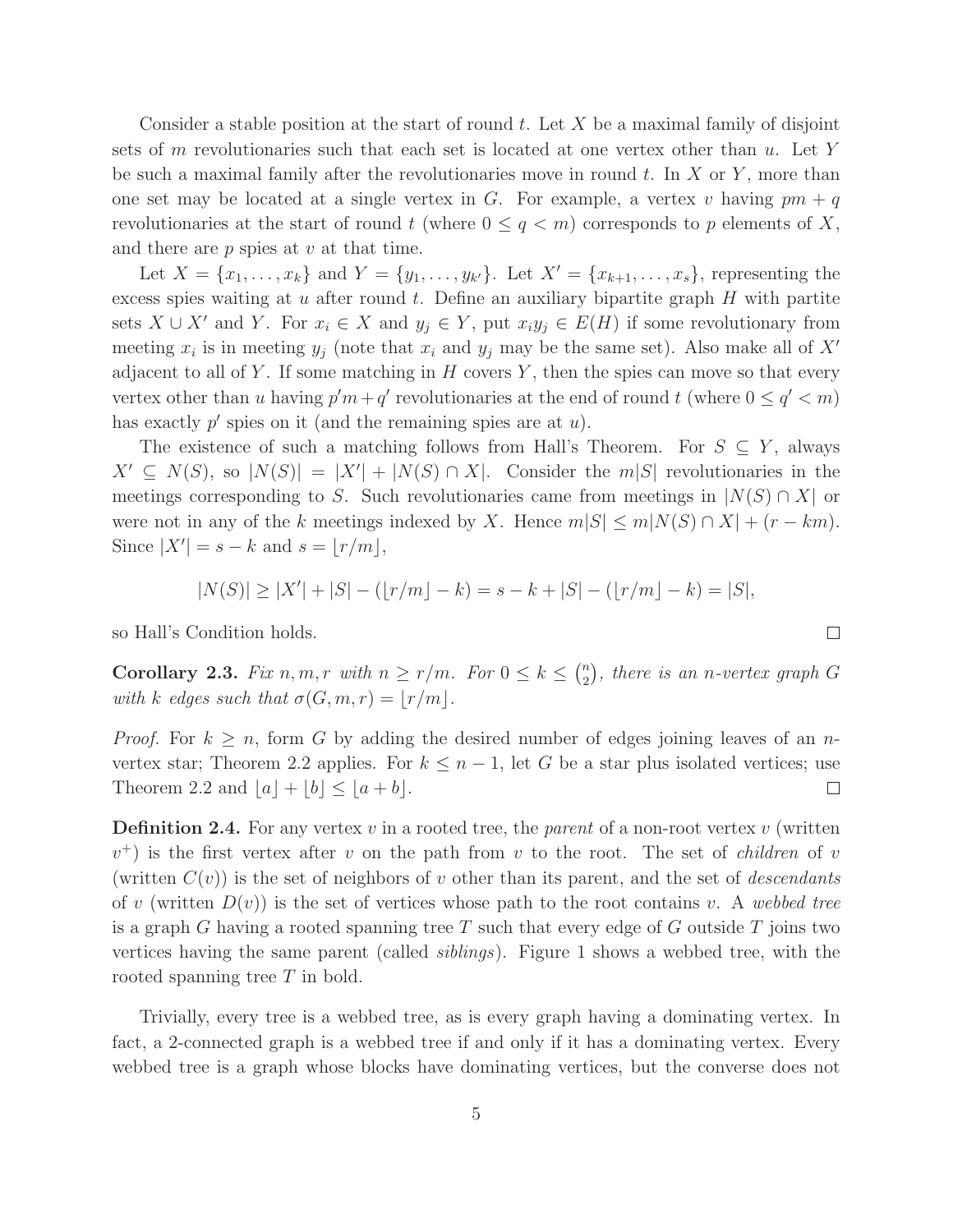Consider a stable position at the start of round $t$. Let $X$ be a maximal family of disjoint sets of $m$ revolutionaries such that each set is located at one vertex other than $u$. Let $Y$ be such a maximal family after the revolutionaries move in round $t$. In $X$ or $Y$, more than one set may be located at a single vertex in $G$. For example, a vertex $v$ having $pm + q$ revolutionaries at the start of round $t$ (where $0 \le q < m$) corresponds to $p$ elements of $X$, and there are $p$ spies at $v$ at that time.

Let $X = \{x_1, \dots, x_k\}$ and $Y = \{y_1, \dots, y_{k'}\}$. Let $X' = \{x_{k+1}, \dots, x_s\}$, representing the excess spies waiting at $u$ after round $t$. Define an auxiliary bipartite graph $H$ with partite sets $X \cup X'$ and $Y$. For $x_i \in X$ and $y_j \in Y$, put $x_iy_j \in E(H)$ if some revolutionary from meeting $x_i$ is in meeting $y_j$ (note that $x_i$ and $y_j$ may be the same set). Also make all of $X'$ adjacent to all of $Y$. If some matching in $H$ covers $Y$, then the spies can move so that every vertex other than $u$ having $p'm + q'$ revolutionaries at the end of round $t$ (where $0 \le q' < m$) has exactly $p'$ spies on it (and the remaining spies are at $u$).

The existence of such a matching follows from Hall's Theorem. For $S \subseteq Y$, always $X' \subseteq N(S)$, so $|N(S)| = |X'| + |N(S) \cap X|$. Consider the $m|S|$ revolutionaries in the meetings corresponding to $S$. Such revolutionaries came from meetings in $|N(S) \cap X|$ or were not in any of the $k$ meetings indexed by $X$. Hence $m|S| \le m|N(S) \cap X| + (r - km)$. Since $|X'| = s - k$ and $s = \lfloor r/m \rfloor$,

$$|N(S)| \ge |X'| + |S| - (\lfloor r/m \rfloor - k) = s - k + |S| - (\lfloor r/m \rfloor - k) = |S|,$$

so Hall's Condition holds. □

**Corollary 2.3.** *Fix $n, m, r$ with $n \ge r/m$. For $0 \le k \le \binom{n}{2}$, there is an $n$-vertex graph $G$ with $k$ edges such that $\sigma(G, m, r) = \lfloor r/m \rfloor$.*

*Proof.* For $k \ge n$, form $G$ by adding the desired number of edges joining leaves of an $n$-vertex star; Theorem 2.2 applies. For $k \le n - 1$, let $G$ be a star plus isolated vertices; use Theorem 2.2 and $\lfloor a \rfloor + \lfloor b \rfloor \le \lfloor a + b \rfloor$. □

**Definition 2.4.** For any vertex $v$ in a rooted tree, the *parent* of a non-root vertex $v$ (written $v^+$) is the first vertex after $v$ on the path from $v$ to the root. The set of *children* of $v$ (written $C(v)$) is the set of neighbors of $v$ other than its parent, and the set of *descendants* of $v$ (written $D(v)$) is the set of vertices whose path to the root contains $v$. A *webbed tree* is a graph $G$ having a rooted spanning tree $T$ such that every edge of $G$ outside $T$ joins two vertices having the same parent (called *siblings*). Figure 1 shows a webbed tree, with the rooted spanning tree $T$ in bold.

Trivially, every tree is a webbed tree, as is every graph having a dominating vertex. In fact, a 2-connected graph is a webbed tree if and only if it has a dominating vertex. Every webbed tree is a graph whose blocks have dominating vertices, but the converse does not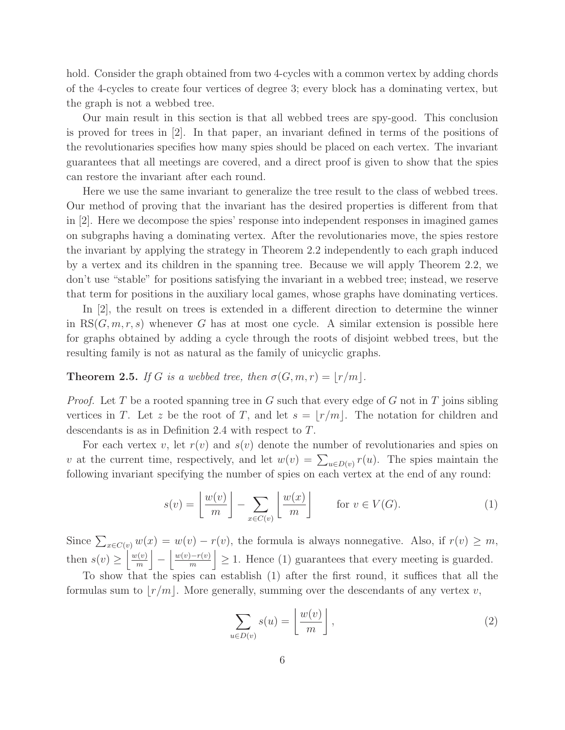hold. Consider the graph obtained from two 4-cycles with a common vertex by adding chords of the 4-cycles to create four vertices of degree 3; every block has a dominating vertex, but the graph is not a webbed tree.

Our main result in this section is that all webbed trees are spy-good. This conclusion is proved for trees in [2]. In that paper, an invariant defined in terms of the positions of the revolutionaries specifies how many spies should be placed on each vertex. The invariant guarantees that all meetings are covered, and a direct proof is given to show that the spies can restore the invariant after each round.

Here we use the same invariant to generalize the tree result to the class of webbed trees. Our method of proving that the invariant has the desired properties is different from that in [2]. Here we decompose the spies' response into independent responses in imagined games on subgraphs having a dominating vertex. After the revolutionaries move, the spies restore the invariant by applying the strategy in Theorem 2.2 independently to each graph induced by a vertex and its children in the spanning tree. Because we will apply Theorem 2.2, we don't use "stable" for positions satisfying the invariant in a webbed tree; instead, we reserve that term for positions in the auxiliary local games, whose graphs have dominating vertices.

In [2], the result on trees is extended in a different direction to determine the winner in $\mathrm{RS}(G, m, r, s)$ whenever $G$ has at most one cycle. A similar extension is possible here for graphs obtained by adding a cycle through the roots of disjoint webbed trees, but the resulting family is not as natural as the family of unicyclic graphs.

**Theorem 2.5.** *If $G$ is a webbed tree, then $\sigma(G, m, r) = \lfloor r/m \rfloor$.*

*Proof.* Let $T$ be a rooted spanning tree in $G$ such that every edge of $G$ not in $T$ joins sibling vertices in $T$. Let $z$ be the root of $T$, and let $s = \lfloor r/m \rfloor$. The notation for children and descendants is as in Definition 2.4 with respect to $T$.

For each vertex $v$, let $r(v)$ and $s(v)$ denote the number of revolutionaries and spies on $v$ at the current time, respectively, and let $w(v) = \sum_{u \in D(v)} r(u)$. The spies maintain the following invariant specifying the number of spies on each vertex at the end of any round:

$$s(v) = \left\lfloor \frac{w(v)}{m} \right\rfloor - \sum_{x \in C(v)} \left\lfloor \frac{w(x)}{m} \right\rfloor \qquad \text{for } v \in V(G). \tag{1}$$

Since $\sum_{x \in C(v)} w(x) = w(v) - r(v)$, the formula is always nonnegative. Also, if $r(v) \geq m$, then $s(v) \geq \left\lfloor \frac{w(v)}{m} \right\rfloor - \left\lfloor \frac{w(v)-r(v)}{m} \right\rfloor \geq 1$. Hence (1) guarantees that every meeting is guarded.

To show that the spies can establish (1) after the first round, it suffices that all the formulas sum to $\lfloor r/m \rfloor$. More generally, summing over the descendants of any vertex $v$,

$$\sum_{u \in D(v)} s(u) = \left\lfloor \frac{w(v)}{m} \right\rfloor, \tag{2}$$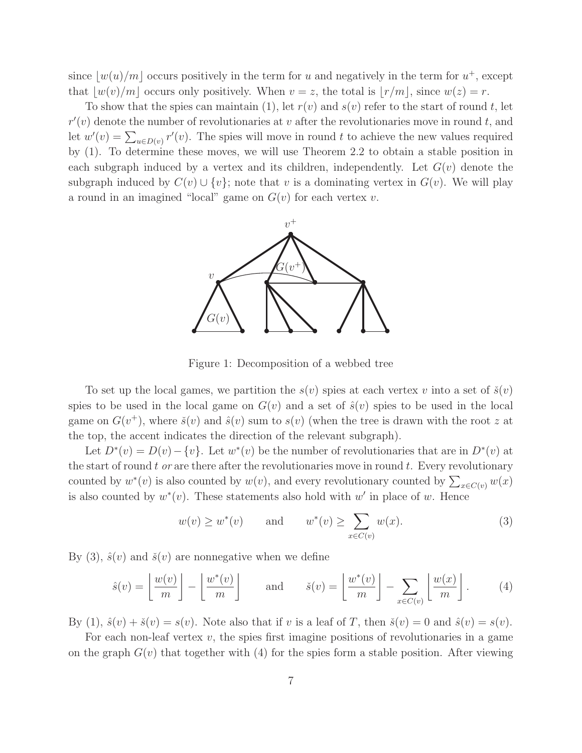since $\lfloor w(u)/m \rfloor$ occurs positively in the term for $u$ and negatively in the term for $u^+$, except that $\lfloor w(v)/m \rfloor$ occurs only positively. When $v = z$, the total is $\lfloor r/m \rfloor$, since $w(z) = r$.

To show that the spies can maintain (1), let $r(v)$ and $s(v)$ refer to the start of round $t$, let $r'(v)$ denote the number of revolutionaries at $v$ after the revolutionaries move in round $t$, and let $w'(v) = \sum_{u \in D(v)} r'(v)$. The spies will move in round $t$ to achieve the new values required by (1). To determine these moves, we will use Theorem 2.2 to obtain a stable position in each subgraph induced by a vertex and its children, independently. Let $G(v)$ denote the subgraph induced by $C(v) \cup \{v\}$; note that $v$ is a dominating vertex in $G(v)$. We will play a round in an imagined "local" game on $G(v)$ for each vertex $v$.

Figure 1: Decomposition of a webbed tree

To set up the local games, we partition the $s(v)$ spies at each vertex $v$ into a set of $\check{s}(v)$ spies to be used in the local game on $G(v)$ and a set of $\hat{s}(v)$ spies to be used in the local game on $G(v^+)$, where $\check{s}(v)$ and $\hat{s}(v)$ sum to $s(v)$ (when the tree is drawn with the root $z$ at the top, the accent indicates the direction of the relevant subgraph).

Let $D^*(v) = D(v) - \{v\}$. Let $w^*(v)$ be the number of revolutionaries that are in $D^*(v)$ at the start of round $t$ *or* are there after the revolutionaries move in round $t$. Every revolutionary counted by $w^*(v)$ is also counted by $w(v)$, and every revolutionary counted by $\sum_{x \in C(v)} w(x)$ is also counted by $w^*(v)$. These statements also hold with $w'$ in place of $w$. Hence

$$w(v) \geq w^*(v) \qquad \text{and} \qquad w^*(v) \geq \sum_{x \in C(v)} w(x). \tag{3}$$

By (3), $\hat{s}(v)$ and $\check{s}(v)$ are nonnegative when we define

$$\hat{s}(v) = \left\lfloor \frac{w(v)}{m} \right\rfloor - \left\lfloor \frac{w^*(v)}{m} \right\rfloor \qquad \text{and} \qquad \check{s}(v) = \left\lfloor \frac{w^*(v)}{m} \right\rfloor - \sum_{x \in C(v)} \left\lfloor \frac{w(x)}{m} \right\rfloor. \tag{4}$$

By (1), $\hat{s}(v) + \check{s}(v) = s(v)$. Note also that if $v$ is a leaf of $T$, then $\check{s}(v) = 0$ and $\hat{s}(v) = s(v)$.

For each non-leaf vertex $v$, the spies first imagine positions of revolutionaries in a game on the graph $G(v)$ that together with (4) for the spies form a stable position. After viewing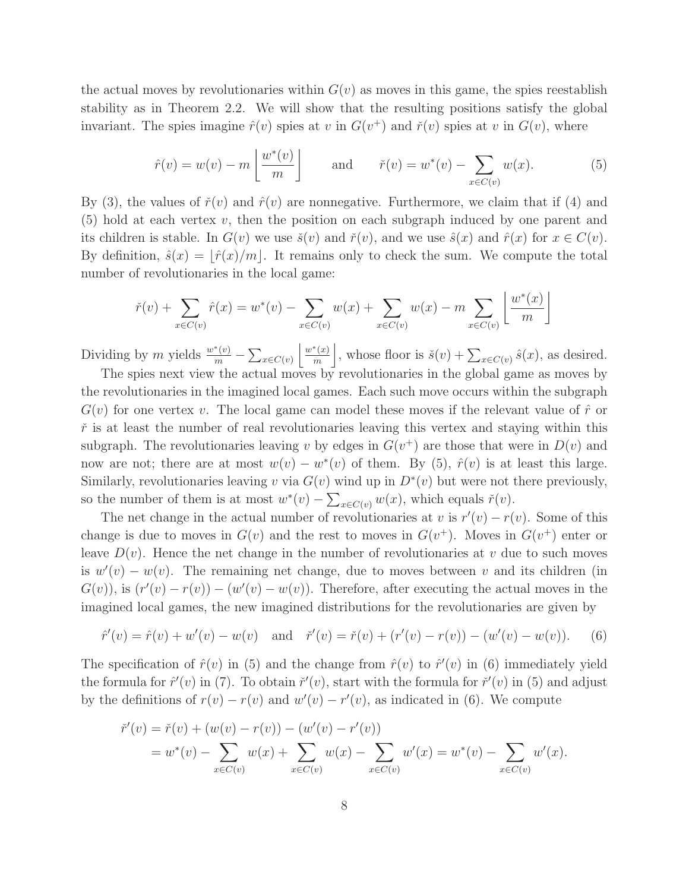the actual moves by revolutionaries within $G(v)$ as moves in this game, the spies reestablish stability as in Theorem 2.2. We will show that the resulting positions satisfy the global invariant. The spies imagine $\hat{r}(v)$ spies at $v$ in $G(v^+)$ and $\check{r}(v)$ spies at $v$ in $G(v)$, where

$$\hat{r}(v) = w(v) - m\left\lfloor \frac{w^*(v)}{m} \right\rfloor \qquad \text{and} \qquad \check{r}(v) = w^*(v) - \sum_{x\in C(v)} w(x). \tag{5}$$

By (3), the values of $\check{r}(v)$ and $\hat{r}(v)$ are nonnegative. Furthermore, we claim that if (4) and (5) hold at each vertex $v$, then the position on each subgraph induced by one parent and its children is stable. In $G(v)$ we use $\check{s}(v)$ and $\check{r}(v)$, and we use $\hat{s}(x)$ and $\hat{r}(x)$ for $x \in C(v)$. By definition, $\hat{s}(x) = \lfloor \hat{r}(x)/m \rfloor$. It remains only to check the sum. We compute the total number of revolutionaries in the local game:

$$\check{r}(v) + \sum_{x\in C(v)} \hat{r}(x) = w^*(v) - \sum_{x\in C(v)} w(x) + \sum_{x\in C(v)} w(x) - m\sum_{x\in C(v)} \left\lfloor \frac{w^*(x)}{m} \right\rfloor$$

Dividing by $m$ yields $\frac{w^*(v)}{m} - \sum_{x\in C(v)} \left\lfloor \frac{w^*(x)}{m} \right\rfloor$, whose floor is $\check{s}(v) + \sum_{x\in C(v)} \hat{s}(x)$, as desired.

The spies next view the actual moves by revolutionaries in the global game as moves by the revolutionaries in the imagined local games. Each such move occurs within the subgraph $G(v)$ for one vertex $v$. The local game can model these moves if the relevant value of $\hat{r}$ or $\check{r}$ is at least the number of real revolutionaries leaving this vertex and staying within this subgraph. The revolutionaries leaving $v$ by edges in $G(v^+)$ are those that were in $D(v)$ and now are not; there are at most $w(v) - w^*(v)$ of them. By (5), $\hat{r}(v)$ is at least this large. Similarly, revolutionaries leaving $v$ via $G(v)$ wind up in $D^*(v)$ but were not there previously, so the number of them is at most $w^*(v) - \sum_{x\in C(v)} w(x)$, which equals $\check{r}(v)$.

The net change in the actual number of revolutionaries at $v$ is $r'(v) - r(v)$. Some of this change is due to moves in $G(v)$ and the rest to moves in $G(v^+)$. Moves in $G(v^+)$ enter or leave $D(v)$. Hence the net change in the number of revolutionaries at $v$ due to such moves is $w'(v) - w(v)$. The remaining net change, due to moves between $v$ and its children (in $G(v)$), is $(r'(v) - r(v)) - (w'(v) - w(v))$. Therefore, after executing the actual moves in the imagined local games, the new imagined distributions for the revolutionaries are given by

$$\hat{r}'(v) = \hat{r}(v) + w'(v) - w(v) \quad \text{and} \quad \check{r}'(v) = \check{r}(v) + (r'(v) - r(v)) - (w'(v) - w(v)). \tag{6}$$

The specification of $\hat{r}(v)$ in (5) and the change from $\hat{r}(v)$ to $\hat{r}'(v)$ in (6) immediately yield the formula for $\hat{r}'(v)$ in (7). To obtain $\check{r}'(v)$, start with the formula for $\check{r}'(v)$ in (5) and adjust by the definitions of $r(v) - r(v)$ and $w'(v) - r'(v)$, as indicated in (6). We compute

$$\begin{aligned}
\check{r}'(v) &= \check{r}(v) + (w(v) - r(v)) - (w'(v) - r'(v)) \\
&= w^*(v) - \sum_{x\in C(v)} w(x) + \sum_{x\in C(v)} w(x) - \sum_{x\in C(v)} w'(x) = w^*(v) - \sum_{x\in C(v)} w'(x).
\end{aligned}$$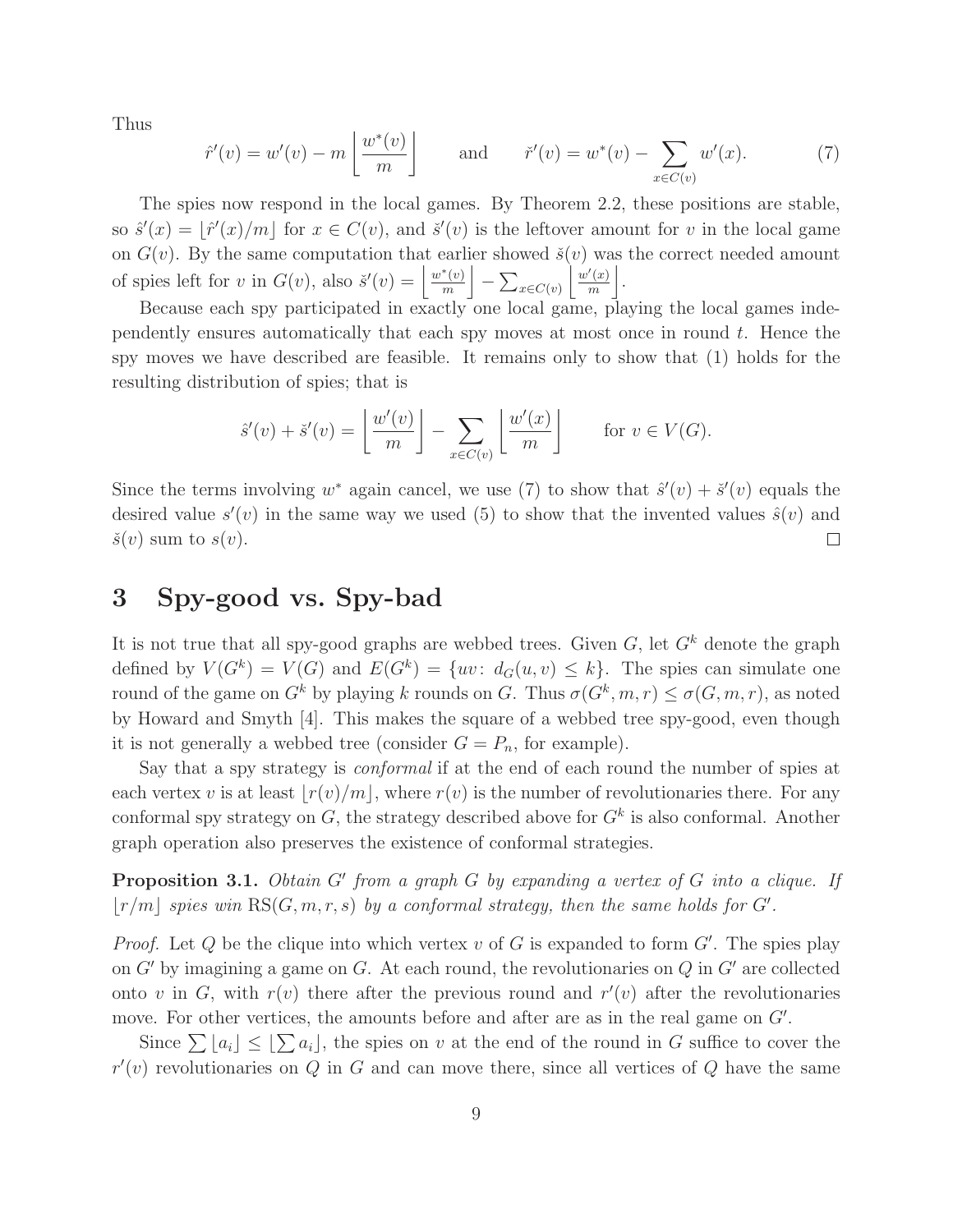Thus

$$\hat{r}'(v) = w'(v) - m\left\lfloor \frac{w^*(v)}{m} \right\rfloor \qquad \text{and} \qquad \check{r}'(v) = w^*(v) - \sum_{x\in C(v)} w'(x). \tag{7}$$

The spies now respond in the local games. By Theorem 2.2, these positions are stable, so $\hat{s}'(x) = \lfloor \hat{r}'(x)/m \rfloor$ for $x \in C(v)$, and $\check{s}'(v)$ is the leftover amount for $v$ in the local game on $G(v)$. By the same computation that earlier showed $\check{s}(v)$ was the correct needed amount of spies left for $v$ in $G(v)$, also $\check{s}'(v) = \left\lfloor \frac{w^*(v)}{m} \right\rfloor - \sum_{x\in C(v)} \left\lfloor \frac{w'(x)}{m} \right\rfloor$.

Because each spy participated in exactly one local game, playing the local games independently ensures automatically that each spy moves at most once in round $t$. Hence the spy moves we have described are feasible. It remains only to show that (1) holds for the resulting distribution of spies; that is

$$\hat{s}'(v) + \check{s}'(v) = \left\lfloor \frac{w'(v)}{m} \right\rfloor - \sum_{x\in C(v)} \left\lfloor \frac{w'(x)}{m} \right\rfloor \qquad \text{for } v \in V(G).$$

Since the terms involving $w^*$ again cancel, we use (7) to show that $\hat{s}'(v) + \check{s}'(v)$ equals the desired value $s'(v)$ in the same way we used (5) to show that the invented values $\hat{s}(v)$ and $\check{s}(v)$ sum to $s(v)$. $\square$

# 3 Spy-good vs. Spy-bad

It is not true that all spy-good graphs are webbed trees. Given $G$, let $G^k$ denote the graph defined by $V(G^k) = V(G)$ and $E(G^k) = \{uv\colon\ d_G(u,v) \le k\}$. The spies can simulate one round of the game on $G^k$ by playing $k$ rounds on $G$. Thus $\sigma(G^k, m, r) \le \sigma(G, m, r)$, as noted by Howard and Smyth [4]. This makes the square of a webbed tree spy-good, even though it is not generally a webbed tree (consider $G = P_n$, for example).

Say that a spy strategy is *conformal* if at the end of each round the number of spies at each vertex $v$ is at least $\lfloor r(v)/m \rfloor$, where $r(v)$ is the number of revolutionaries there. For any conformal spy strategy on $G$, the strategy described above for $G^k$ is also conformal. Another graph operation also preserves the existence of conformal strategies.

**Proposition 3.1.** *Obtain $G'$ from a graph $G$ by expanding a vertex of $G$ into a clique. If $\lfloor r/m \rfloor$ spies win $\mathrm{RS}(G, m, r, s)$ by a conformal strategy, then the same holds for $G'$.*

*Proof.* Let $Q$ be the clique into which vertex $v$ of $G$ is expanded to form $G'$. The spies play on $G'$ by imagining a game on $G$. At each round, the revolutionaries on $Q$ in $G'$ are collected onto $v$ in $G$, with $r(v)$ there after the previous round and $r'(v)$ after the revolutionaries move. For other vertices, the amounts before and after are as in the real game on $G'$.

Since $\sum \lfloor a_i \rfloor \le \lfloor \sum a_i \rfloor$, the spies on $v$ at the end of the round in $G$ suffice to cover the $r'(v)$ revolutionaries on $Q$ in $G$ and can move there, since all vertices of $Q$ have the same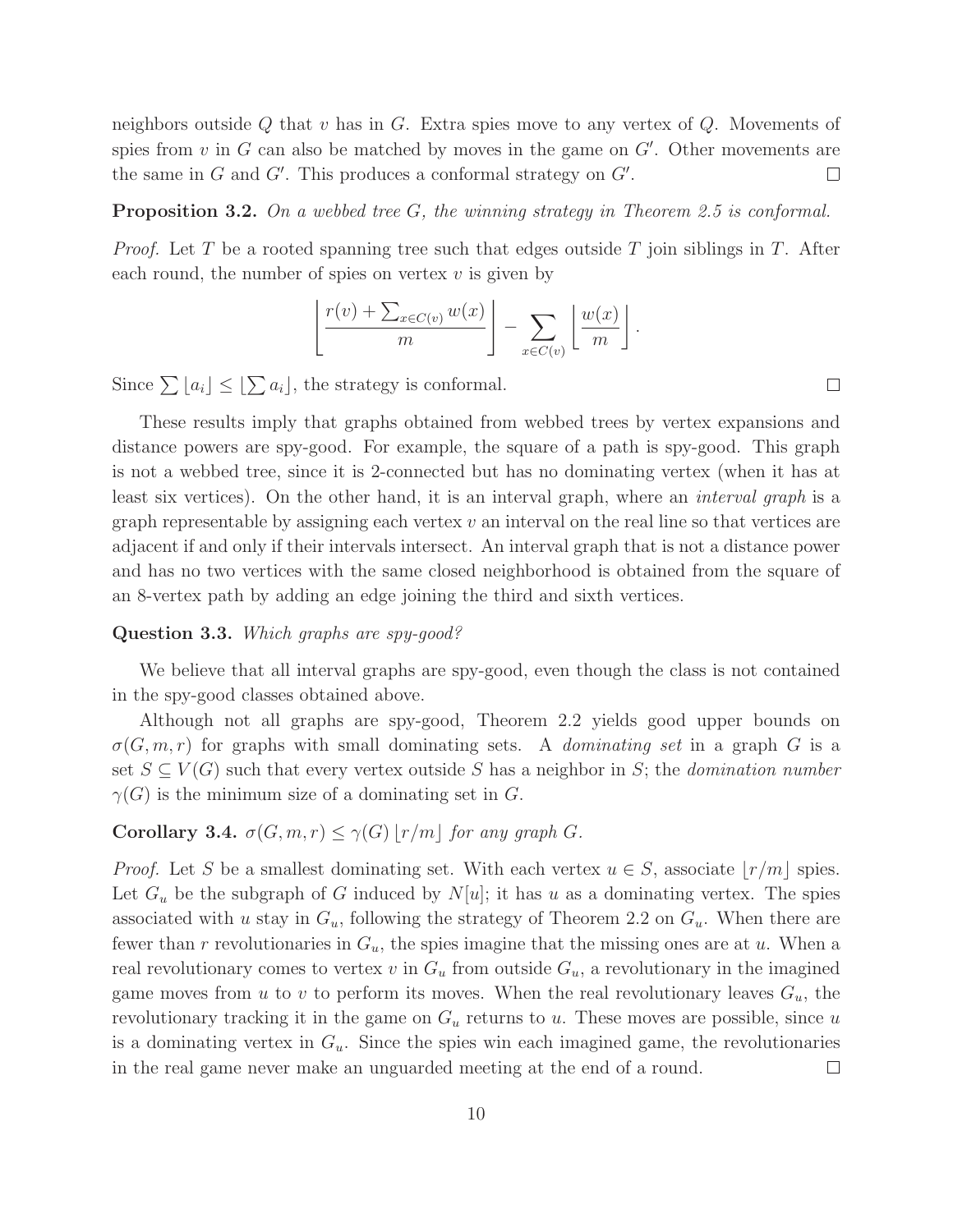neighbors outside $Q$ that $v$ has in $G$. Extra spies move to any vertex of $Q$. Movements of spies from $v$ in $G$ can also be matched by moves in the game on $G'$. Other movements are the same in $G$ and $G'$. This produces a conformal strategy on $G'$. □

**Proposition 3.2.** *On a webbed tree $G$, the winning strategy in Theorem 2.5 is conformal.*

*Proof.* Let $T$ be a rooted spanning tree such that edges outside $T$ join siblings in $T$. After each round, the number of spies on vertex $v$ is given by

$$\left\lfloor \frac{r(v) + \sum_{x \in C(v)} w(x)}{m} \right\rfloor - \sum_{x \in C(v)} \left\lfloor \frac{w(x)}{m} \right\rfloor .$$

Since $\sum \lfloor a_i \rfloor \le \lfloor \sum a_i \rfloor$, the strategy is conformal. □

These results imply that graphs obtained from webbed trees by vertex expansions and distance powers are spy-good. For example, the square of a path is spy-good. This graph is not a webbed tree, since it is 2-connected but has no dominating vertex (when it has at least six vertices). On the other hand, it is an interval graph, where an *interval graph* is a graph representable by assigning each vertex $v$ an interval on the real line so that vertices are adjacent if and only if their intervals intersect. An interval graph that is not a distance power and has no two vertices with the same closed neighborhood is obtained from the square of an 8-vertex path by adding an edge joining the third and sixth vertices.

**Question 3.3.** *Which graphs are spy-good?*

We believe that all interval graphs are spy-good, even though the class is not contained in the spy-good classes obtained above.

Although not all graphs are spy-good, Theorem 2.2 yields good upper bounds on $\sigma(G, m, r)$ for graphs with small dominating sets. A *dominating set* in a graph $G$ is a set $S \subseteq V(G)$ such that every vertex outside $S$ has a neighbor in $S$; the *domination number* $\gamma(G)$ is the minimum size of a dominating set in $G$.

**Corollary 3.4.** $\sigma(G, m, r) \le \gamma(G) \lfloor r/m \rfloor$ *for any graph $G$.*

*Proof.* Let $S$ be a smallest dominating set. With each vertex $u \in S$, associate $\lfloor r/m \rfloor$ spies. Let $G_u$ be the subgraph of $G$ induced by $N[u]$; it has $u$ as a dominating vertex. The spies associated with $u$ stay in $G_u$, following the strategy of Theorem 2.2 on $G_u$. When there are fewer than $r$ revolutionaries in $G_u$, the spies imagine that the missing ones are at $u$. When a real revolutionary comes to vertex $v$ in $G_u$ from outside $G_u$, a revolutionary in the imagined game moves from $u$ to $v$ to perform its moves. When the real revolutionary leaves $G_u$, the revolutionary tracking it in the game on $G_u$ returns to $u$. These moves are possible, since $u$ is a dominating vertex in $G_u$. Since the spies win each imagined game, the revolutionaries in the real game never make an unguarded meeting at the end of a round. □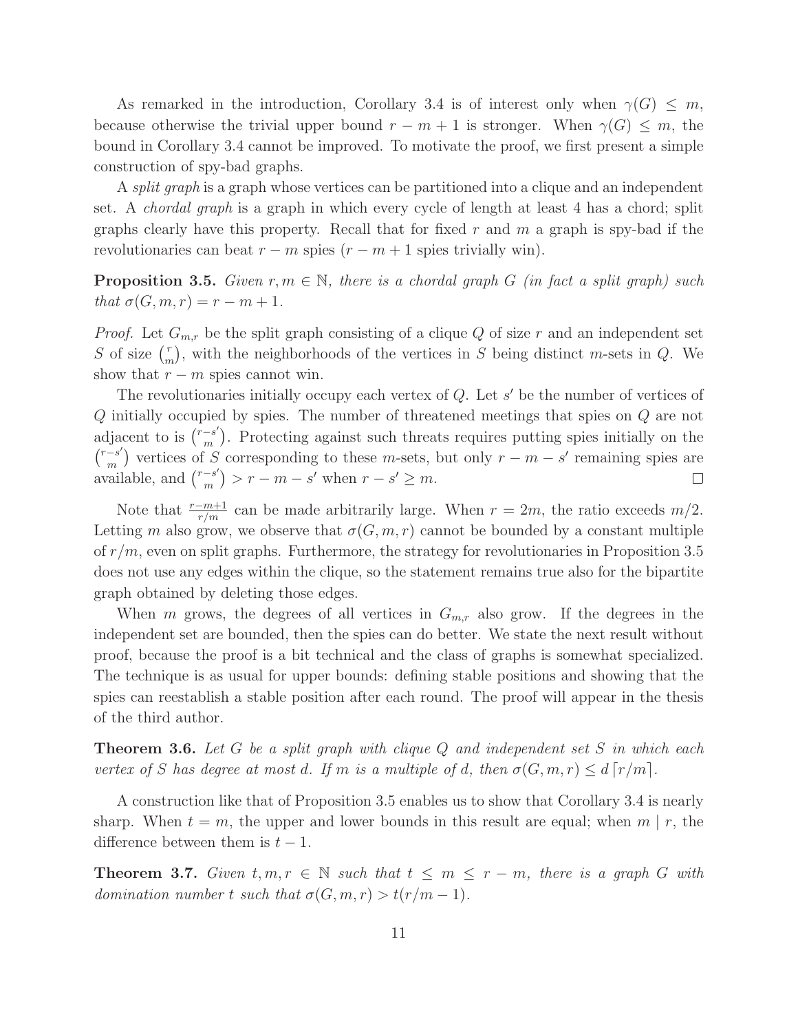As remarked in the introduction, Corollary 3.4 is of interest only when $\gamma(G) \leq m$, because otherwise the trivial upper bound $r - m + 1$ is stronger. When $\gamma(G) \leq m$, the bound in Corollary 3.4 cannot be improved. To motivate the proof, we first present a simple construction of spy-bad graphs.

A *split graph* is a graph whose vertices can be partitioned into a clique and an independent set. A *chordal graph* is a graph in which every cycle of length at least 4 has a chord; split graphs clearly have this property. Recall that for fixed $r$ and $m$ a graph is spy-bad if the revolutionaries can beat $r - m$ spies ($r - m + 1$ spies trivially win).

**Proposition 3.5.** *Given $r, m \in \mathbb{N}$, there is a chordal graph $G$ (in fact a split graph) such that $\sigma(G, m, r) = r - m + 1$.*

*Proof.* Let $G_{m,r}$ be the split graph consisting of a clique $Q$ of size $r$ and an independent set $S$ of size $\binom{r}{m}$, with the neighborhoods of the vertices in $S$ being distinct $m$-sets in $Q$. We show that $r - m$ spies cannot win.

The revolutionaries initially occupy each vertex of $Q$. Let $s'$ be the number of vertices of $Q$ initially occupied by spies. The number of threatened meetings that spies on $Q$ are not adjacent to is $\binom{r-s'}{m}$. Protecting against such threats requires putting spies initially on the $\binom{r-s'}{m}$ vertices of $S$ corresponding to these $m$-sets, but only $r - m - s'$ remaining spies are available, and $\binom{r-s'}{m} > r - m - s'$ when $r - s' \geq m$. $\square$

Note that $\frac{r-m+1}{r/m}$ can be made arbitrarily large. When $r = 2m$, the ratio exceeds $m/2$. Letting $m$ also grow, we observe that $\sigma(G, m, r)$ cannot be bounded by a constant multiple of $r/m$, even on split graphs. Furthermore, the strategy for revolutionaries in Proposition 3.5 does not use any edges within the clique, so the statement remains true also for the bipartite graph obtained by deleting those edges.

When $m$ grows, the degrees of all vertices in $G_{m,r}$ also grow. If the degrees in the independent set are bounded, then the spies can do better. We state the next result without proof, because the proof is a bit technical and the class of graphs is somewhat specialized. The technique is as usual for upper bounds: defining stable positions and showing that the spies can reestablish a stable position after each round. The proof will appear in the thesis of the third author.

**Theorem 3.6.** *Let $G$ be a split graph with clique $Q$ and independent set $S$ in which each vertex of $S$ has degree at most $d$. If $m$ is a multiple of $d$, then $\sigma(G, m, r) \leq d \lceil r/m \rceil$.*

A construction like that of Proposition 3.5 enables us to show that Corollary 3.4 is nearly sharp. When $t = m$, the upper and lower bounds in this result are equal; when $m \mid r$, the difference between them is $t - 1$.

**Theorem 3.7.** *Given $t, m, r \in \mathbb{N}$ such that $t \leq m \leq r - m$, there is a graph $G$ with domination number $t$ such that $\sigma(G, m, r) > t(r/m - 1)$.*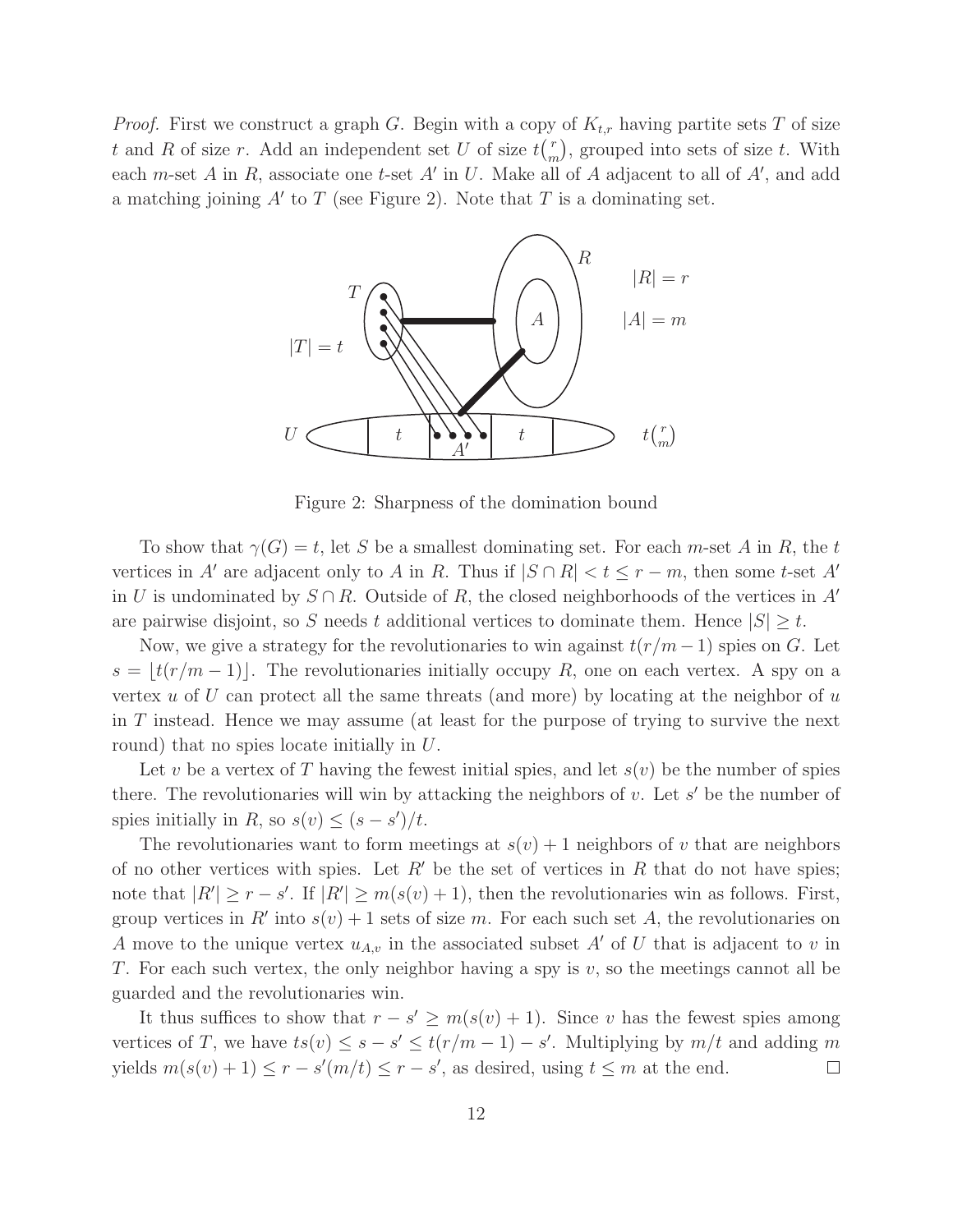*Proof.* First we construct a graph $G$. Begin with a copy of $K_{t,r}$ having partite sets $T$ of size $t$ and $R$ of size $r$. Add an independent set $U$ of size $t\binom{r}{m}$, grouped into sets of size $t$. With each $m$-set $A$ in $R$, associate one $t$-set $A'$ in $U$. Make all of $A$ adjacent to all of $A'$, and add a matching joining $A'$ to $T$ (see Figure 2). Note that $T$ is a dominating set.

Figure 2: Sharpness of the domination bound

To show that $\gamma(G) = t$, let $S$ be a smallest dominating set. For each $m$-set $A$ in $R$, the $t$ vertices in $A'$ are adjacent only to $A$ in $R$. Thus if $|S \cap R| < t \leq r - m$, then some $t$-set $A'$ in $U$ is undominated by $S \cap R$. Outside of $R$, the closed neighborhoods of the vertices in $A'$ are pairwise disjoint, so $S$ needs $t$ additional vertices to dominate them. Hence $|S| \geq t$.

Now, we give a strategy for the revolutionaries to win against $t(r/m - 1)$ spies on $G$. Let $s = \lfloor t(r/m - 1) \rfloor$. The revolutionaries initially occupy $R$, one on each vertex. A spy on a vertex $u$ of $U$ can protect all the same threats (and more) by locating at the neighbor of $u$ in $T$ instead. Hence we may assume (at least for the purpose of trying to survive the next round) that no spies locate initially in $U$.

Let $v$ be a vertex of $T$ having the fewest initial spies, and let $s(v)$ be the number of spies there. The revolutionaries will win by attacking the neighbors of $v$. Let $s'$ be the number of spies initially in $R$, so $s(v) \leq (s - s')/t$.

The revolutionaries want to form meetings at $s(v) + 1$ neighbors of $v$ that are neighbors of no other vertices with spies. Let $R'$ be the set of vertices in $R$ that do not have spies; note that $|R'| \geq r - s'$. If $|R'| \geq m(s(v) + 1)$, then the revolutionaries win as follows. First, group vertices in $R'$ into $s(v) + 1$ sets of size $m$. For each such set $A$, the revolutionaries on $A$ move to the unique vertex $u_{A,v}$ in the associated subset $A'$ of $U$ that is adjacent to $v$ in $T$. For each such vertex, the only neighbor having a spy is $v$, so the meetings cannot all be guarded and the revolutionaries win.

It thus suffices to show that $r - s' \geq m(s(v) + 1)$. Since $v$ has the fewest spies among vertices of $T$, we have $ts(v) \leq s - s' \leq t(r/m - 1) - s'$. Multiplying by $m/t$ and adding $m$ yields $m(s(v) + 1) \leq r - s'(m/t) \leq r - s'$, as desired, using $t \leq m$ at the end. $\square$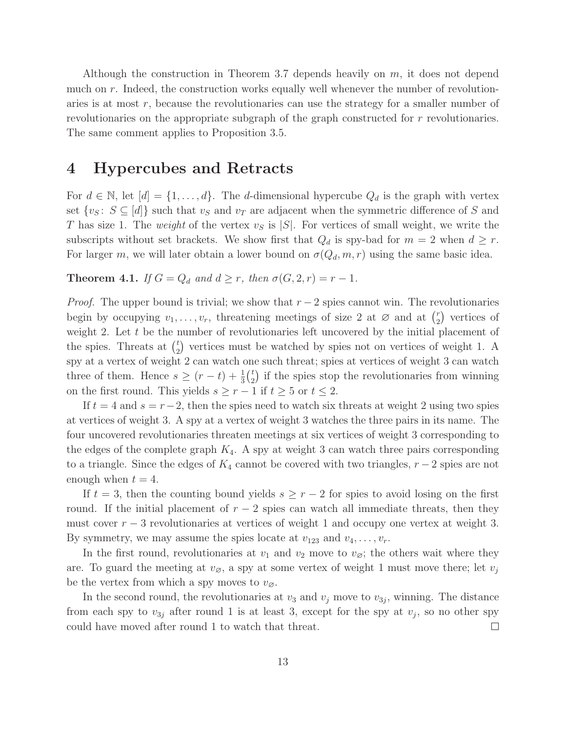Although the construction in Theorem 3.7 depends heavily on $m$, it does not depend much on $r$. Indeed, the construction works equally well whenever the number of revolutionaries is at most $r$, because the revolutionaries can use the strategy for a smaller number of revolutionaries on the appropriate subgraph of the graph constructed for $r$ revolutionaries. The same comment applies to Proposition 3.5.

# 4 Hypercubes and Retracts

For $d \in \mathbb{N}$, let $[d] = \{1, \ldots, d\}$. The $d$-dimensional hypercube $Q_d$ is the graph with vertex set $\{v_S \colon S \subseteq [d]\}$ such that $v_S$ and $v_T$ are adjacent when the symmetric difference of $S$ and $T$ has size 1. The *weight* of the vertex $v_S$ is $|S|$. For vertices of small weight, we write the subscripts without set brackets. We show first that $Q_d$ is spy-bad for $m = 2$ when $d \geq r$. For larger $m$, we will later obtain a lower bound on $\sigma(Q_d, m, r)$ using the same basic idea.

**Theorem 4.1.** *If $G = Q_d$ and $d \geq r$, then $\sigma(G, 2, r) = r - 1$.*

*Proof.* The upper bound is trivial; we show that $r - 2$ spies cannot win. The revolutionaries begin by occupying $v_1, \ldots, v_r$, threatening meetings of size 2 at $\varnothing$ and at $\binom{r}{2}$ vertices of weight 2. Let $t$ be the number of revolutionaries left uncovered by the initial placement of the spies. Threats at $\binom{t}{2}$ vertices must be watched by spies not on vertices of weight 1. A spy at a vertex of weight 2 can watch one such threat; spies at vertices of weight 3 can watch three of them. Hence $s \geq (r - t) + \frac{1}{3}\binom{t}{2}$ if the spies stop the revolutionaries from winning on the first round. This yields $s \geq r - 1$ if $t \geq 5$ or $t \leq 2$.

If $t = 4$ and $s = r-2$, then the spies need to watch six threats at weight 2 using two spies at vertices of weight 3. A spy at a vertex of weight 3 watches the three pairs in its name. The four uncovered revolutionaries threaten meetings at six vertices of weight 3 corresponding to the edges of the complete graph $K_4$. A spy at weight 3 can watch three pairs corresponding to a triangle. Since the edges of $K_4$ cannot be covered with two triangles, $r - 2$ spies are not enough when $t = 4$.

If $t = 3$, then the counting bound yields $s \geq r - 2$ for spies to avoid losing on the first round. If the initial placement of $r - 2$ spies can watch all immediate threats, then they must cover $r - 3$ revolutionaries at vertices of weight 1 and occupy one vertex at weight 3. By symmetry, we may assume the spies locate at $v_{123}$ and $v_4, \ldots, v_r$.

In the first round, revolutionaries at $v_1$ and $v_2$ move to $v_\varnothing$; the others wait where they are. To guard the meeting at $v_\varnothing$, a spy at some vertex of weight 1 must move there; let $v_j$ be the vertex from which a spy moves to $v_\varnothing$.

In the second round, the revolutionaries at $v_3$ and $v_j$ move to $v_{3j}$, winning. The distance from each spy to $v_{3j}$ after round 1 is at least 3, except for the spy at $v_j$, so no other spy could have moved after round 1 to watch that threat. $\square$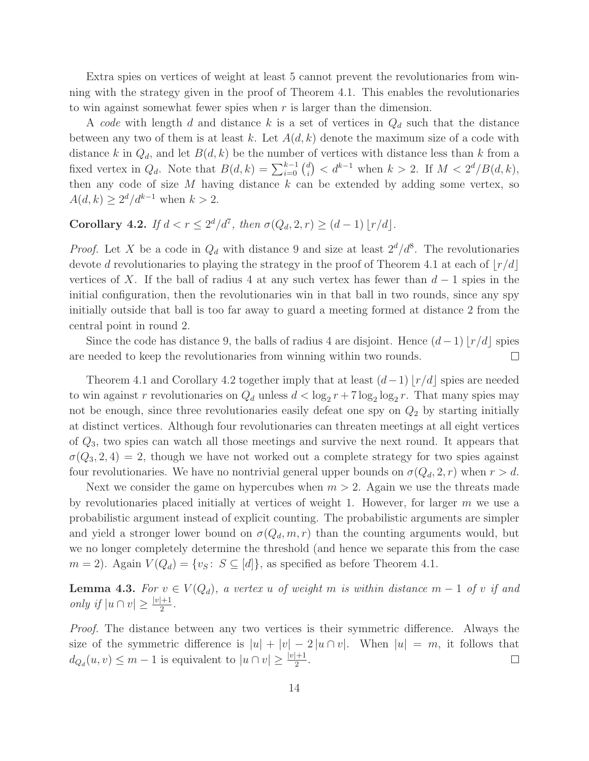Extra spies on vertices of weight at least 5 cannot prevent the revolutionaries from winning with the strategy given in the proof of Theorem 4.1. This enables the revolutionaries to win against somewhat fewer spies when $r$ is larger than the dimension.

A *code* with length $d$ and distance $k$ is a set of vertices in $Q_d$ such that the distance between any two of them is at least $k$. Let $A(d,k)$ denote the maximum size of a code with distance $k$ in $Q_d$, and let $B(d,k)$ be the number of vertices with distance less than $k$ from a fixed vertex in $Q_d$. Note that $B(d,k) = \sum_{i=0}^{k-1} \binom{d}{i} < d^{k-1}$ when $k > 2$. If $M < 2^d/B(d,k)$, then any code of size $M$ having distance $k$ can be extended by adding some vertex, so $A(d,k) \geq 2^d/d^{k-1}$ when $k > 2$.

**Corollary 4.2.** *If $d < r \leq 2^d/d^7$, then $\sigma(Q_d, 2, r) \geq (d-1)\lfloor r/d \rfloor$.*

*Proof.* Let $X$ be a code in $Q_d$ with distance 9 and size at least $2^d/d^8$. The revolutionaries devote $d$ revolutionaries to playing the strategy in the proof of Theorem 4.1 at each of $\lfloor r/d \rfloor$ vertices of $X$. If the ball of radius 4 at any such vertex has fewer than $d-1$ spies in the initial configuration, then the revolutionaries win in that ball in two rounds, since any spy initially outside that ball is too far away to guard a meeting formed at distance 2 from the central point in round 2.

Since the code has distance 9, the balls of radius 4 are disjoint. Hence $(d-1)\lfloor r/d \rfloor$ spies are needed to keep the revolutionaries from winning within two rounds. $\square$

Theorem 4.1 and Corollary 4.2 together imply that at least $(d-1)\lfloor r/d \rfloor$ spies are needed to win against $r$ revolutionaries on $Q_d$ unless $d < \log_2 r + 7\log_2\log_2 r$. That many spies may not be enough, since three revolutionaries easily defeat one spy on $Q_2$ by starting initially at distinct vertices. Although four revolutionaries can threaten meetings at all eight vertices of $Q_3$, two spies can watch all those meetings and survive the next round. It appears that $\sigma(Q_3, 2, 4) = 2$, though we have not worked out a complete strategy for two spies against four revolutionaries. We have no nontrivial general upper bounds on $\sigma(Q_d, 2, r)$ when $r > d$.

Next we consider the game on hypercubes when $m > 2$. Again we use the threats made by revolutionaries placed initially at vertices of weight 1. However, for larger $m$ we use a probabilistic argument instead of explicit counting. The probabilistic arguments are simpler and yield a stronger lower bound on $\sigma(Q_d, m, r)$ than the counting arguments would, but we no longer completely determine the threshold (and hence we separate this from the case $m = 2$). Again $V(Q_d) = \{v_S \colon S \subseteq [d]\}$, as specified as before Theorem 4.1.

**Lemma 4.3.** *For $v \in V(Q_d)$, a vertex $u$ of weight $m$ is within distance $m-1$ of $v$ if and only if $|u \cap v| \geq \frac{|v|+1}{2}$.*

*Proof.* The distance between any two vertices is their symmetric difference. Always the size of the symmetric difference is $|u| + |v| - 2|u \cap v|$. When $|u| = m$, it follows that $d_{Q_d}(u,v) \leq m-1$ is equivalent to $|u \cap v| \geq \frac{|v|+1}{2}$. $\square$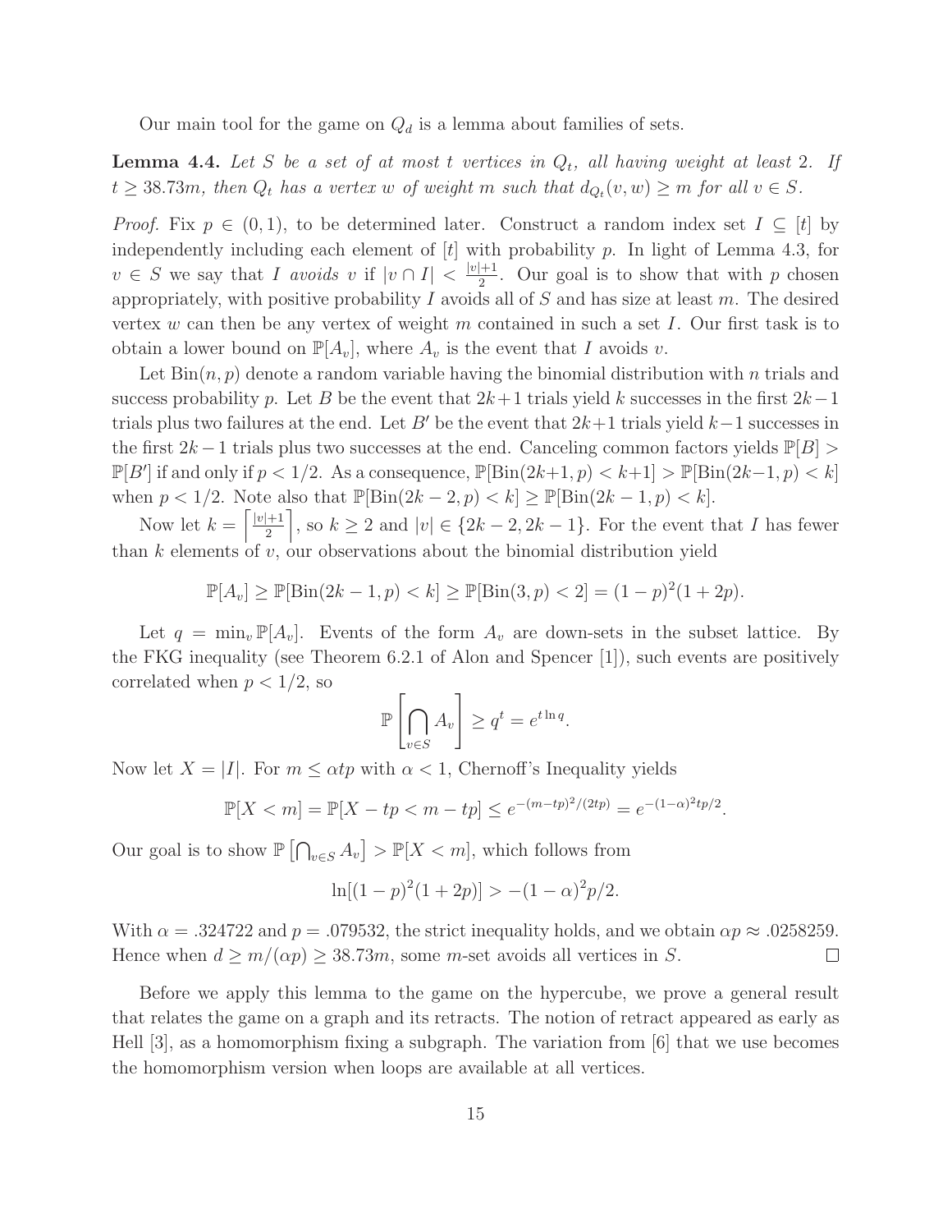Our main tool for the game on $Q_d$ is a lemma about families of sets.

**Lemma 4.4.** *Let $S$ be a set of at most $t$ vertices in $Q_t$, all having weight at least 2. If $t \ge 38.73m$, then $Q_t$ has a vertex $w$ of weight $m$ such that $d_{Q_t}(v, w) \ge m$ for all $v \in S$.*

*Proof.* Fix $p \in (0, 1)$, to be determined later. Construct a random index set $I \subseteq [t]$ by independently including each element of $[t]$ with probability $p$. In light of Lemma 4.3, for $v \in S$ we say that $I$ *avoids* $v$ if $|v \cap I| < \frac{|v|+1}{2}$. Our goal is to show that with $p$ chosen appropriately, with positive probability $I$ avoids all of $S$ and has size at least $m$. The desired vertex $w$ can then be any vertex of weight $m$ contained in such a set $I$. Our first task is to obtain a lower bound on $\mathbb{P}[A_v]$, where $A_v$ is the event that $I$ avoids $v$.

Let $\mathrm{Bin}(n, p)$ denote a random variable having the binomial distribution with $n$ trials and success probability $p$. Let $B$ be the event that $2k+1$ trials yield $k$ successes in the first $2k-1$ trials plus two failures at the end. Let $B'$ be the event that $2k+1$ trials yield $k-1$ successes in the first $2k-1$ trials plus two successes at the end. Canceling common factors yields $\mathbb{P}[B] > \mathbb{P}[B']$ if and only if $p < 1/2$. As a consequence, $\mathbb{P}[\mathrm{Bin}(2k+1, p) < k+1] > \mathbb{P}[\mathrm{Bin}(2k-1, p) < k]$ when $p < 1/2$. Note also that $\mathbb{P}[\mathrm{Bin}(2k-2, p) < k] \ge \mathbb{P}[\mathrm{Bin}(2k-1, p) < k]$.

Now let $k = \left\lceil \frac{|v|+1}{2} \right\rceil$, so $k \ge 2$ and $|v| \in \{2k-2, 2k-1\}$. For the event that $I$ has fewer than $k$ elements of $v$, our observations about the binomial distribution yield

$$\mathbb{P}[A_v] \ge \mathbb{P}[\mathrm{Bin}(2k-1, p) < k] \ge \mathbb{P}[\mathrm{Bin}(3, p) < 2] = (1-p)^2(1+2p).$$

Let $q = \min_v \mathbb{P}[A_v]$. Events of the form $A_v$ are down-sets in the subset lattice. By the FKG inequality (see Theorem 6.2.1 of Alon and Spencer [1]), such events are positively correlated when $p < 1/2$, so

$$\mathbb{P}\left[\bigcap_{v \in S} A_v\right] \ge q^t = e^{t \ln q}.$$

Now let $X = |I|$. For $m \le \alpha t p$ with $\alpha < 1$, Chernoff's Inequality yields

$$\mathbb{P}[X < m] = \mathbb{P}[X - tp < m - tp] \le e^{-(m-tp)^2/(2tp)} = e^{-(1-\alpha)^2 tp/2}.$$

Our goal is to show $\mathbb{P}\left[\bigcap_{v \in S} A_v\right] > \mathbb{P}[X < m]$, which follows from

$$\ln[(1-p)^2(1+2p)] > -(1-\alpha)^2 p/2.$$

With $\alpha = .324722$ and $p = .079532$, the strict inequality holds, and we obtain $\alpha p \approx .0258259$. Hence when $d \ge m/(\alpha p) \ge 38.73m$, some $m$-set avoids all vertices in $S$. $\square$

Before we apply this lemma to the game on the hypercube, we prove a general result that relates the game on a graph and its retracts. The notion of retract appeared as early as Hell [3], as a homomorphism fixing a subgraph. The variation from [6] that we use becomes the homomorphism version when loops are available at all vertices.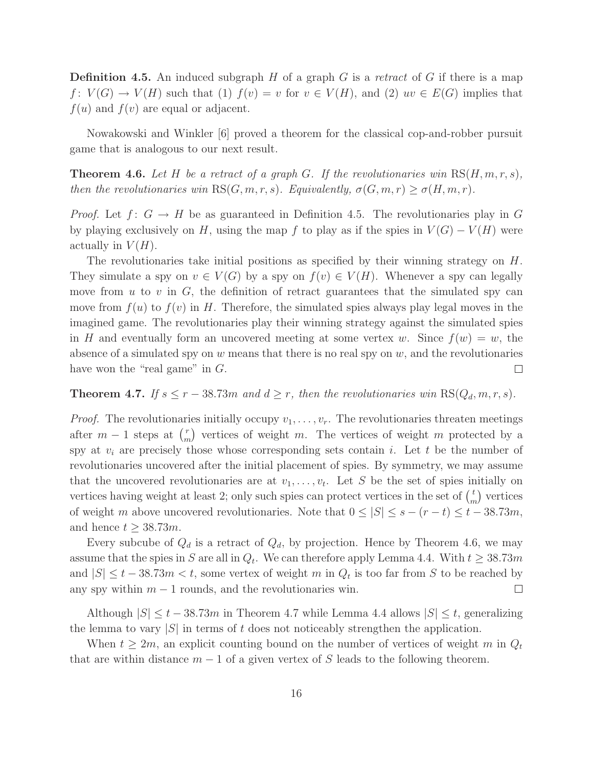**Definition 4.5.** An induced subgraph $H$ of a graph $G$ is a *retract* of $G$ if there is a map $f\colon V(G) \to V(H)$ such that (1) $f(v) = v$ for $v \in V(H)$, and (2) $uv \in E(G)$ implies that $f(u)$ and $f(v)$ are equal or adjacent.

Nowakowski and Winkler [6] proved a theorem for the classical cop-and-robber pursuit game that is analogous to our next result.

**Theorem 4.6.** *Let $H$ be a retract of a graph $G$. If the revolutionaries win $\mathrm{RS}(H, m, r, s)$, then the revolutionaries win $\mathrm{RS}(G, m, r, s)$. Equivalently, $\sigma(G, m, r) \geq \sigma(H, m, r)$.*

*Proof.* Let $f\colon G \to H$ be as guaranteed in Definition 4.5. The revolutionaries play in $G$ by playing exclusively on $H$, using the map $f$ to play as if the spies in $V(G) - V(H)$ were actually in $V(H)$.

The revolutionaries take initial positions as specified by their winning strategy on $H$. They simulate a spy on $v \in V(G)$ by a spy on $f(v) \in V(H)$. Whenever a spy can legally move from $u$ to $v$ in $G$, the definition of retract guarantees that the simulated spy can move from $f(u)$ to $f(v)$ in $H$. Therefore, the simulated spies always play legal moves in the imagined game. The revolutionaries play their winning strategy against the simulated spies in $H$ and eventually form an uncovered meeting at some vertex $w$. Since $f(w) = w$, the absence of a simulated spy on $w$ means that there is no real spy on $w$, and the revolutionaries have won the "real game" in $G$. $\square$

**Theorem 4.7.** *If $s \leq r - 38.73m$ and $d \geq r$, then the revolutionaries win $\mathrm{RS}(Q_d, m, r, s)$.*

*Proof.* The revolutionaries initially occupy $v_1, \ldots, v_r$. The revolutionaries threaten meetings after $m-1$ steps at $\binom{r}{m}$ vertices of weight $m$. The vertices of weight $m$ protected by a spy at $v_i$ are precisely those whose corresponding sets contain $i$. Let $t$ be the number of revolutionaries uncovered after the initial placement of spies. By symmetry, we may assume that the uncovered revolutionaries are at $v_1, \ldots, v_t$. Let $S$ be the set of spies initially on vertices having weight at least 2; only such spies can protect vertices in the set of $\binom{t}{m}$ vertices of weight $m$ above uncovered revolutionaries. Note that $0 \leq |S| \leq s - (r - t) \leq t - 38.73m$, and hence $t \geq 38.73m$.

Every subcube of $Q_d$ is a retract of $Q_d$, by projection. Hence by Theorem 4.6, we may assume that the spies in $S$ are all in $Q_t$. We can therefore apply Lemma 4.4. With $t \geq 38.73m$ and $|S| \leq t - 38.73m < t$, some vertex of weight $m$ in $Q_t$ is too far from $S$ to be reached by any spy within $m-1$ rounds, and the revolutionaries win. $\square$

Although $|S| \leq t - 38.73m$ in Theorem 4.7 while Lemma 4.4 allows $|S| \leq t$, generalizing the lemma to vary $|S|$ in terms of $t$ does not noticeably strengthen the application.

When $t \geq 2m$, an explicit counting bound on the number of vertices of weight $m$ in $Q_t$ that are within distance $m-1$ of a given vertex of $S$ leads to the following theorem.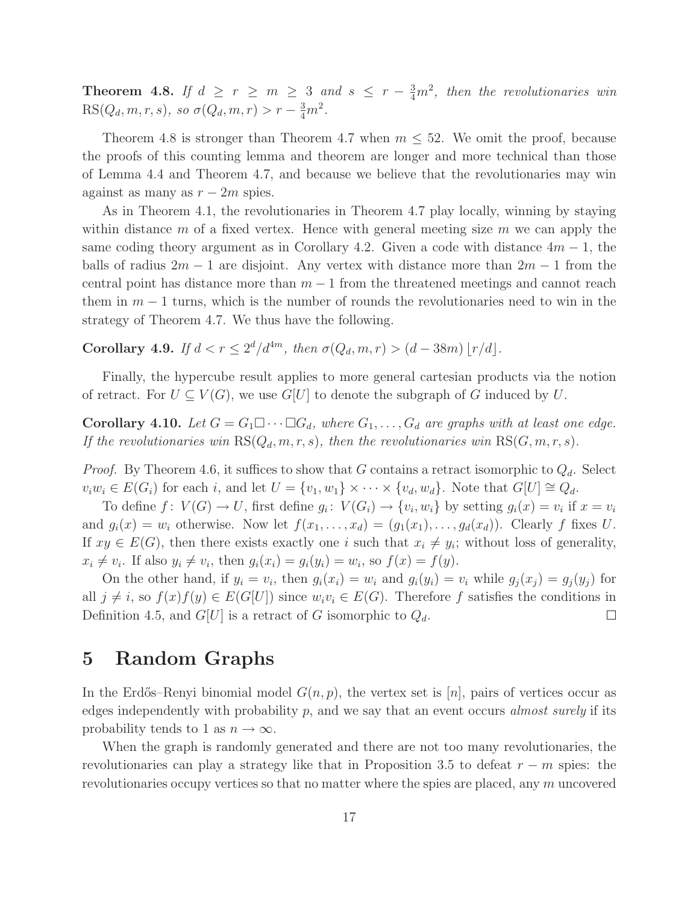**Theorem 4.8.** *If $d \geq r \geq m \geq 3$ and $s \leq r - \frac{3}{4}m^2$, then the revolutionaries win* $\mathrm{RS}(Q_d, m, r, s)$*, so* $\sigma(Q_d, m, r) > r - \frac{3}{4}m^2$*.*

Theorem 4.8 is stronger than Theorem 4.7 when $m \leq 52$. We omit the proof, because the proofs of this counting lemma and theorem are longer and more technical than those of Lemma 4.4 and Theorem 4.7, and because we believe that the revolutionaries may win against as many as $r - 2m$ spies.

As in Theorem 4.1, the revolutionaries in Theorem 4.7 play locally, winning by staying within distance $m$ of a fixed vertex. Hence with general meeting size $m$ we can apply the same coding theory argument as in Corollary 4.2. Given a code with distance $4m-1$, the balls of radius $2m-1$ are disjoint. Any vertex with distance more than $2m-1$ from the central point has distance more than $m-1$ from the threatened meetings and cannot reach them in $m-1$ turns, which is the number of rounds the revolutionaries need to win in the strategy of Theorem 4.7. We thus have the following.

**Corollary 4.9.** *If $d < r \leq 2^d/d^{4m}$, then $\sigma(Q_d, m, r) > (d - 38m)\lfloor r/d \rfloor$.*

Finally, the hypercube result applies to more general cartesian products via the notion of retract. For $U \subseteq V(G)$, we use $G[U]$ to denote the subgraph of $G$ induced by $U$.

**Corollary 4.10.** *Let $G = G_1 \square \cdots \square G_d$, where $G_1, \ldots, G_d$ are graphs with at least one edge. If the revolutionaries win* $\mathrm{RS}(Q_d, m, r, s)$*, then the revolutionaries win* $\mathrm{RS}(G, m, r, s)$*.*

*Proof.* By Theorem 4.6, it suffices to show that $G$ contains a retract isomorphic to $Q_d$. Select $v_i w_i \in E(G_i)$ for each $i$, and let $U = \{v_1, w_1\} \times \cdots \times \{v_d, w_d\}$. Note that $G[U] \cong Q_d$.

To define $f\colon V(G) \to U$, first define $g_i\colon V(G_i) \to \{v_i, w_i\}$ by setting $g_i(x) = v_i$ if $x = v_i$ and $g_i(x) = w_i$ otherwise. Now let $f(x_1, \ldots, x_d) = (g_1(x_1), \ldots, g_d(x_d))$. Clearly $f$ fixes $U$. If $xy \in E(G)$, then there exists exactly one $i$ such that $x_i \neq y_i$; without loss of generality, $x_i \neq v_i$. If also $y_i \neq v_i$, then $g_i(x_i) = g_i(y_i) = w_i$, so $f(x) = f(y)$.

On the other hand, if $y_i = v_i$, then $g_i(x_i) = w_i$ and $g_i(y_i) = v_i$ while $g_j(x_j) = g_j(y_j)$ for all $j \neq i$, so $f(x)f(y) \in E(G[U])$ since $w_i v_i \in E(G)$. Therefore $f$ satisfies the conditions in Definition 4.5, and $G[U]$ is a retract of $G$ isomorphic to $Q_d$. $\square$

# 5 Random Graphs

In the Erdős–Renyi binomial model $G(n,p)$, the vertex set is $[n]$, pairs of vertices occur as edges independently with probability $p$, and we say that an event occurs *almost surely* if its probability tends to 1 as $n \to \infty$.

When the graph is randomly generated and there are not too many revolutionaries, the revolutionaries can play a strategy like that in Proposition 3.5 to defeat $r - m$ spies: the revolutionaries occupy vertices so that no matter where the spies are placed, any $m$ uncovered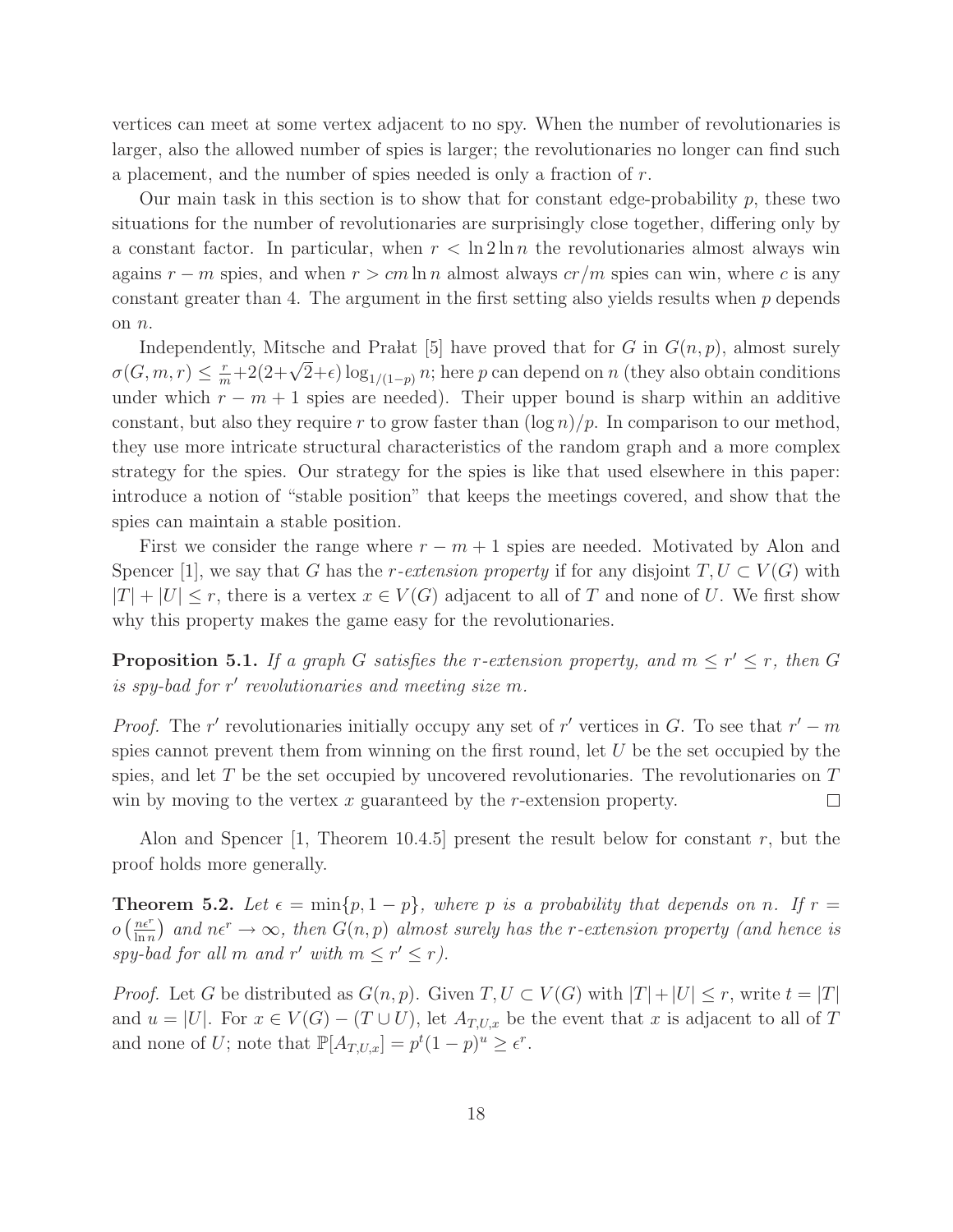vertices can meet at some vertex adjacent to no spy. When the number of revolutionaries is larger, also the allowed number of spies is larger; the revolutionaries no longer can find such a placement, and the number of spies needed is only a fraction of $r$.

Our main task in this section is to show that for constant edge-probability $p$, these two situations for the number of revolutionaries are surprisingly close together, differing only by a constant factor. In particular, when $r < \ln 2 \ln n$ the revolutionaries almost always win agains $r - m$ spies, and when $r > cm \ln n$ almost always $cr/m$ spies can win, where $c$ is any constant greater than 4. The argument in the first setting also yields results when $p$ depends on $n$.

Independently, Mitsche and Prałat [5] have proved that for $G$ in $G(n, p)$, almost surely $\sigma(G, m, r) \leq \frac{r}{m} + 2(2+\sqrt{2}+\epsilon) \log_{1/(1-p)} n$; here $p$ can depend on $n$ (they also obtain conditions under which $r - m + 1$ spies are needed). Their upper bound is sharp within an additive constant, but also they require $r$ to grow faster than $(\log n)/p$. In comparison to our method, they use more intricate structural characteristics of the random graph and a more complex strategy for the spies. Our strategy for the spies is like that used elsewhere in this paper: introduce a notion of "stable position" that keeps the meetings covered, and show that the spies can maintain a stable position.

First we consider the range where $r - m + 1$ spies are needed. Motivated by Alon and Spencer [1], we say that $G$ has the *$r$-extension property* if for any disjoint $T, U \subset V(G)$ with $|T| + |U| \leq r$, there is a vertex $x \in V(G)$ adjacent to all of $T$ and none of $U$. We first show why this property makes the game easy for the revolutionaries.

**Proposition 5.1.** *If a graph $G$ satisfies the $r$-extension property, and $m \leq r' \leq r$, then $G$ is spy-bad for $r'$ revolutionaries and meeting size $m$.*

*Proof.* The $r'$ revolutionaries initially occupy any set of $r'$ vertices in $G$. To see that $r' - m$ spies cannot prevent them from winning on the first round, let $U$ be the set occupied by the spies, and let $T$ be the set occupied by uncovered revolutionaries. The revolutionaries on $T$ win by moving to the vertex $x$ guaranteed by the $r$-extension property. $\square$

Alon and Spencer [1, Theorem 10.4.5] present the result below for constant $r$, but the proof holds more generally.

**Theorem 5.2.** *Let $\epsilon = \min\{p, 1-p\}$, where $p$ is a probability that depends on $n$. If $r = o\left(\frac{n\epsilon^r}{\ln n}\right)$ and $n\epsilon^r \to \infty$, then $G(n, p)$ almost surely has the $r$-extension property (and hence is spy-bad for all $m$ and $r'$ with $m \leq r' \leq r$).*

*Proof.* Let $G$ be distributed as $G(n, p)$. Given $T, U \subset V(G)$ with $|T| + |U| \leq r$, write $t = |T|$ and $u = |U|$. For $x \in V(G) - (T \cup U)$, let $A_{T,U,x}$ be the event that $x$ is adjacent to all of $T$ and none of $U$; note that $\mathbb{P}[A_{T,U,x}] = p^t(1-p)^u \geq \epsilon^r$.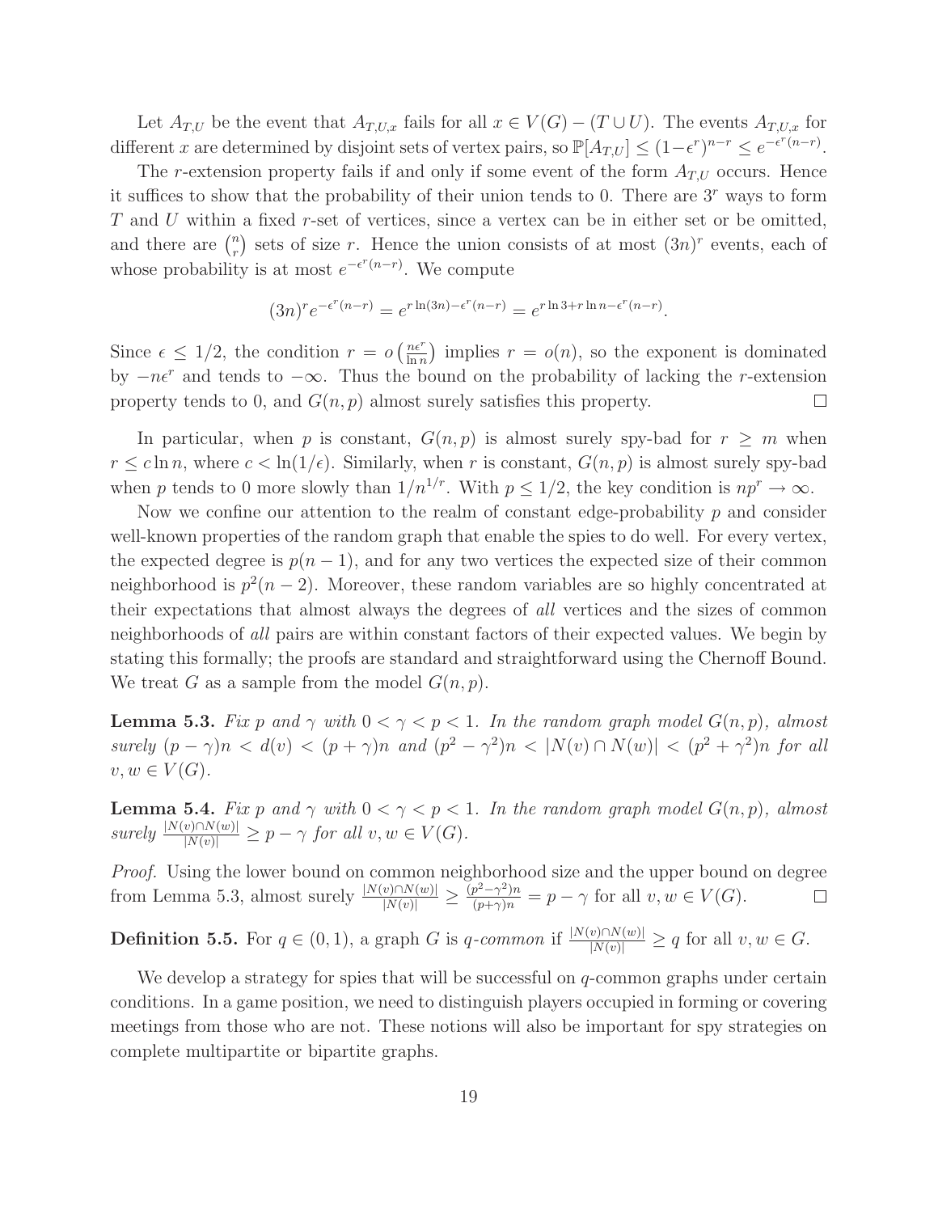Let $A_{T,U}$ be the event that $A_{T,U,x}$ fails for all $x \in V(G) - (T \cup U)$. The events $A_{T,U,x}$ for different $x$ are determined by disjoint sets of vertex pairs, so $\mathbb{P}[A_{T,U}] \le (1-\epsilon^r)^{n-r} \le e^{-\epsilon^r(n-r)}$.

The $r$-extension property fails if and only if some event of the form $A_{T,U}$ occurs. Hence it suffices to show that the probability of their union tends to 0. There are $3^r$ ways to form $T$ and $U$ within a fixed $r$-set of vertices, since a vertex can be in either set or be omitted, and there are $\binom{n}{r}$ sets of size $r$. Hence the union consists of at most $(3n)^r$ events, each of whose probability is at most $e^{-\epsilon^r(n-r)}$. We compute

$$(3n)^r e^{-\epsilon^r(n-r)} = e^{r\ln(3n) - \epsilon^r(n-r)} = e^{r\ln 3 + r\ln n - \epsilon^r(n-r)}.$$

Since $\epsilon \le 1/2$, the condition $r = o\left(\frac{n\epsilon^r}{\ln n}\right)$ implies $r = o(n)$, so the exponent is dominated by $-n\epsilon^r$ and tends to $-\infty$. Thus the bound on the probability of lacking the $r$-extension property tends to 0, and $G(n,p)$ almost surely satisfies this property. $\square$

In particular, when $p$ is constant, $G(n,p)$ is almost surely spy-bad for $r \ge m$ when $r \le c\ln n$, where $c < \ln(1/\epsilon)$. Similarly, when $r$ is constant, $G(n,p)$ is almost surely spy-bad when $p$ tends to 0 more slowly than $1/n^{1/r}$. With $p \le 1/2$, the key condition is $np^r \to \infty$.

Now we confine our attention to the realm of constant edge-probability $p$ and consider well-known properties of the random graph that enable the spies to do well. For every vertex, the expected degree is $p(n-1)$, and for any two vertices the expected size of their common neighborhood is $p^2(n-2)$. Moreover, these random variables are so highly concentrated at their expectations that almost always the degrees of *all* vertices and the sizes of common neighborhoods of *all* pairs are within constant factors of their expected values. We begin by stating this formally; the proofs are standard and straightforward using the Chernoff Bound. We treat $G$ as a sample from the model $G(n,p)$.

**Lemma 5.3.** *Fix $p$ and $\gamma$ with $0 < \gamma < p < 1$. In the random graph model $G(n,p)$, almost surely $(p-\gamma)n < d(v) < (p+\gamma)n$ and $(p^2-\gamma^2)n < |N(v) \cap N(w)| < (p^2+\gamma^2)n$ for all $v, w \in V(G)$.*

**Lemma 5.4.** *Fix $p$ and $\gamma$ with $0 < \gamma < p < 1$. In the random graph model $G(n,p)$, almost surely $\frac{|N(v)\cap N(w)|}{|N(v)|} \ge p - \gamma$ for all $v, w \in V(G)$.*

*Proof.* Using the lower bound on common neighborhood size and the upper bound on degree from Lemma 5.3, almost surely $\frac{|N(v)\cap N(w)|}{|N(v)|} \ge \frac{(p^2-\gamma^2)n}{(p+\gamma)n} = p - \gamma$ for all $v, w \in V(G)$. $\square$

**Definition 5.5.** For $q \in (0,1)$, a graph $G$ is *$q$-common* if $\frac{|N(v)\cap N(w)|}{|N(v)|} \ge q$ for all $v, w \in G$.

We develop a strategy for spies that will be successful on $q$-common graphs under certain conditions. In a game position, we need to distinguish players occupied in forming or covering meetings from those who are not. These notions will also be important for spy strategies on complete multipartite or bipartite graphs.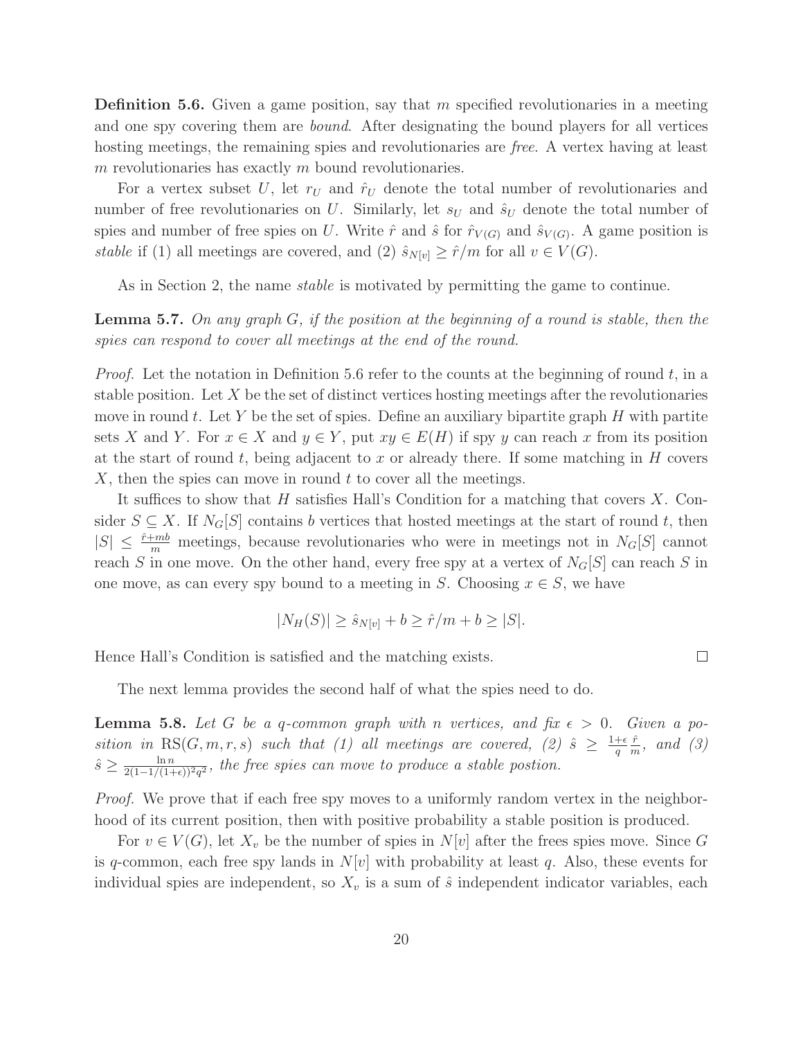**Definition 5.6.** Given a game position, say that $m$ specified revolutionaries in a meeting and one spy covering them are *bound*. After designating the bound players for all vertices hosting meetings, the remaining spies and revolutionaries are *free*. A vertex having at least $m$ revolutionaries has exactly $m$ bound revolutionaries.

For a vertex subset $U$, let $r_U$ and $\hat{r}_U$ denote the total number of revolutionaries and number of free revolutionaries on $U$. Similarly, let $s_U$ and $\hat{s}_U$ denote the total number of spies and number of free spies on $U$. Write $\hat{r}$ and $\hat{s}$ for $\hat{r}_{V(G)}$ and $\hat{s}_{V(G)}$. A game position is *stable* if (1) all meetings are covered, and (2) $\hat{s}_{N[v]} \geq \hat{r}/m$ for all $v \in V(G)$.

As in Section 2, the name *stable* is motivated by permitting the game to continue.

**Lemma 5.7.** *On any graph $G$, if the position at the beginning of a round is stable, then the spies can respond to cover all meetings at the end of the round.*

*Proof.* Let the notation in Definition 5.6 refer to the counts at the beginning of round $t$, in a stable position. Let $X$ be the set of distinct vertices hosting meetings after the revolutionaries move in round $t$. Let $Y$ be the set of spies. Define an auxiliary bipartite graph $H$ with partite sets $X$ and $Y$. For $x \in X$ and $y \in Y$, put $xy \in E(H)$ if spy $y$ can reach $x$ from its position at the start of round $t$, being adjacent to $x$ or already there. If some matching in $H$ covers $X$, then the spies can move in round $t$ to cover all the meetings.

It suffices to show that $H$ satisfies Hall's Condition for a matching that covers $X$. Consider $S \subseteq X$. If $N_G[S]$ contains $b$ vertices that hosted meetings at the start of round $t$, then $|S| \leq \frac{\hat{r}+mb}{m}$ meetings, because revolutionaries who were in meetings not in $N_G[S]$ cannot reach $S$ in one move. On the other hand, every free spy at a vertex of $N_G[S]$ can reach $S$ in one move, as can every spy bound to a meeting in $S$. Choosing $x \in S$, we have

$$|N_H(S)| \geq \hat{s}_{N[v]} + b \geq \hat{r}/m + b \geq |S|.$$

Hence Hall's Condition is satisfied and the matching exists. □

The next lemma provides the second half of what the spies need to do.

**Lemma 5.8.** *Let $G$ be a $q$-common graph with $n$ vertices, and fix $\epsilon > 0$. Given a position in $\mathrm{RS}(G, m, r, s)$ such that (1) all meetings are covered, (2) $\hat{s} \geq \frac{1+\epsilon}{q}\frac{\hat{r}}{m}$, and (3) $\hat{s} \geq \frac{\ln n}{2(1-1/(1+\epsilon))^2 q^2}$, the free spies can move to produce a stable postion.*

*Proof.* We prove that if each free spy moves to a uniformly random vertex in the neighborhood of its current position, then with positive probability a stable position is produced.

For $v \in V(G)$, let $X_v$ be the number of spies in $N[v]$ after the frees spies move. Since $G$ is $q$-common, each free spy lands in $N[v]$ with probability at least $q$. Also, these events for individual spies are independent, so $X_v$ is a sum of $\hat{s}$ independent indicator variables, each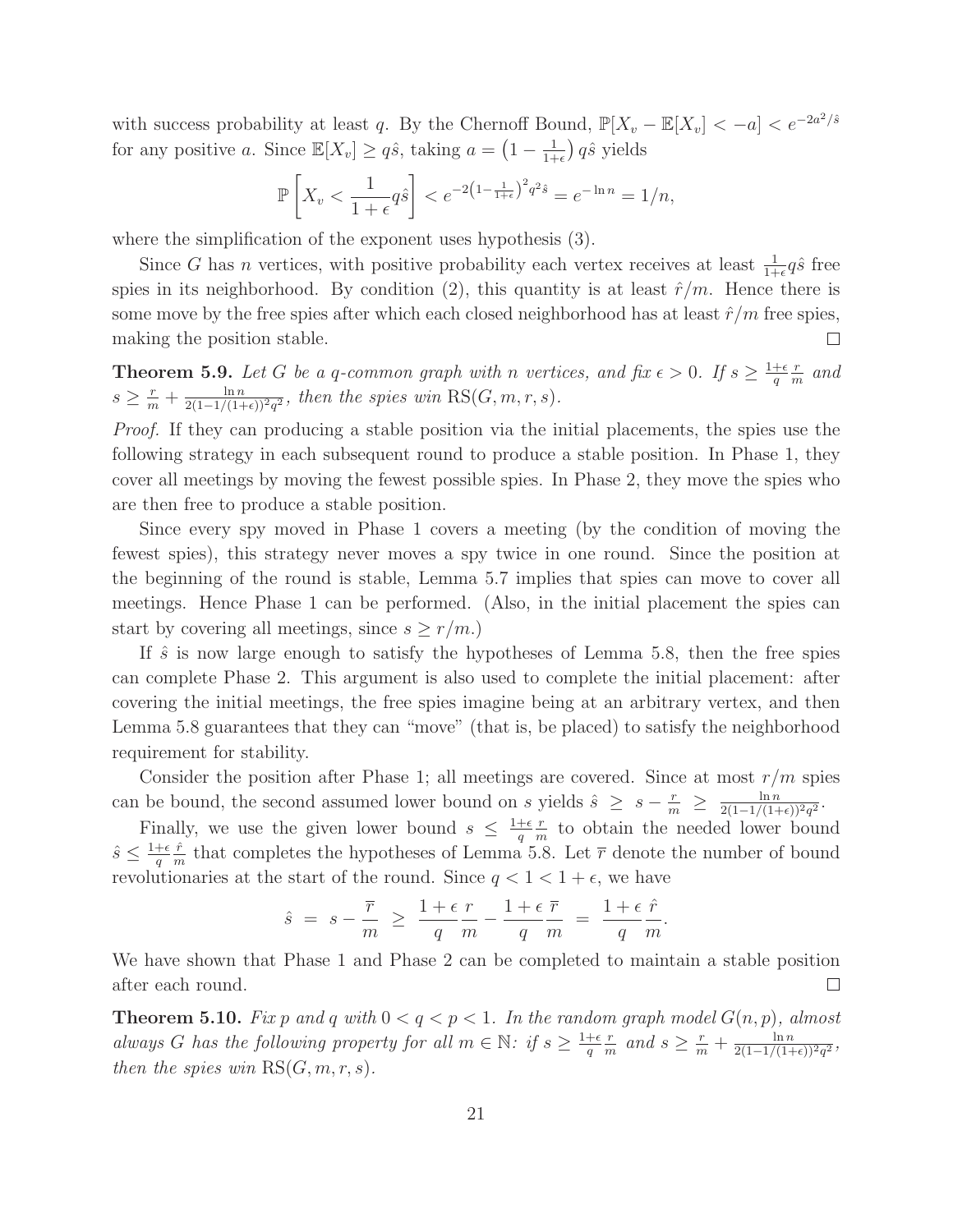with success probability at least $q$. By the Chernoff Bound, $\mathbb{P}[X_v - \mathbb{E}[X_v] < -a] < e^{-2a^2/\hat{s}}$ for any positive $a$. Since $\mathbb{E}[X_v] \geq q\hat{s}$, taking $a = \left(1 - \frac{1}{1+\epsilon}\right) q\hat{s}$ yields

$$\mathbb{P}\left[X_v < \frac{1}{1+\epsilon} q\hat{s}\right] < e^{-2\left(1-\frac{1}{1+\epsilon}\right)^2 q^2 \hat{s}} = e^{-\ln n} = 1/n,$$

where the simplification of the exponent uses hypothesis (3).

Since $G$ has $n$ vertices, with positive probability each vertex receives at least $\frac{1}{1+\epsilon} q\hat{s}$ free spies in its neighborhood. By condition (2), this quantity is at least $\hat{r}/m$. Hence there is some move by the free spies after which each closed neighborhood has at least $\hat{r}/m$ free spies, making the position stable. □

**Theorem 5.9.** *Let $G$ be a $q$-common graph with $n$ vertices, and fix $\epsilon > 0$. If $s \geq \frac{1+\epsilon}{q} \frac{r}{m}$ and $s \geq \frac{r}{m} + \frac{\ln n}{2(1-1/(1+\epsilon))^2 q^2}$, then the spies win $\mathrm{RS}(G, m, r, s)$.*

*Proof.* If they can producing a stable position via the initial placements, the spies use the following strategy in each subsequent round to produce a stable position. In Phase 1, they cover all meetings by moving the fewest possible spies. In Phase 2, they move the spies who are then free to produce a stable position.

Since every spy moved in Phase 1 covers a meeting (by the condition of moving the fewest spies), this strategy never moves a spy twice in one round. Since the position at the beginning of the round is stable, Lemma 5.7 implies that spies can move to cover all meetings. Hence Phase 1 can be performed. (Also, in the initial placement the spies can start by covering all meetings, since $s \geq r/m$.)

If $\hat{s}$ is now large enough to satisfy the hypotheses of Lemma 5.8, then the free spies can complete Phase 2. This argument is also used to complete the initial placement: after covering the initial meetings, the free spies imagine being at an arbitrary vertex, and then Lemma 5.8 guarantees that they can "move" (that is, be placed) to satisfy the neighborhood requirement for stability.

Consider the position after Phase 1; all meetings are covered. Since at most $r/m$ spies can be bound, the second assumed lower bound on $s$ yields $\hat{s} \geq s - \frac{r}{m} \geq \frac{\ln n}{2(1-1/(1+\epsilon))^2 q^2}$.

Finally, we use the given lower bound $s \leq \frac{1+\epsilon}{q} \frac{r}{m}$ to obtain the needed lower bound $\hat{s} \leq \frac{1+\epsilon}{q} \frac{\hat{r}}{m}$ that completes the hypotheses of Lemma 5.8. Let $\overline{r}$ denote the number of bound revolutionaries at the start of the round. Since $q < 1 < 1+\epsilon$, we have

$$\hat{s} = s - \frac{\overline{r}}{m} \geq \frac{1+\epsilon}{q} \frac{r}{m} - \frac{1+\epsilon}{q} \frac{\overline{r}}{m} = \frac{1+\epsilon}{q} \frac{\hat{r}}{m}.$$

We have shown that Phase 1 and Phase 2 can be completed to maintain a stable position after each round. □

**Theorem 5.10.** *Fix $p$ and $q$ with $0 < q < p < 1$. In the random graph model $G(n, p)$, almost always $G$ has the following property for all $m \in \mathbb{N}$: if $s \geq \frac{1+\epsilon}{q} \frac{r}{m}$ and $s \geq \frac{r}{m} + \frac{\ln n}{2(1-1/(1+\epsilon))^2 q^2}$, then the spies win $\mathrm{RS}(G, m, r, s)$.*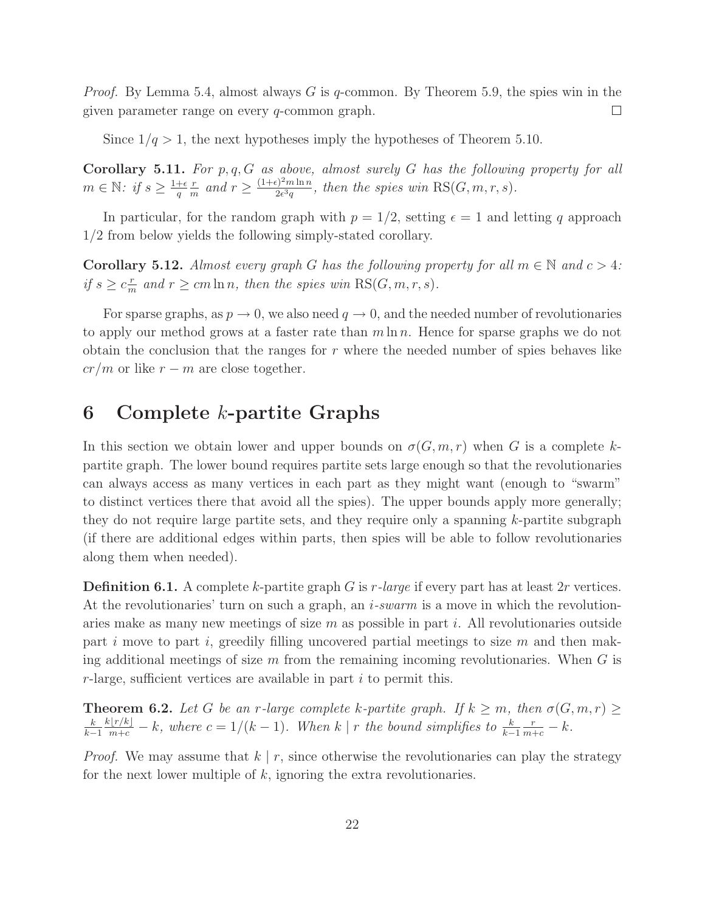*Proof.* By Lemma 5.4, almost always $G$ is $q$-common. By Theorem 5.9, the spies win in the given parameter range on every $q$-common graph. □

Since $1/q > 1$, the next hypotheses imply the hypotheses of Theorem 5.10.

**Corollary 5.11.** *For $p, q, G$ as above, almost surely $G$ has the following property for all $m \in \mathbb{N}$: if $s \geq \frac{1+\epsilon}{q}\frac{r}{m}$ and $r \geq \frac{(1+\epsilon)^2 m \ln n}{2\epsilon^3 q}$, then the spies win $\mathrm{RS}(G, m, r, s)$.*

In particular, for the random graph with $p = 1/2$, setting $\epsilon = 1$ and letting $q$ approach $1/2$ from below yields the following simply-stated corollary.

**Corollary 5.12.** *Almost every graph $G$ has the following property for all $m \in \mathbb{N}$ and $c > 4$: if $s \geq c\frac{r}{m}$ and $r \geq cm \ln n$, then the spies win $\mathrm{RS}(G, m, r, s)$.*

For sparse graphs, as $p \to 0$, we also need $q \to 0$, and the needed number of revolutionaries to apply our method grows at a faster rate than $m \ln n$. Hence for sparse graphs we do not obtain the conclusion that the ranges for $r$ where the needed number of spies behaves like $cr/m$ or like $r - m$ are close together.

# 6 Complete $k$-partite Graphs

In this section we obtain lower and upper bounds on $\sigma(G, m, r)$ when $G$ is a complete $k$-partite graph. The lower bound requires partite sets large enough so that the revolutionaries can always access as many vertices in each part as they might want (enough to "swarm" to distinct vertices there that avoid all the spies). The upper bounds apply more generally; they do not require large partite sets, and they require only a spanning $k$-partite subgraph (if there are additional edges within parts, then spies will be able to follow revolutionaries along them when needed).

**Definition 6.1.** A complete $k$-partite graph $G$ is *$r$-large* if every part has at least $2r$ vertices. At the revolutionaries' turn on such a graph, an *$i$-swarm* is a move in which the revolutionaries make as many new meetings of size $m$ as possible in part $i$. All revolutionaries outside part $i$ move to part $i$, greedily filling uncovered partial meetings to size $m$ and then making additional meetings of size $m$ from the remaining incoming revolutionaries. When $G$ is $r$-large, sufficient vertices are available in part $i$ to permit this.

**Theorem 6.2.** *Let $G$ be an $r$-large complete $k$-partite graph. If $k \geq m$, then $\sigma(G, m, r) \geq \frac{k}{k-1}\frac{k\lfloor r/k \rfloor}{m+c} - k$, where $c = 1/(k-1)$. When $k \mid r$ the bound simplifies to $\frac{k}{k-1}\frac{r}{m+c} - k$.*

*Proof.* We may assume that $k \mid r$, since otherwise the revolutionaries can play the strategy for the next lower multiple of $k$, ignoring the extra revolutionaries.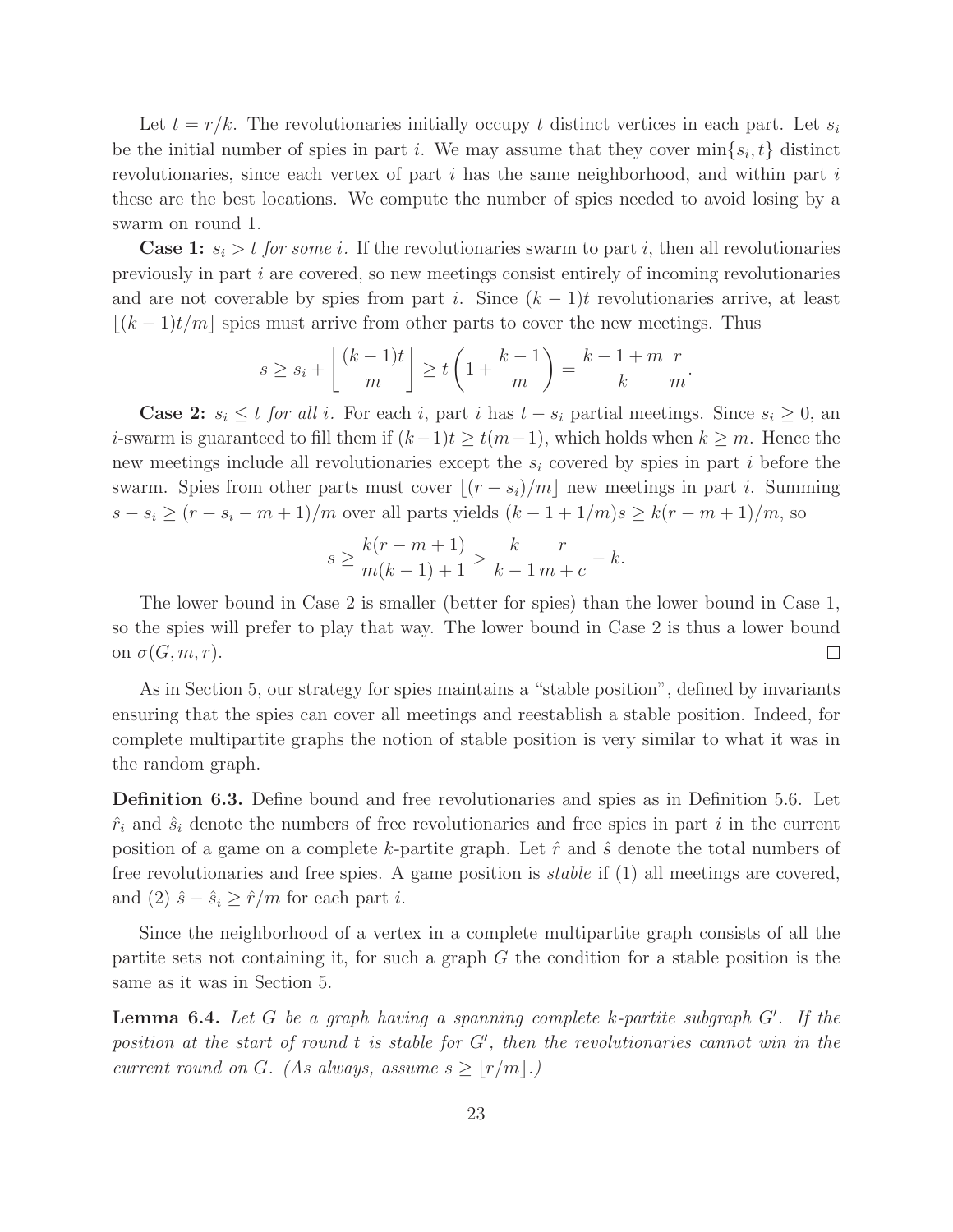Let $t = r/k$. The revolutionaries initially occupy $t$ distinct vertices in each part. Let $s_i$ be the initial number of spies in part $i$. We may assume that they cover $\min\{s_i, t\}$ distinct revolutionaries, since each vertex of part $i$ has the same neighborhood, and within part $i$ these are the best locations. We compute the number of spies needed to avoid losing by a swarm on round 1.

**Case 1:** *$s_i > t$ for some $i$.* If the revolutionaries swarm to part $i$, then all revolutionaries previously in part $i$ are covered, so new meetings consist entirely of incoming revolutionaries and are not coverable by spies from part $i$. Since $(k-1)t$ revolutionaries arrive, at least $\lfloor (k-1)t/m \rfloor$ spies must arrive from other parts to cover the new meetings. Thus

$$s \geq s_i + \left\lfloor \frac{(k-1)t}{m} \right\rfloor \geq t\left(1 + \frac{k-1}{m}\right) = \frac{k-1+m}{k}\,\frac{r}{m}.$$

**Case 2:** *$s_i \leq t$ for all $i$.* For each $i$, part $i$ has $t - s_i$ partial meetings. Since $s_i \geq 0$, an $i$-swarm is guaranteed to fill them if $(k-1)t \geq t(m-1)$, which holds when $k \geq m$. Hence the new meetings include all revolutionaries except the $s_i$ covered by spies in part $i$ before the swarm. Spies from other parts must cover $\lfloor (r - s_i)/m \rfloor$ new meetings in part $i$. Summing $s - s_i \geq (r - s_i - m + 1)/m$ over all parts yields $(k - 1 + 1/m)s \geq k(r - m + 1)/m$, so

$$s \geq \frac{k(r-m+1)}{m(k-1)+1} > \frac{k}{k-1}\,\frac{r}{m+c} - k.$$

The lower bound in Case 2 is smaller (better for spies) than the lower bound in Case 1, so the spies will prefer to play that way. The lower bound in Case 2 is thus a lower bound on $\sigma(G, m, r)$. □

As in Section 5, our strategy for spies maintains a "stable position", defined by invariants ensuring that the spies can cover all meetings and reestablish a stable position. Indeed, for complete multipartite graphs the notion of stable position is very similar to what it was in the random graph.

**Definition 6.3.** Define bound and free revolutionaries and spies as in Definition 5.6. Let $\hat{r}_i$ and $\hat{s}_i$ denote the numbers of free revolutionaries and free spies in part $i$ in the current position of a game on a complete $k$-partite graph. Let $\hat{r}$ and $\hat{s}$ denote the total numbers of free revolutionaries and free spies. A game position is *stable* if (1) all meetings are covered, and (2) $\hat{s} - \hat{s}_i \geq \hat{r}/m$ for each part $i$.

Since the neighborhood of a vertex in a complete multipartite graph consists of all the partite sets not containing it, for such a graph $G$ the condition for a stable position is the same as it was in Section 5.

**Lemma 6.4.** *Let $G$ be a graph having a spanning complete $k$-partite subgraph $G'$. If the position at the start of round $t$ is stable for $G'$, then the revolutionaries cannot win in the current round on $G$. (As always, assume $s \geq \lfloor r/m \rfloor$.)*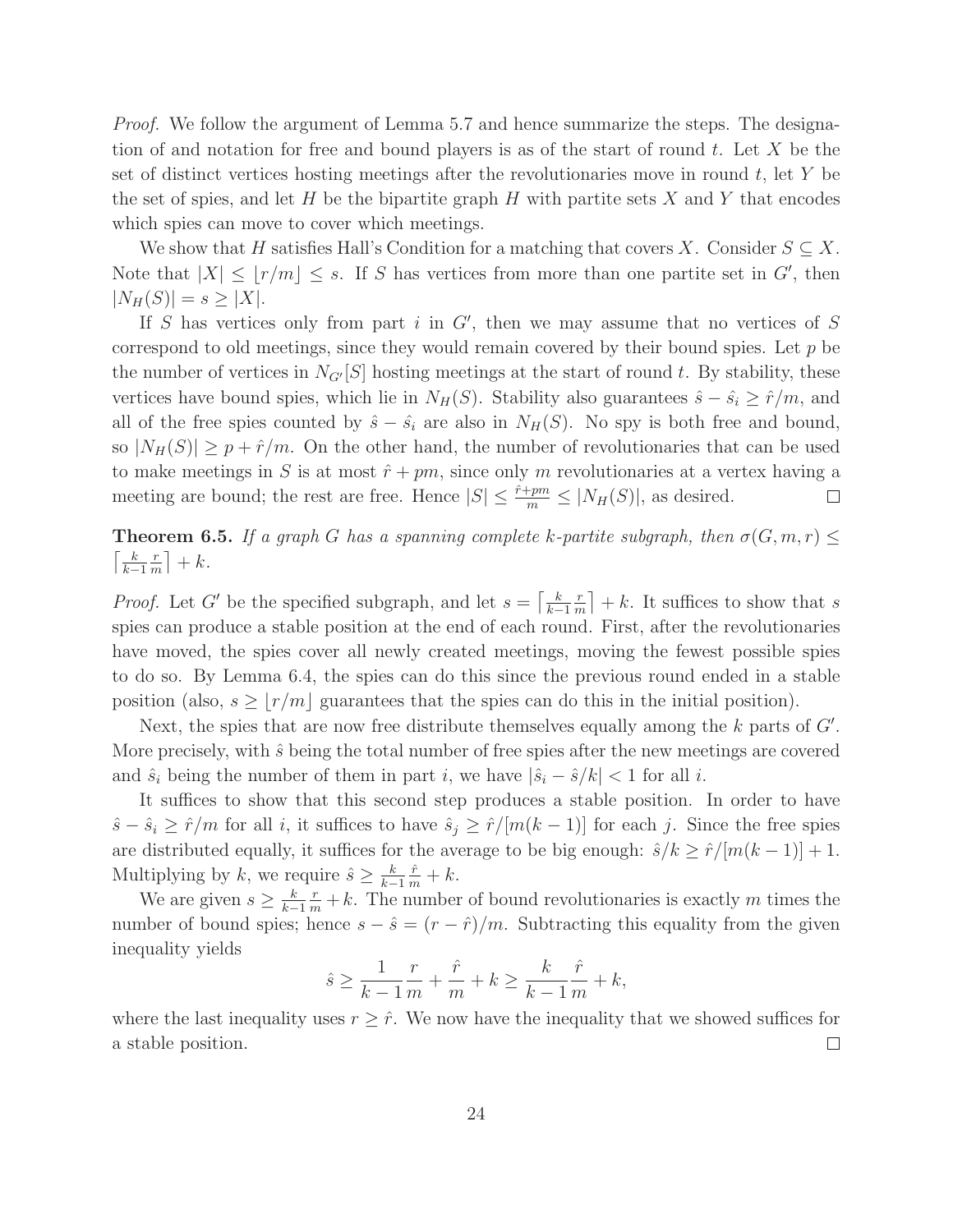*Proof.* We follow the argument of Lemma 5.7 and hence summarize the steps. The designation of and notation for free and bound players is as of the start of round $t$. Let $X$ be the set of distinct vertices hosting meetings after the revolutionaries move in round $t$, let $Y$ be the set of spies, and let $H$ be the bipartite graph $H$ with partite sets $X$ and $Y$ that encodes which spies can move to cover which meetings.

We show that $H$ satisfies Hall's Condition for a matching that covers $X$. Consider $S \subseteq X$. Note that $|X| \leq \lfloor r/m \rfloor \leq s$. If $S$ has vertices from more than one partite set in $G'$, then $|N_H(S)| = s \geq |X|$.

If $S$ has vertices only from part $i$ in $G'$, then we may assume that no vertices of $S$ correspond to old meetings, since they would remain covered by their bound spies. Let $p$ be the number of vertices in $N_{G'}[S]$ hosting meetings at the start of round $t$. By stability, these vertices have bound spies, which lie in $N_H(S)$. Stability also guarantees $\hat{s} - \hat{s}_i \geq \hat{r}/m$, and all of the free spies counted by $\hat{s} - \hat{s}_i$ are also in $N_H(S)$. No spy is both free and bound, so $|N_H(S)| \geq p + \hat{r}/m$. On the other hand, the number of revolutionaries that can be used to make meetings in $S$ is at most $\hat{r} + pm$, since only $m$ revolutionaries at a vertex having a meeting are bound; the rest are free. Hence $|S| \leq \frac{\hat{r}+pm}{m} \leq |N_H(S)|$, as desired. □

**Theorem 6.5.** *If a graph $G$ has a spanning complete $k$-partite subgraph, then $\sigma(G, m, r) \leq \left\lceil \frac{k}{k-1} \frac{r}{m} \right\rceil + k$.*

*Proof.* Let $G'$ be the specified subgraph, and let $s = \left\lceil \frac{k}{k-1} \frac{r}{m} \right\rceil + k$. It suffices to show that $s$ spies can produce a stable position at the end of each round. First, after the revolutionaries have moved, the spies cover all newly created meetings, moving the fewest possible spies to do so. By Lemma 6.4, the spies can do this since the previous round ended in a stable position (also, $s \geq \lfloor r/m \rfloor$ guarantees that the spies can do this in the initial position).

Next, the spies that are now free distribute themselves equally among the $k$ parts of $G'$. More precisely, with $\hat{s}$ being the total number of free spies after the new meetings are covered and $\hat{s}_i$ being the number of them in part $i$, we have $|\hat{s}_i - \hat{s}/k| < 1$ for all $i$.

It suffices to show that this second step produces a stable position. In order to have $\hat{s} - \hat{s}_i \geq \hat{r}/m$ for all $i$, it suffices to have $\hat{s}_j \geq \hat{r}/[m(k-1)]$ for each $j$. Since the free spies are distributed equally, it suffices for the average to be big enough: $\hat{s}/k \geq \hat{r}/[m(k-1)] + 1$. Multiplying by $k$, we require $\hat{s} \geq \frac{k}{k-1} \frac{\hat{r}}{m} + k$.

We are given $s \geq \frac{k}{k-1} \frac{r}{m} + k$. The number of bound revolutionaries is exactly $m$ times the number of bound spies; hence $s - \hat{s} = (r - \hat{r})/m$. Subtracting this equality from the given inequality yields

$$\hat{s} \geq \frac{1}{k-1} \frac{r}{m} + \frac{\hat{r}}{m} + k \geq \frac{k}{k-1} \frac{\hat{r}}{m} + k,$$

where the last inequality uses $r \geq \hat{r}$. We now have the inequality that we showed suffices for a stable position. □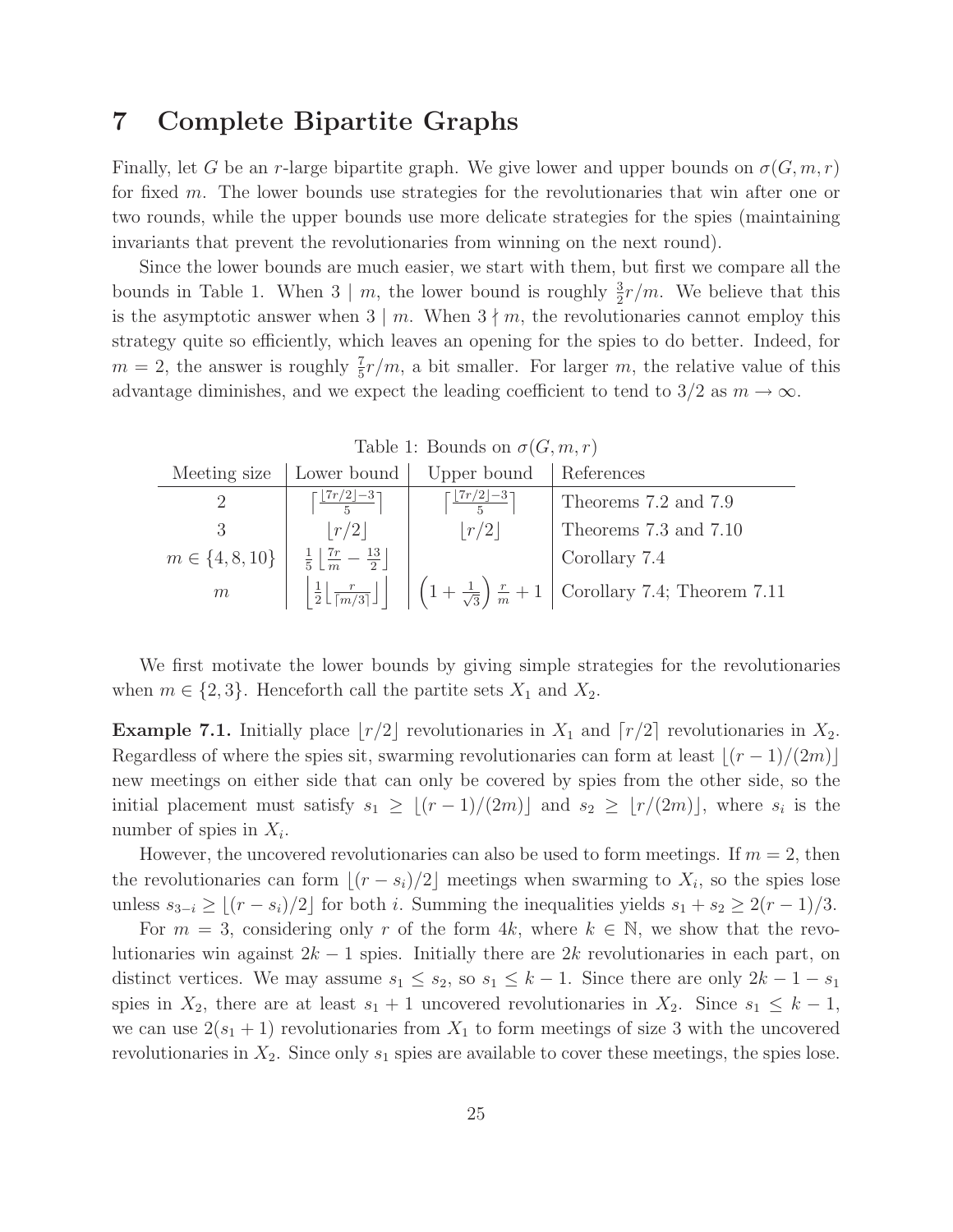# 7 Complete Bipartite Graphs

Finally, let $G$ be an $r$-large bipartite graph. We give lower and upper bounds on $\sigma(G, m, r)$ for fixed $m$. The lower bounds use strategies for the revolutionaries that win after one or two rounds, while the upper bounds use more delicate strategies for the spies (maintaining invariants that prevent the revolutionaries from winning on the next round).

Since the lower bounds are much easier, we start with them, but first we compare all the bounds in Table 1. When $3 \mid m$, the lower bound is roughly $\frac{3}{2}r/m$. We believe that this is the asymptotic answer when $3 \mid m$. When $3 \nmid m$, the revolutionaries cannot employ this strategy quite so efficiently, which leaves an opening for the spies to do better. Indeed, for $m = 2$, the answer is roughly $\frac{7}{5}r/m$, a bit smaller. For larger $m$, the relative value of this advantage diminishes, and we expect the leading coefficient to tend to $3/2$ as $m \to \infty$.

Table 1: Bounds on $\sigma(G, m, r)$

| Meeting size | Lower bound | Upper bound | References |
|---|---|---|---|
| 2 | $\left\lceil \frac{\lfloor 7r/2 \rfloor - 3}{5} \right\rceil$ | $\left\lceil \frac{\lfloor 7r/2 \rfloor - 3}{5} \right\rceil$ | Theorems 7.2 and 7.9 |
| 3 | $\lfloor r/2 \rfloor$ | $\lfloor r/2 \rfloor$ | Theorems 7.3 and 7.10 |
| $m \in \{4, 8, 10\}$ | $\frac{1}{5}\left\lfloor \frac{7r}{m} - \frac{13}{2} \right\rfloor$ | | Corollary 7.4 |
| $m$ | $\left\lfloor \frac{1}{2} \left\lfloor \frac{r}{\lceil m/3 \rceil} \right\rfloor \right\rfloor$ | $\left(1 + \frac{1}{\sqrt{3}}\right) \frac{r}{m} + 1$ | Corollary 7.4; Theorem 7.11 |

We first motivate the lower bounds by giving simple strategies for the revolutionaries when $m \in \{2, 3\}$. Henceforth call the partite sets $X_1$ and $X_2$.

**Example 7.1.** Initially place $\lfloor r/2 \rfloor$ revolutionaries in $X_1$ and $\lceil r/2 \rceil$ revolutionaries in $X_2$. Regardless of where the spies sit, swarming revolutionaries can form at least $\lfloor (r-1)/(2m) \rfloor$ new meetings on either side that can only be covered by spies from the other side, so the initial placement must satisfy $s_1 \geq \lfloor (r-1)/(2m) \rfloor$ and $s_2 \geq \lfloor r/(2m) \rfloor$, where $s_i$ is the number of spies in $X_i$.

However, the uncovered revolutionaries can also be used to form meetings. If $m = 2$, then the revolutionaries can form $\lfloor (r - s_i)/2 \rfloor$ meetings when swarming to $X_i$, so the spies lose unless $s_{3-i} \geq \lfloor (r - s_i)/2 \rfloor$ for both $i$. Summing the inequalities yields $s_1 + s_2 \geq 2(r-1)/3$.

For $m = 3$, considering only $r$ of the form $4k$, where $k \in \mathbb{N}$, we show that the revolutionaries win against $2k - 1$ spies. Initially there are $2k$ revolutionaries in each part, on distinct vertices. We may assume $s_1 \leq s_2$, so $s_1 \leq k - 1$. Since there are only $2k - 1 - s_1$ spies in $X_2$, there are at least $s_1 + 1$ uncovered revolutionaries in $X_2$. Since $s_1 \leq k - 1$, we can use $2(s_1 + 1)$ revolutionaries from $X_1$ to form meetings of size 3 with the uncovered revolutionaries in $X_2$. Since only $s_1$ spies are available to cover these meetings, the spies lose.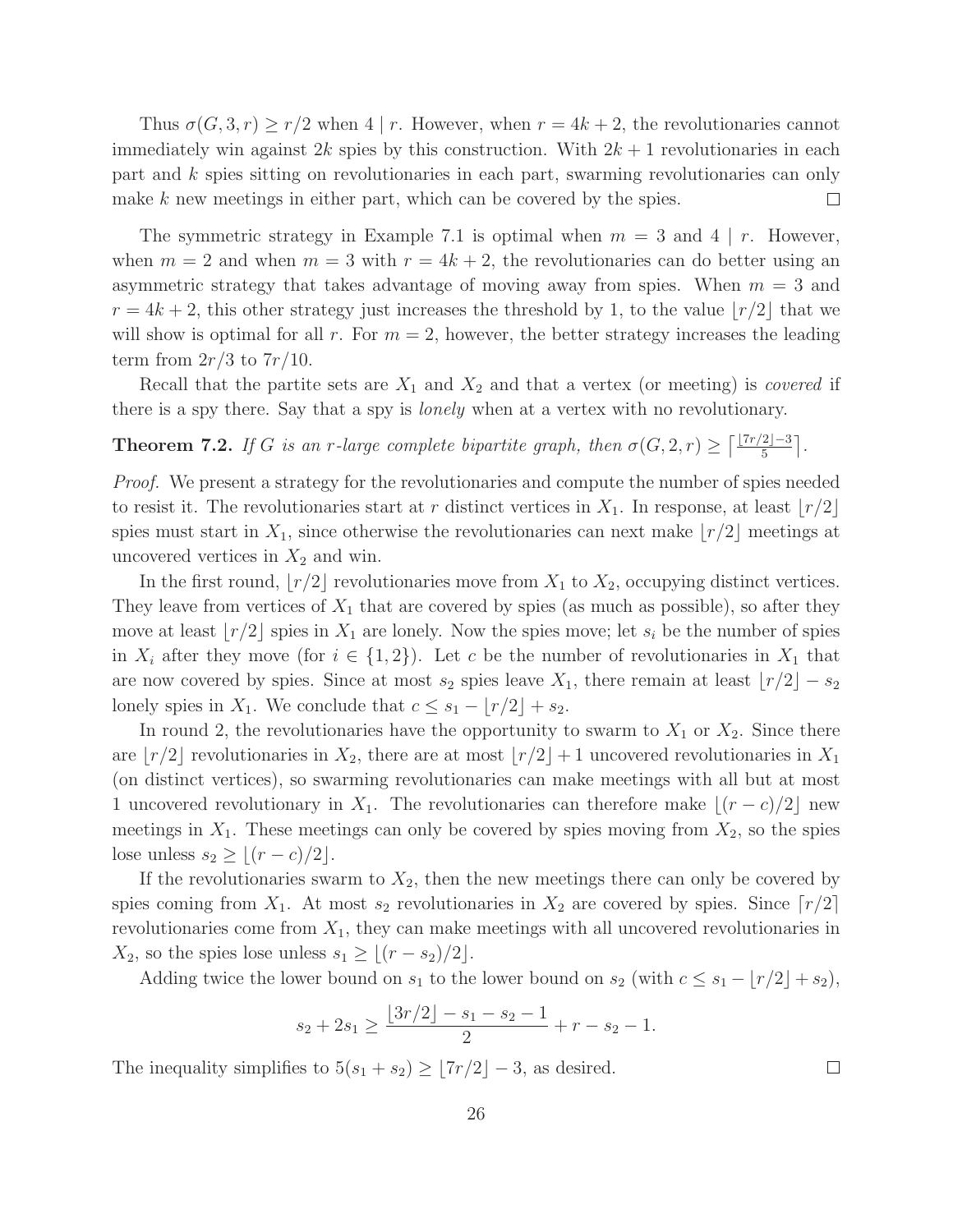Thus $\sigma(G, 3, r) \geq r/2$ when $4 \mid r$. However, when $r = 4k + 2$, the revolutionaries cannot immediately win against $2k$ spies by this construction. With $2k + 1$ revolutionaries in each part and $k$ spies sitting on revolutionaries in each part, swarming revolutionaries can only make $k$ new meetings in either part, which can be covered by the spies. $\square$

The symmetric strategy in Example 7.1 is optimal when $m = 3$ and $4 \mid r$. However, when $m = 2$ and when $m = 3$ with $r = 4k + 2$, the revolutionaries can do better using an asymmetric strategy that takes advantage of moving away from spies. When $m = 3$ and $r = 4k + 2$, this other strategy just increases the threshold by 1, to the value $\lfloor r/2 \rfloor$ that we will show is optimal for all $r$. For $m = 2$, however, the better strategy increases the leading term from $2r/3$ to $7r/10$.

Recall that the partite sets are $X_1$ and $X_2$ and that a vertex (or meeting) is *covered* if there is a spy there. Say that a spy is *lonely* when at a vertex with no revolutionary.

**Theorem 7.2.** *If $G$ is an $r$-large complete bipartite graph, then $\sigma(G, 2, r) \geq \left\lceil \frac{\lfloor 7r/2 \rfloor - 3}{5} \right\rceil$.*

*Proof.* We present a strategy for the revolutionaries and compute the number of spies needed to resist it. The revolutionaries start at $r$ distinct vertices in $X_1$. In response, at least $\lfloor r/2 \rfloor$ spies must start in $X_1$, since otherwise the revolutionaries can next make $\lfloor r/2 \rfloor$ meetings at uncovered vertices in $X_2$ and win.

In the first round, $\lfloor r/2 \rfloor$ revolutionaries move from $X_1$ to $X_2$, occupying distinct vertices. They leave from vertices of $X_1$ that are covered by spies (as much as possible), so after they move at least $\lfloor r/2 \rfloor$ spies in $X_1$ are lonely. Now the spies move; let $s_i$ be the number of spies in $X_i$ after they move (for $i \in \{1, 2\}$). Let $c$ be the number of revolutionaries in $X_1$ that are now covered by spies. Since at most $s_2$ spies leave $X_1$, there remain at least $\lfloor r/2 \rfloor - s_2$ lonely spies in $X_1$. We conclude that $c \leq s_1 - \lfloor r/2 \rfloor + s_2$.

In round 2, the revolutionaries have the opportunity to swarm to $X_1$ or $X_2$. Since there are $\lfloor r/2 \rfloor$ revolutionaries in $X_2$, there are at most $\lfloor r/2 \rfloor + 1$ uncovered revolutionaries in $X_1$ (on distinct vertices), so swarming revolutionaries can make meetings with all but at most 1 uncovered revolutionary in $X_1$. The revolutionaries can therefore make $\lfloor (r - c)/2 \rfloor$ new meetings in $X_1$. These meetings can only be covered by spies moving from $X_2$, so the spies lose unless $s_2 \geq \lfloor (r - c)/2 \rfloor$.

If the revolutionaries swarm to $X_2$, then the new meetings there can only be covered by spies coming from $X_1$. At most $s_2$ revolutionaries in $X_2$ are covered by spies. Since $\lceil r/2 \rceil$ revolutionaries come from $X_1$, they can make meetings with all uncovered revolutionaries in $X_2$, so the spies lose unless $s_1 \geq \lfloor (r - s_2)/2 \rfloor$.

Adding twice the lower bound on $s_1$ to the lower bound on $s_2$ (with $c \leq s_1 - \lfloor r/2 \rfloor + s_2$),

$$s_2 + 2s_1 \geq \frac{\lfloor 3r/2 \rfloor - s_1 - s_2 - 1}{2} + r - s_2 - 1.$$

The inequality simplifies to $5(s_1 + s_2) \geq \lfloor 7r/2 \rfloor - 3$, as desired. $\square$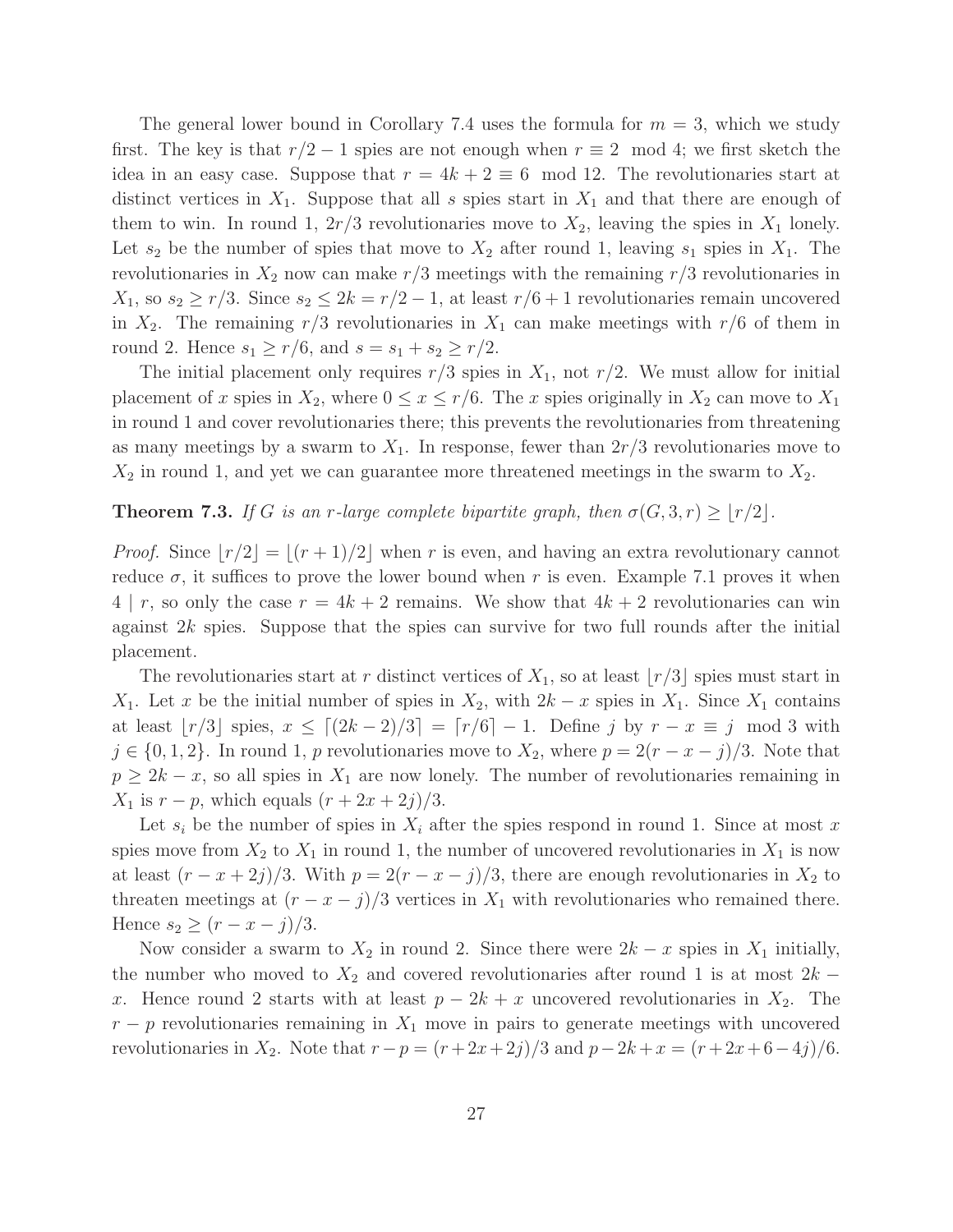The general lower bound in Corollary 7.4 uses the formula for $m = 3$, which we study first. The key is that $r/2 - 1$ spies are not enough when $r \equiv 2 \mod 4$; we first sketch the idea in an easy case. Suppose that $r = 4k + 2 \equiv 6 \mod 12$. The revolutionaries start at distinct vertices in $X_1$. Suppose that all $s$ spies start in $X_1$ and that there are enough of them to win. In round 1, $2r/3$ revolutionaries move to $X_2$, leaving the spies in $X_1$ lonely. Let $s_2$ be the number of spies that move to $X_2$ after round 1, leaving $s_1$ spies in $X_1$. The revolutionaries in $X_2$ now can make $r/3$ meetings with the remaining $r/3$ revolutionaries in $X_1$, so $s_2 \geq r/3$. Since $s_2 \leq 2k = r/2 - 1$, at least $r/6 + 1$ revolutionaries remain uncovered in $X_2$. The remaining $r/3$ revolutionaries in $X_1$ can make meetings with $r/6$ of them in round 2. Hence $s_1 \geq r/6$, and $s = s_1 + s_2 \geq r/2$.

The initial placement only requires $r/3$ spies in $X_1$, not $r/2$. We must allow for initial placement of $x$ spies in $X_2$, where $0 \leq x \leq r/6$. The $x$ spies originally in $X_2$ can move to $X_1$ in round 1 and cover revolutionaries there; this prevents the revolutionaries from threatening as many meetings by a swarm to $X_1$. In response, fewer than $2r/3$ revolutionaries move to $X_2$ in round 1, and yet we can guarantee more threatened meetings in the swarm to $X_2$.

**Theorem 7.3.** *If $G$ is an $r$-large complete bipartite graph, then $\sigma(G, 3, r) \geq \lfloor r/2 \rfloor$.*

*Proof.* Since $\lfloor r/2 \rfloor = \lfloor (r+1)/2 \rfloor$ when $r$ is even, and having an extra revolutionary cannot reduce $\sigma$, it suffices to prove the lower bound when $r$ is even. Example 7.1 proves it when $4 \mid r$, so only the case $r = 4k + 2$ remains. We show that $4k + 2$ revolutionaries can win against $2k$ spies. Suppose that the spies can survive for two full rounds after the initial placement.

The revolutionaries start at $r$ distinct vertices of $X_1$, so at least $\lfloor r/3 \rfloor$ spies must start in $X_1$. Let $x$ be the initial number of spies in $X_2$, with $2k - x$ spies in $X_1$. Since $X_1$ contains at least $\lfloor r/3 \rfloor$ spies, $x \leq \lceil (2k-2)/3 \rceil = \lceil r/6 \rceil - 1$. Define $j$ by $r - x \equiv j \mod 3$ with $j \in \{0, 1, 2\}$. In round 1, $p$ revolutionaries move to $X_2$, where $p = 2(r - x - j)/3$. Note that $p \geq 2k - x$, so all spies in $X_1$ are now lonely. The number of revolutionaries remaining in $X_1$ is $r - p$, which equals $(r + 2x + 2j)/3$.

Let $s_i$ be the number of spies in $X_i$ after the spies respond in round 1. Since at most $x$ spies move from $X_2$ to $X_1$ in round 1, the number of uncovered revolutionaries in $X_1$ is now at least $(r - x + 2j)/3$. With $p = 2(r - x - j)/3$, there are enough revolutionaries in $X_2$ to threaten meetings at $(r - x - j)/3$ vertices in $X_1$ with revolutionaries who remained there. Hence $s_2 \geq (r - x - j)/3$.

Now consider a swarm to $X_2$ in round 2. Since there were $2k - x$ spies in $X_1$ initially, the number who moved to $X_2$ and covered revolutionaries after round 1 is at most $2k - x$. Hence round 2 starts with at least $p - 2k + x$ uncovered revolutionaries in $X_2$. The $r - p$ revolutionaries remaining in $X_1$ move in pairs to generate meetings with uncovered revolutionaries in $X_2$. Note that $r - p = (r + 2x + 2j)/3$ and $p - 2k + x = (r + 2x + 6 - 4j)/6$.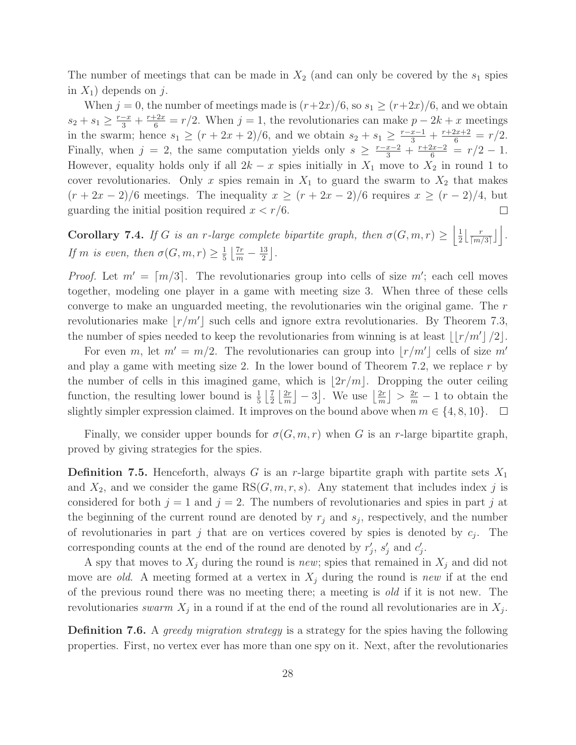The number of meetings that can be made in $X_2$ (and can only be covered by the $s_1$ spies in $X_1$) depends on $j$.

When $j = 0$, the number of meetings made is $(r+2x)/6$, so $s_1 \ge (r+2x)/6$, and we obtain $s_2 + s_1 \ge \frac{r-x}{3} + \frac{r+2x}{6} = r/2$. When $j = 1$, the revolutionaries can make $p - 2k + x$ meetings in the swarm; hence $s_1 \ge (r + 2x + 2)/6$, and we obtain $s_2 + s_1 \ge \frac{r-x-1}{3} + \frac{r+2x+2}{6} = r/2$. Finally, when $j = 2$, the same computation yields only $s \ge \frac{r-x-2}{3} + \frac{r+2x-2}{6} = r/2 - 1$. However, equality holds only if all $2k - x$ spies initially in $X_1$ move to $X_2$ in round 1 to cover revolutionaries. Only $x$ spies remain in $X_1$ to guard the swarm to $X_2$ that makes $(r + 2x - 2)/6$ meetings. The inequality $x \ge (r + 2x - 2)/6$ requires $x \ge (r - 2)/4$, but guarding the initial position required $x < r/6$. $\square$

**Corollary 7.4.** *If $G$ is an $r$-large complete bipartite graph, then $\sigma(G, m, r) \ge \left\lfloor \frac{1}{2} \left\lfloor \frac{r}{\lceil m/3 \rceil} \right\rfloor \right\rfloor$. If $m$ is even, then $\sigma(G, m, r) \ge \frac{1}{5} \left\lfloor \frac{7r}{m} - \frac{13}{2} \right\rfloor$.*

*Proof.* Let $m' = \lceil m/3 \rceil$. The revolutionaries group into cells of size $m'$; each cell moves together, modeling one player in a game with meeting size 3. When three of these cells converge to make an unguarded meeting, the revolutionaries win the original game. The $r$ revolutionaries make $\lfloor r/m' \rfloor$ such cells and ignore extra revolutionaries. By Theorem 7.3, the number of spies needed to keep the revolutionaries from winning is at least $\lfloor \lfloor r/m' \rfloor / 2 \rfloor$.

For even $m$, let $m' = m/2$. The revolutionaries can group into $\lfloor r/m' \rfloor$ cells of size $m'$ and play a game with meeting size 2. In the lower bound of Theorem 7.2, we replace $r$ by the number of cells in this imagined game, which is $\lfloor 2r/m \rfloor$. Dropping the outer ceiling function, the resulting lower bound is $\frac{1}{5} \left\lfloor \frac{7}{2} \left\lfloor \frac{2r}{m} \right\rfloor - 3 \right\rfloor$. We use $\left\lfloor \frac{2r}{m} \right\rfloor > \frac{2r}{m} - 1$ to obtain the slightly simpler expression claimed. It improves on the bound above when $m \in \{4, 8, 10\}$. $\square$

Finally, we consider upper bounds for $\sigma(G, m, r)$ when $G$ is an $r$-large bipartite graph, proved by giving strategies for the spies.

**Definition 7.5.** Henceforth, always $G$ is an $r$-large bipartite graph with partite sets $X_1$ and $X_2$, and we consider the game $\mathrm{RS}(G, m, r, s)$. Any statement that includes index $j$ is considered for both $j = 1$ and $j = 2$. The numbers of revolutionaries and spies in part $j$ at the beginning of the current round are denoted by $r_j$ and $s_j$, respectively, and the number of revolutionaries in part $j$ that are on vertices covered by spies is denoted by $c_j$. The corresponding counts at the end of the round are denoted by $r'_j$, $s'_j$ and $c'_j$.

A spy that moves to $X_j$ during the round is *new*; spies that remained in $X_j$ and did not move are *old*. A meeting formed at a vertex in $X_j$ during the round is *new* if at the end of the previous round there was no meeting there; a meeting is *old* if it is not new. The revolutionaries *swarm* $X_j$ in a round if at the end of the round all revolutionaries are in $X_j$.

**Definition 7.6.** A *greedy migration strategy* is a strategy for the spies having the following properties. First, no vertex ever has more than one spy on it. Next, after the revolutionaries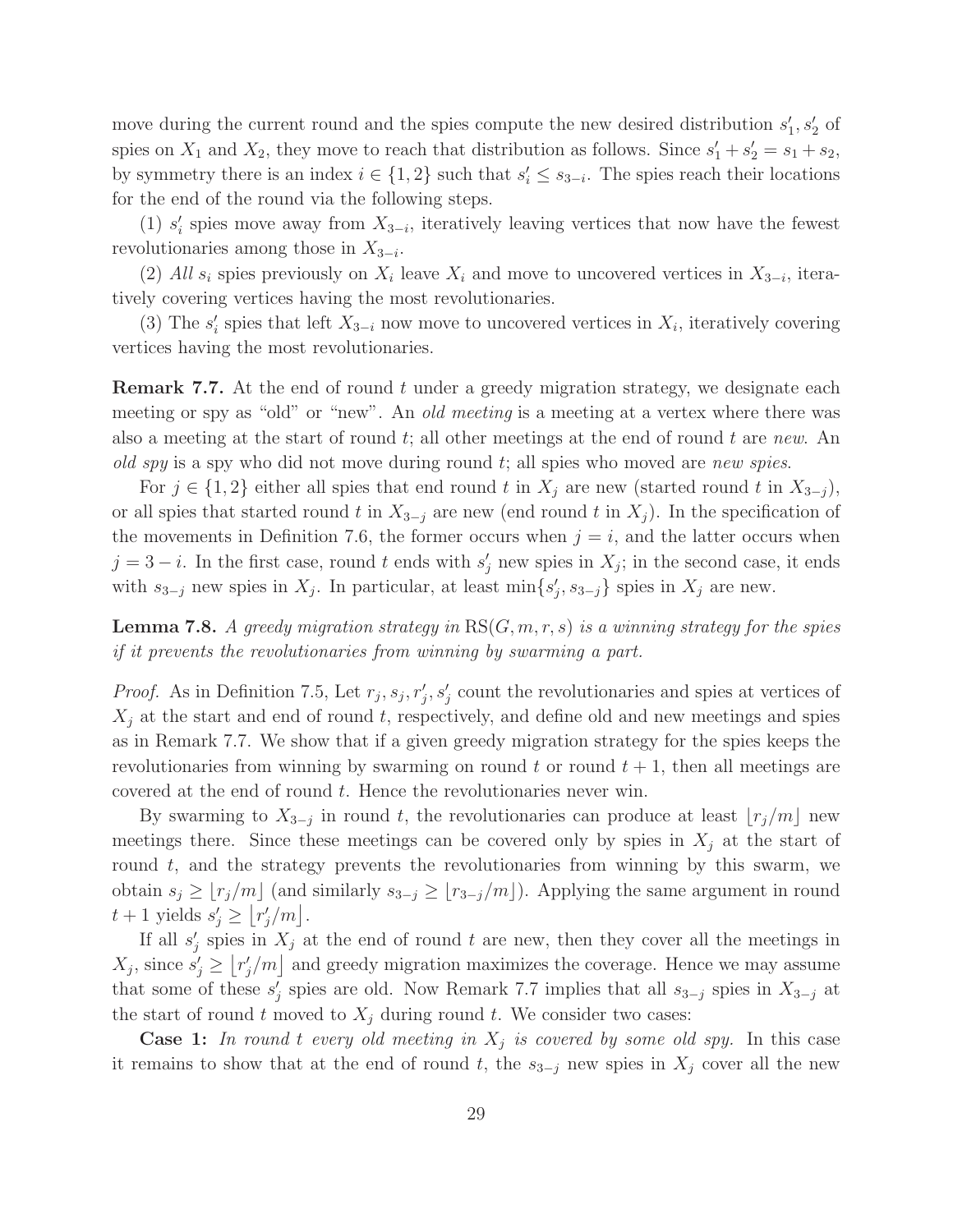move during the current round and the spies compute the new desired distribution $s'_1, s'_2$ of spies on $X_1$ and $X_2$, they move to reach that distribution as follows. Since $s'_1 + s'_2 = s_1 + s_2$, by symmetry there is an index $i \in \{1, 2\}$ such that $s'_i \le s_{3-i}$. The spies reach their locations for the end of the round via the following steps.

(1) $s'_i$ spies move away from $X_{3-i}$, iteratively leaving vertices that now have the fewest revolutionaries among those in $X_{3-i}$.

(2) *All* $s_i$ spies previously on $X_i$ leave $X_i$ and move to uncovered vertices in $X_{3-i}$, iteratively covering vertices having the most revolutionaries.

(3) The $s'_i$ spies that left $X_{3-i}$ now move to uncovered vertices in $X_i$, iteratively covering vertices having the most revolutionaries.

**Remark 7.7.** At the end of round $t$ under a greedy migration strategy, we designate each meeting or spy as "old" or "new". An *old meeting* is a meeting at a vertex where there was also a meeting at the start of round $t$; all other meetings at the end of round $t$ are *new*. An *old spy* is a spy who did not move during round $t$; all spies who moved are *new spies*.

For $j \in \{1, 2\}$ either all spies that end round $t$ in $X_j$ are new (started round $t$ in $X_{3-j}$), or all spies that started round $t$ in $X_{3-j}$ are new (end round $t$ in $X_j$). In the specification of the movements in Definition 7.6, the former occurs when $j = i$, and the latter occurs when $j = 3 - i$. In the first case, round $t$ ends with $s'_j$ new spies in $X_j$; in the second case, it ends with $s_{3-j}$ new spies in $X_j$. In particular, at least $\min\{s'_j, s_{3-j}\}$ spies in $X_j$ are new.

**Lemma 7.8.** *A greedy migration strategy in* $\mathrm{RS}(G, m, r, s)$ *is a winning strategy for the spies if it prevents the revolutionaries from winning by swarming a part.*

*Proof.* As in Definition 7.5, Let $r_j, s_j, r'_j, s'_j$ count the revolutionaries and spies at vertices of $X_j$ at the start and end of round $t$, respectively, and define old and new meetings and spies as in Remark 7.7. We show that if a given greedy migration strategy for the spies keeps the revolutionaries from winning by swarming on round $t$ or round $t + 1$, then all meetings are covered at the end of round $t$. Hence the revolutionaries never win.

By swarming to $X_{3-j}$ in round $t$, the revolutionaries can produce at least $\lfloor r_j/m \rfloor$ new meetings there. Since these meetings can be covered only by spies in $X_j$ at the start of round $t$, and the strategy prevents the revolutionaries from winning by this swarm, we obtain $s_j \ge \lfloor r_j/m \rfloor$ (and similarly $s_{3-j} \ge \lfloor r_{3-j}/m \rfloor$). Applying the same argument in round $t + 1$ yields $s'_j \ge \lfloor r'_j/m \rfloor$.

If all $s'_j$ spies in $X_j$ at the end of round $t$ are new, then they cover all the meetings in $X_j$, since $s'_j \ge \lfloor r'_j/m \rfloor$ and greedy migration maximizes the coverage. Hence we may assume that some of these $s'_j$ spies are old. Now Remark 7.7 implies that all $s_{3-j}$ spies in $X_{3-j}$ at the start of round $t$ moved to $X_j$ during round $t$. We consider two cases:

**Case 1:** *In round $t$ every old meeting in $X_j$ is covered by some old spy.* In this case it remains to show that at the end of round $t$, the $s_{3-j}$ new spies in $X_j$ cover all the new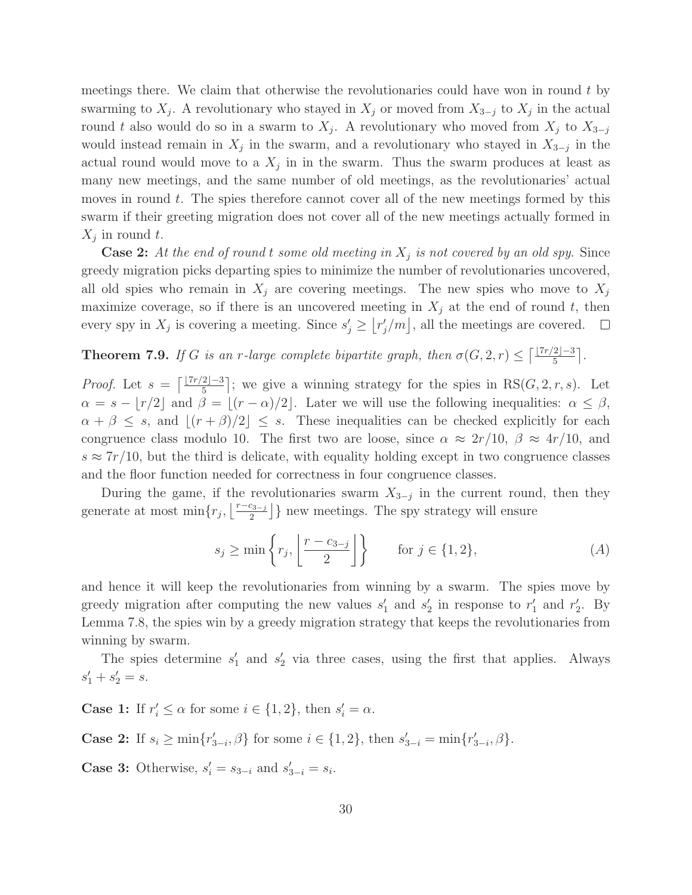meetings there. We claim that otherwise the revolutionaries could have won in round $t$ by swarming to $X_j$. A revolutionary who stayed in $X_j$ or moved from $X_{3-j}$ to $X_j$ in the actual round $t$ also would do so in a swarm to $X_j$. A revolutionary who moved from $X_j$ to $X_{3-j}$ would instead remain in $X_j$ in the swarm, and a revolutionary who stayed in $X_{3-j}$ in the actual round would move to a $X_j$ in in the swarm. Thus the swarm produces at least as many new meetings, and the same number of old meetings, as the revolutionaries' actual moves in round $t$. The spies therefore cannot cover all of the new meetings formed by this swarm if their greeting migration does not cover all of the new meetings actually formed in $X_j$ in round $t$.

**Case 2:** *At the end of round t some old meeting in $X_j$ is not covered by an old spy.* Since greedy migration picks departing spies to minimize the number of revolutionaries uncovered, all old spies who remain in $X_j$ are covering meetings. The new spies who move to $X_j$ maximize coverage, so if there is an uncovered meeting in $X_j$ at the end of round $t$, then every spy in $X_j$ is covering a meeting. Since $s'_j \geq \lfloor r'_j/m \rfloor$, all the meetings are covered. □

**Theorem 7.9.** *If $G$ is an $r$-large complete bipartite graph, then $\sigma(G, 2, r) \leq \left\lceil \frac{\lfloor 7r/2 \rfloor - 3}{5} \right\rceil$.*

*Proof.* Let $s = \left\lceil \frac{\lfloor 7r/2 \rfloor - 3}{5} \right\rceil$; we give a winning strategy for the spies in $\mathrm{RS}(G, 2, r, s)$. Let $\alpha = s - \lfloor r/2 \rfloor$ and $\beta = \lfloor (r - \alpha)/2 \rfloor$. Later we will use the following inequalities: $\alpha \leq \beta$, $\alpha + \beta \leq s$, and $\lfloor (r + \beta)/2 \rfloor \leq s$. These inequalities can be checked explicitly for each congruence class modulo 10. The first two are loose, since $\alpha \approx 2r/10$, $\beta \approx 4r/10$, and $s \approx 7r/10$, but the third is delicate, with equality holding except in two congruence classes and the floor function needed for correctness in four congruence classes.

During the game, if the revolutionaries swarm $X_{3-j}$ in the current round, then they generate at most $\min\{r_j, \lfloor \frac{r - c_{3-j}}{2} \rfloor\}$ new meetings. The spy strategy will ensure

$$s_j \geq \min\left\{r_j, \left\lfloor \frac{r - c_{3-j}}{2} \right\rfloor\right\} \qquad \text{for } j \in \{1, 2\}, \tag{A}$$

and hence it will keep the revolutionaries from winning by a swarm. The spies move by greedy migration after computing the new values $s'_1$ and $s'_2$ in response to $r'_1$ and $r'_2$. By Lemma 7.8, the spies win by a greedy migration strategy that keeps the revolutionaries from winning by swarm.

The spies determine $s'_1$ and $s'_2$ via three cases, using the first that applies. Always $s'_1 + s'_2 = s$.

**Case 1:** If $r'_i \leq \alpha$ for some $i \in \{1, 2\}$, then $s'_i = \alpha$.

**Case 2:** If $s_i \geq \min\{r'_{3-i}, \beta\}$ for some $i \in \{1, 2\}$, then $s'_{3-i} = \min\{r'_{3-i}, \beta\}$.

**Case 3:** Otherwise, $s'_i = s_{3-i}$ and $s'_{3-i} = s_i$.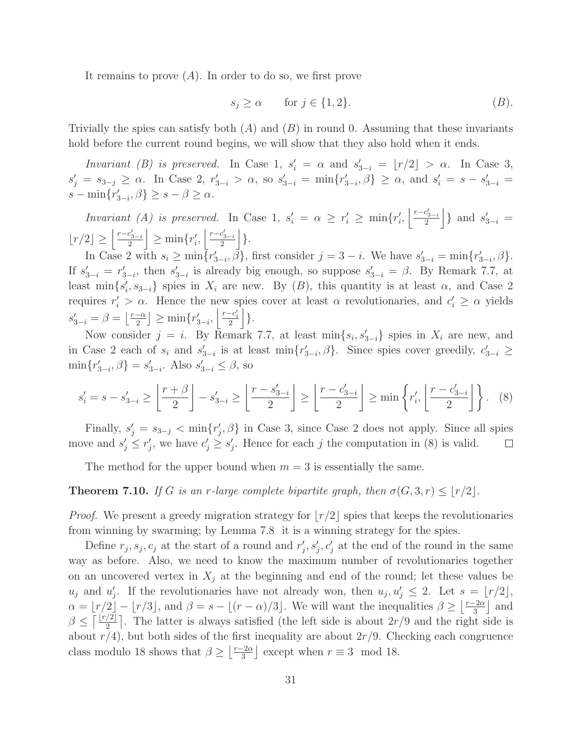It remains to prove $(A)$. In order to do so, we first prove

$$s_j \geq \alpha \qquad \text{for } j \in \{1, 2\}. \tag{B}$$

Trivially the spies can satisfy both $(A)$ and $(B)$ in round 0. Assuming that these invariants hold before the current round begins, we will show that they also hold when it ends.

*Invariant (B) is preserved.* In Case 1, $s'_i = \alpha$ and $s'_{3-i} = \lfloor r/2 \rfloor > \alpha$. In Case 3, $s'_j = s_{3-j} \geq \alpha$. In Case 2, $r'_{3-i} > \alpha$, so $s'_{3-i} = \min\{r'_{3-i}, \beta\} \geq \alpha$, and $s'_i = s - s'_{3-i} = s - \min\{r'_{3-i}, \beta\} \geq s - \beta \geq \alpha$.

*Invariant (A) is preserved.* In Case 1, $s'_i = \alpha \geq r'_i \geq \min\{r'_i, \left\lfloor \frac{r-c'_{3-i}}{2} \right\rfloor\}$ and $s'_{3-i} = \lfloor r/2 \rfloor \geq \left\lfloor \frac{r-c'_{3-i}}{2} \right\rfloor \geq \min\{r'_i, \left\lfloor \frac{r-c'_{3-i}}{2} \right\rfloor\}$.

In Case 2 with $s_i \geq \min\{r'_{3-i}, \beta\}$, first consider $j = 3-i$. We have $s'_{3-i} = \min\{r'_{3-i}, \beta\}$. If $s'_{3-i} = r'_{3-i}$, then $s'_{3-i}$ is already big enough, so suppose $s'_{3-i} = \beta$. By Remark 7.7, at least $\min\{s'_i, s_{3-i}\}$ spies in $X_i$ are new. By $(B)$, this quantity is at least $\alpha$, and Case 2 requires $r'_i > \alpha$. Hence the new spies cover at least $\alpha$ revolutionaries, and $c'_i \geq \alpha$ yields $s'_{3-i} = \beta = \left\lfloor \frac{r-\alpha}{2} \right\rfloor \geq \min\{r'_{3-i}, \left\lfloor \frac{r-c'_i}{2} \right\rfloor\}$.

Now consider $j = i$. By Remark 7.7, at least $\min\{s_i, s'_{3-i}\}$ spies in $X_i$ are new, and in Case 2 each of $s_i$ and $s'_{3-i}$ is at least $\min\{r'_{3-i}, \beta\}$. Since spies cover greedily, $c'_{3-i} \geq \min\{r'_{3-i}, \beta\} = s'_{3-i}$. Also $s'_{3-i} \leq \beta$, so

$$s'_i = s - s'_{3-i} \geq \left\lfloor \frac{r+\beta}{2} \right\rfloor - s'_{3-i} \geq \left\lfloor \frac{r - s'_{3-i}}{2} \right\rfloor \geq \left\lfloor \frac{r - c'_{3-i}}{2} \right\rfloor \geq \min\left\{ r'_i, \left\lfloor \frac{r - c'_{3-i}}{2} \right\rfloor \right\}. \tag{8}$$

Finally, $s'_j = s_{3-j} < \min\{r'_j, \beta\}$ in Case 3, since Case 2 does not apply. Since all spies move and $s'_j \leq r'_j$, we have $c'_j \geq s'_j$. Hence for each $j$ the computation in (8) is valid. $\square$

The method for the upper bound when $m = 3$ is essentially the same.

**Theorem 7.10.** *If $G$ is an $r$-large complete bipartite graph, then $\sigma(G, 3, r) \leq \lfloor r/2 \rfloor$.*

*Proof.* We present a greedy migration strategy for $\lfloor r/2 \rfloor$ spies that keeps the revolutionaries from winning by swarming; by Lemma 7.8 it is a winning strategy for the spies.

Define $r_j, s_j, c_j$ at the start of a round and $r'_j, s'_j, c'_j$ at the end of the round in the same way as before. Also, we need to know the maximum number of revolutionaries together on an uncovered vertex in $X_j$ at the beginning and end of the round; let these values be $u_j$ and $u'_j$. If the revolutionaries have not already won, then $u_j, u'_j \leq 2$. Let $s = \lfloor r/2 \rfloor$, $\alpha = \lfloor r/2 \rfloor - \lfloor r/3 \rfloor$, and $\beta = s - \lfloor (r-\alpha)/3 \rfloor$. We will want the inequalities $\beta \geq \left\lfloor \frac{r-2\alpha}{3} \right\rfloor$ and $\beta \leq \left\lceil \frac{\lfloor r/2 \rfloor}{2} \right\rceil$. The latter is always satisfied (the left side is about $2r/9$ and the right side is about $r/4$), but both sides of the first inequality are about $2r/9$. Checking each congruence class modulo 18 shows that $\beta \geq \left\lfloor \frac{r-2\alpha}{3} \right\rfloor$ except when $r \equiv 3 \mod 18$.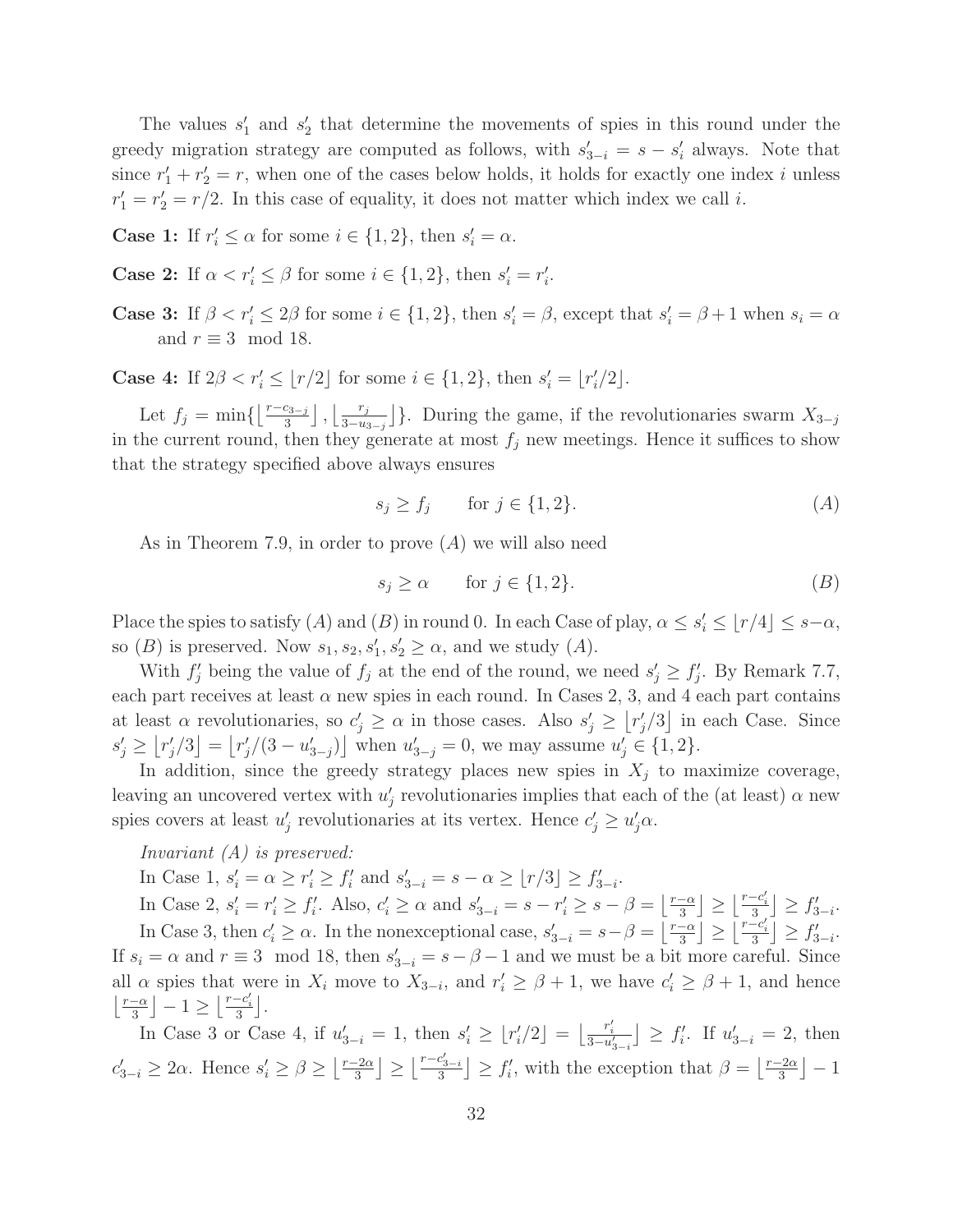The values $s'_1$ and $s'_2$ that determine the movements of spies in this round under the greedy migration strategy are computed as follows, with $s'_{3-i} = s - s'_i$ always. Note that since $r'_1 + r'_2 = r$, when one of the cases below holds, it holds for exactly one index $i$ unless $r'_1 = r'_2 = r/2$. In this case of equality, it does not matter which index we call $i$.

**Case 1:** If $r'_i \le \alpha$ for some $i \in \{1, 2\}$, then $s'_i = \alpha$.

**Case 2:** If $\alpha < r'_i \le \beta$ for some $i \in \{1, 2\}$, then $s'_i = r'_i$.

**Case 3:** If $\beta < r'_i \le 2\beta$ for some $i \in \{1, 2\}$, then $s'_i = \beta$, except that $s'_i = \beta + 1$ when $s_i = \alpha$ and $r \equiv 3 \mod 18$.

**Case 4:** If $2\beta < r'_i \le \lfloor r/2 \rfloor$ for some $i \in \{1, 2\}$, then $s'_i = \lfloor r'_i/2 \rfloor$.

Let $f_j = \min\{\left\lfloor \frac{r - c_{3-j}}{3} \right\rfloor, \left\lfloor \frac{r_j}{3 - u_{3-j}} \right\rfloor\}$. During the game, if the revolutionaries swarm $X_{3-j}$ in the current round, then they generate at most $f_j$ new meetings. Hence it suffices to show that the strategy specified above always ensures

$$s_j \ge f_j \qquad \text{for } j \in \{1, 2\}. \tag{A}$$

As in Theorem 7.9, in order to prove $(A)$ we will also need

$$s_j \ge \alpha \qquad \text{for } j \in \{1, 2\}. \tag{B}$$

Place the spies to satisfy $(A)$ and $(B)$ in round 0. In each Case of play, $\alpha \le s'_i \le \lfloor r/4 \rfloor \le s - \alpha$, so $(B)$ is preserved. Now $s_1, s_2, s'_1, s'_2 \ge \alpha$, and we study $(A)$.

With $f'_j$ being the value of $f_j$ at the end of the round, we need $s'_j \ge f'_j$. By Remark 7.7, each part receives at least $\alpha$ new spies in each round. In Cases 2, 3, and 4 each part contains at least $\alpha$ revolutionaries, so $c'_j \ge \alpha$ in those cases. Also $s'_j \ge \lfloor r'_j/3 \rfloor$ in each Case. Since $s'_j \ge \lfloor r'_j/3 \rfloor = \lfloor r'_j/(3 - u'_{3-j}) \rfloor$ when $u'_{3-j} = 0$, we may assume $u'_j \in \{1, 2\}$.

In addition, since the greedy strategy places new spies in $X_j$ to maximize coverage, leaving an uncovered vertex with $u'_j$ revolutionaries implies that each of the (at least) $\alpha$ new spies covers at least $u'_j$ revolutionaries at its vertex. Hence $c'_j \ge u'_j \alpha$.

*Invariant (A) is preserved:*

In Case 1, $s'_i = \alpha \ge r'_i \ge f'_i$ and $s'_{3-i} = s - \alpha \ge \lfloor r/3 \rfloor \ge f'_{3-i}$.

In Case 2, $s'_i = r'_i \ge f'_i$. Also, $c'_i \ge \alpha$ and $s'_{3-i} = s - r'_i \ge s - \beta = \left\lfloor \frac{r-\alpha}{3} \right\rfloor \ge \left\lfloor \frac{r - c'_i}{3} \right\rfloor \ge f'_{3-i}$.

In Case 3, then $c'_i \ge \alpha$. In the nonexceptional case, $s'_{3-i} = s - \beta = \left\lfloor \frac{r-\alpha}{3} \right\rfloor \ge \left\lfloor \frac{r - c'_i}{3} \right\rfloor \ge f'_{3-i}$. If $s_i = \alpha$ and $r \equiv 3 \mod 18$, then $s'_{3-i} = s - \beta - 1$ and we must be a bit more careful. Since all $\alpha$ spies that were in $X_i$ move to $X_{3-i}$, and $r'_i \ge \beta + 1$, we have $c'_i \ge \beta + 1$, and hence $\left\lfloor \frac{r-\alpha}{3} \right\rfloor - 1 \ge \left\lfloor \frac{r - c'_i}{3} \right\rfloor$.

In Case 3 or Case 4, if $u'_{3-i} = 1$, then $s'_i \ge \lfloor r'_i/2 \rfloor = \left\lfloor \frac{r'_i}{3 - u'_{3-i}} \right\rfloor \ge f'_i$. If $u'_{3-i} = 2$, then $c'_{3-i} \ge 2\alpha$. Hence $s'_i \ge \beta \ge \left\lfloor \frac{r - 2\alpha}{3} \right\rfloor \ge \left\lfloor \frac{r - c'_{3-i}}{3} \right\rfloor \ge f'_i$, with the exception that $\beta = \left\lfloor \frac{r-2\alpha}{3} \right\rfloor - 1$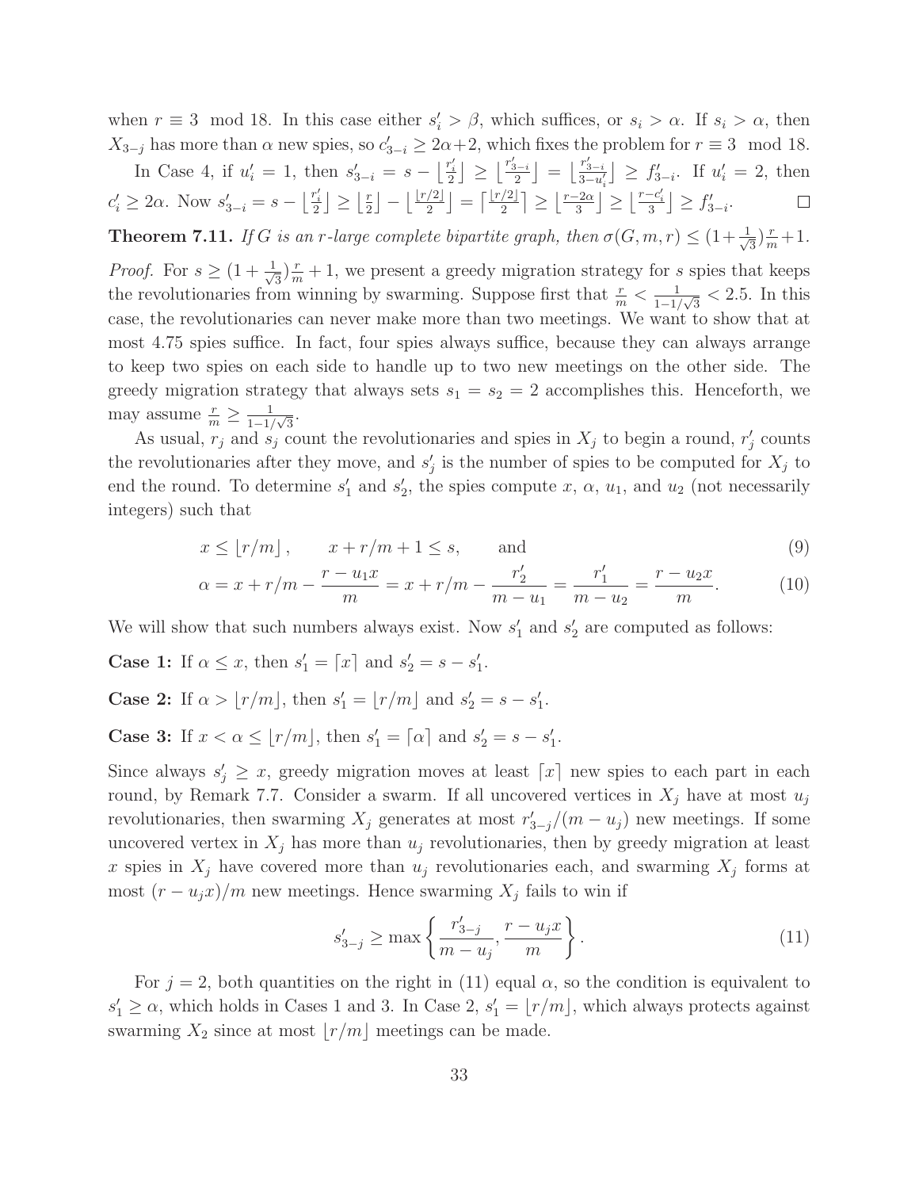when $r \equiv 3 \mod 18$. In this case either $s'_i > \beta$, which suffices, or $s_i > \alpha$. If $s_i > \alpha$, then $X_{3-j}$ has more than $\alpha$ new spies, so $c'_{3-i} \geq 2\alpha + 2$, which fixes the problem for $r \equiv 3 \mod 18$.

In Case 4, if $u'_i = 1$, then $s'_{3-i} = s - \left\lfloor \frac{r'_i}{2} \right\rfloor \geq \left\lfloor \frac{r'_{3-i}}{2} \right\rfloor = \left\lfloor \frac{r'_{3-i}}{3-u'_i} \right\rfloor \geq f'_{3-i}$. If $u'_i = 2$, then $c'_i \geq 2\alpha$. Now $s'_{3-i} = s - \left\lfloor \frac{r'_i}{2} \right\rfloor \geq \left\lfloor \frac{r}{2} \right\rfloor - \left\lfloor \frac{\lfloor r/2 \rfloor}{2} \right\rfloor = \left\lceil \frac{\lfloor r/2 \rfloor}{2} \right\rceil \geq \left\lfloor \frac{r-2\alpha}{3} \right\rfloor \geq \left\lfloor \frac{r-c'_i}{3} \right\rfloor \geq f'_{3-i}$. □

**Theorem 7.11.** *If $G$ is an $r$-large complete bipartite graph, then $\sigma(G, m, r) \leq (1 + \frac{1}{\sqrt{3}})\frac{r}{m} + 1$.*

*Proof.* For $s \geq (1 + \frac{1}{\sqrt{3}})\frac{r}{m} + 1$, we present a greedy migration strategy for $s$ spies that keeps the revolutionaries from winning by swarming. Suppose first that $\frac{r}{m} < \frac{1}{1-1/\sqrt{3}} < 2.5$. In this case, the revolutionaries can never make more than two meetings. We want to show that at most 4.75 spies suffice. In fact, four spies always suffice, because they can always arrange to keep two spies on each side to handle up to two new meetings on the other side. The greedy migration strategy that always sets $s_1 = s_2 = 2$ accomplishes this. Henceforth, we may assume $\frac{r}{m} \geq \frac{1}{1-1/\sqrt{3}}$.

As usual, $r_j$ and $s_j$ count the revolutionaries and spies in $X_j$ to begin a round, $r'_j$ counts the revolutionaries after they move, and $s'_j$ is the number of spies to be computed for $X_j$ to end the round. To determine $s'_1$ and $s'_2$, the spies compute $x$, $\alpha$, $u_1$, and $u_2$ (not necessarily integers) such that

$$x \leq \lfloor r/m \rfloor, \qquad x + r/m + 1 \leq s, \qquad \text{and} \tag{9}$$

$$\alpha = x + r/m - \frac{r - u_1 x}{m} = x + r/m - \frac{r'_2}{m - u_1} = \frac{r'_1}{m - u_2} = \frac{r - u_2 x}{m}. \tag{10}$$

We will show that such numbers always exist. Now $s'_1$ and $s'_2$ are computed as follows:

**Case 1:** If $\alpha \leq x$, then $s'_1 = \lceil x \rceil$ and $s'_2 = s - s'_1$.

**Case 2:** If $\alpha > \lfloor r/m \rfloor$, then $s'_1 = \lfloor r/m \rfloor$ and $s'_2 = s - s'_1$.

**Case 3:** If $x < \alpha \leq \lfloor r/m \rfloor$, then $s'_1 = \lceil \alpha \rceil$ and $s'_2 = s - s'_1$.

Since always $s'_j \geq x$, greedy migration moves at least $\lceil x \rceil$ new spies to each part in each round, by Remark 7.7. Consider a swarm. If all uncovered vertices in $X_j$ have at most $u_j$ revolutionaries, then swarming $X_j$ generates at most $r'_{3-j}/(m - u_j)$ new meetings. If some uncovered vertex in $X_j$ has more than $u_j$ revolutionaries, then by greedy migration at least $x$ spies in $X_j$ have covered more than $u_j$ revolutionaries each, and swarming $X_j$ forms at most $(r - u_j x)/m$ new meetings. Hence swarming $X_j$ fails to win if

$$s'_{3-j} \geq \max\left\{\frac{r'_{3-j}}{m - u_j}, \frac{r - u_j x}{m}\right\}. \tag{11}$$

For $j = 2$, both quantities on the right in (11) equal $\alpha$, so the condition is equivalent to $s'_1 \geq \alpha$, which holds in Cases 1 and 3. In Case 2, $s'_1 = \lfloor r/m \rfloor$, which always protects against swarming $X_2$ since at most $\lfloor r/m \rfloor$ meetings can be made.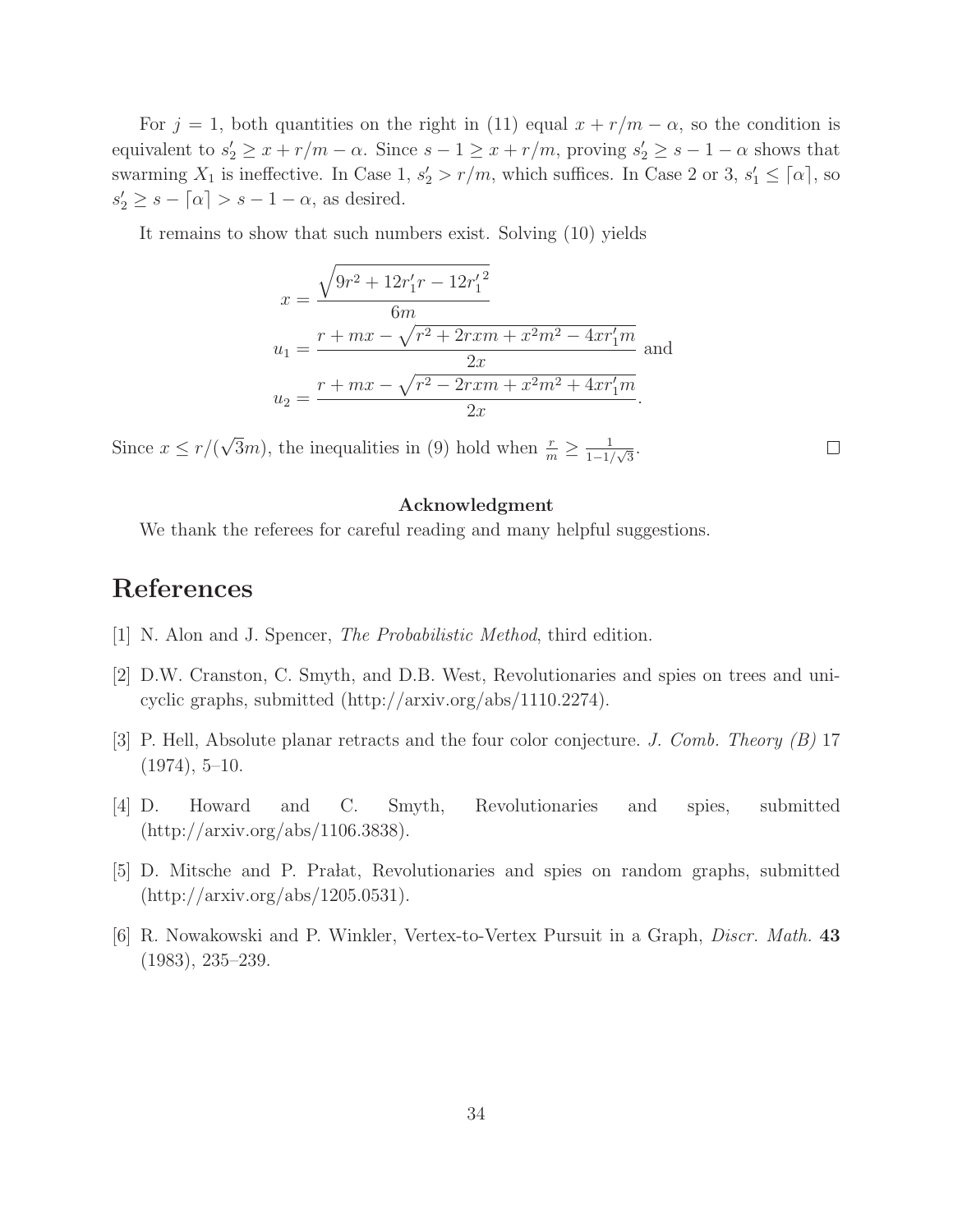For $j = 1$, both quantities on the right in (11) equal $x + r/m - \alpha$, so the condition is equivalent to $s'_2 \geq x + r/m - \alpha$. Since $s - 1 \geq x + r/m$, proving $s'_2 \geq s - 1 - \alpha$ shows that swarming $X_1$ is ineffective. In Case 1, $s'_2 > r/m$, which suffices. In Case 2 or 3, $s'_1 \leq \lceil \alpha \rceil$, so $s'_2 \geq s - \lceil \alpha \rceil > s - 1 - \alpha$, as desired.

It remains to show that such numbers exist. Solving (10) yields

$$x = \frac{\sqrt{9r^2 + 12r'_1 r - 12{r'_1}^2}}{6m}$$

$$u_1 = \frac{r + mx - \sqrt{r^2 + 2rxm + x^2m^2 - 4xr'_1 m}}{2x} \text{ and}$$

$$u_2 = \frac{r + mx - \sqrt{r^2 - 2rxm + x^2m^2 + 4xr'_1 m}}{2x}.$$

Since $x \leq r/(\sqrt{3}m)$, the inequalities in (9) hold when $\frac{r}{m} \geq \frac{1}{1 - 1/\sqrt{3}}$. $\square$

**Acknowledgment**

We thank the referees for careful reading and many helpful suggestions.

# References

[1] N. Alon and J. Spencer, *The Probabilistic Method*, third edition.

[2] D.W. Cranston, C. Smyth, and D.B. West, Revolutionaries and spies on trees and unicyclic graphs, submitted (http://arxiv.org/abs/1110.2274).

[3] P. Hell, Absolute planar retracts and the four color conjecture. *J. Comb. Theory (B)* 17 (1974), 5–10.

[4] D. Howard and C. Smyth, Revolutionaries and spies, submitted (http://arxiv.org/abs/1106.3838).

[5] D. Mitsche and P. Prałat, Revolutionaries and spies on random graphs, submitted (http://arxiv.org/abs/1205.0531).

[6] R. Nowakowski and P. Winkler, Vertex-to-Vertex Pursuit in a Graph, *Discr. Math.* **43** (1983), 235–239.